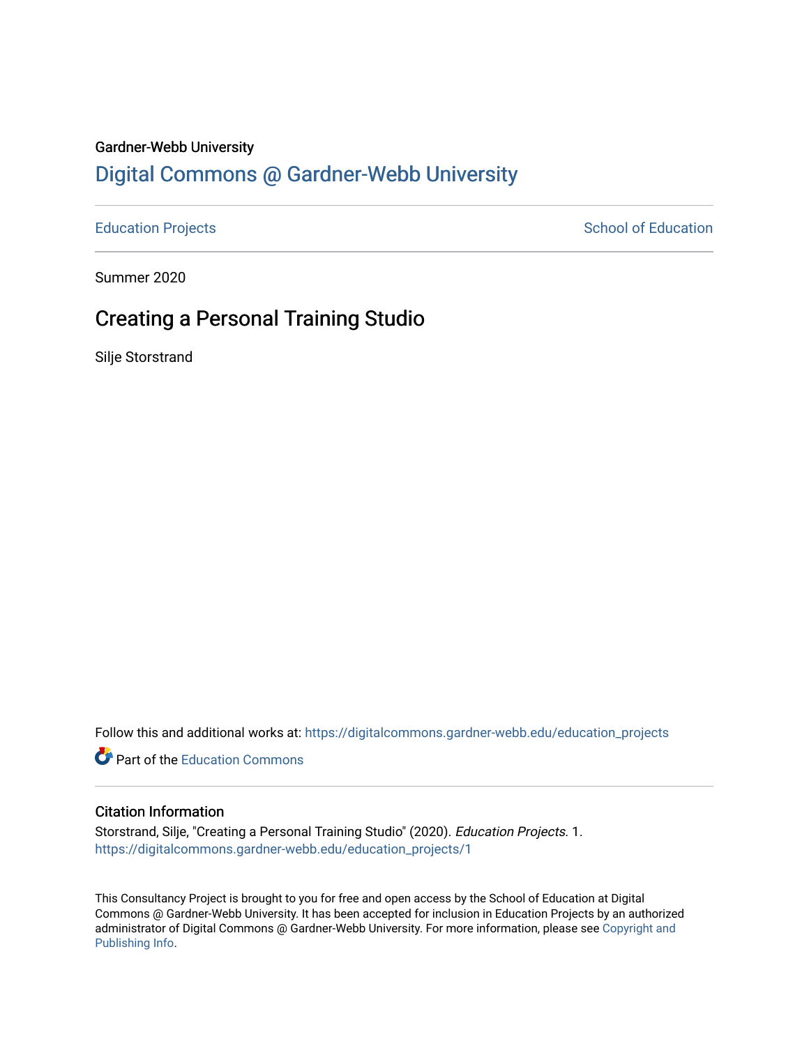Gardner-Webb University

# Digital Commons @ Gardner-Webb University

Education Projects | School of Education

Summer 2020

## Creating a Personal Training Studio

Silje Storstrand

Follow this and additional works at: https://digitalcommons.gardner-webb.edu/education_projects

Part of the Education Commons

### Citation Information

Storstrand, Silje, "Creating a Personal Training Studio" (2020). *Education Projects*. 1.
https://digitalcommons.gardner-webb.edu/education_projects/1

This Consultancy Project is brought to you for free and open access by the School of Education at Digital Commons @ Gardner-Webb University. It has been accepted for inclusion in Education Projects by an authorized administrator of Digital Commons @ Gardner-Webb University. For more information, please see Copyright and Publishing Info.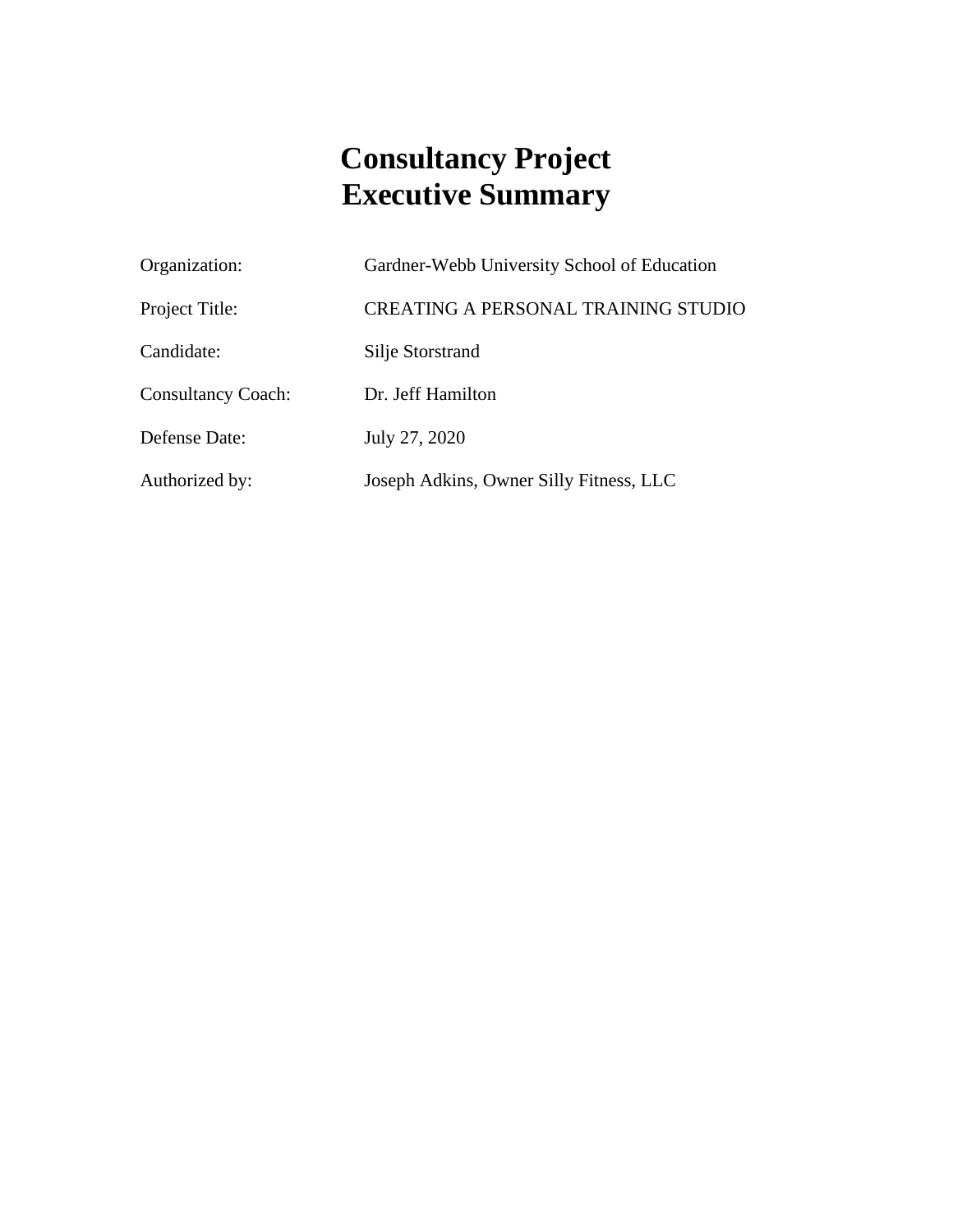# Consultancy Project
# Executive Summary

| | |
|---|---|
| Organization: | Gardner-Webb University School of Education |
| Project Title: | CREATING A PERSONAL TRAINING STUDIO |
| Candidate: | Silje Storstrand |
| Consultancy Coach: | Dr. Jeff Hamilton |
| Defense Date: | July 27, 2020 |
| Authorized by: | Joseph Adkins, Owner Silly Fitness, LLC |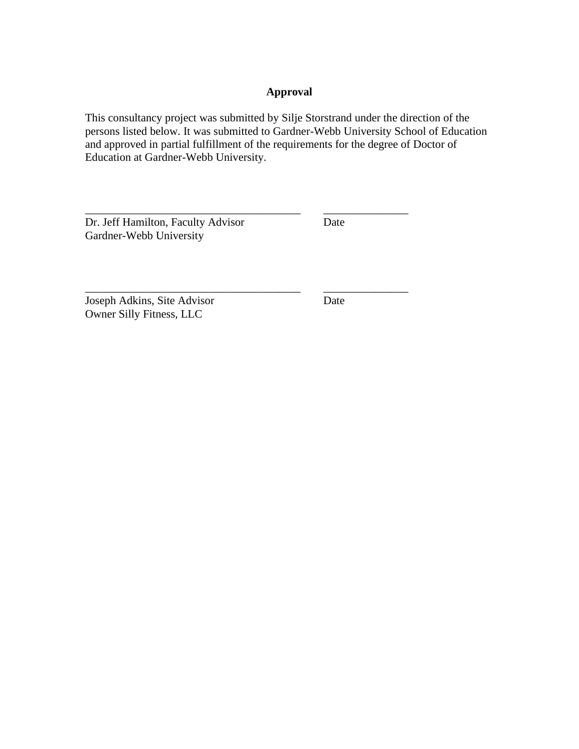# Approval

This consultancy project was submitted by Silje Storstrand under the direction of the persons listed below. It was submitted to Gardner-Webb University School of Education and approved in partial fulfillment of the requirements for the degree of Doctor of Education at Gardner-Webb University.

______________________________________ ______________

Dr. Jeff Hamilton, Faculty Advisor Date
Gardner-Webb University

______________________________________ ______________

Joseph Adkins, Site Advisor Date
Owner Silly Fitness, LLC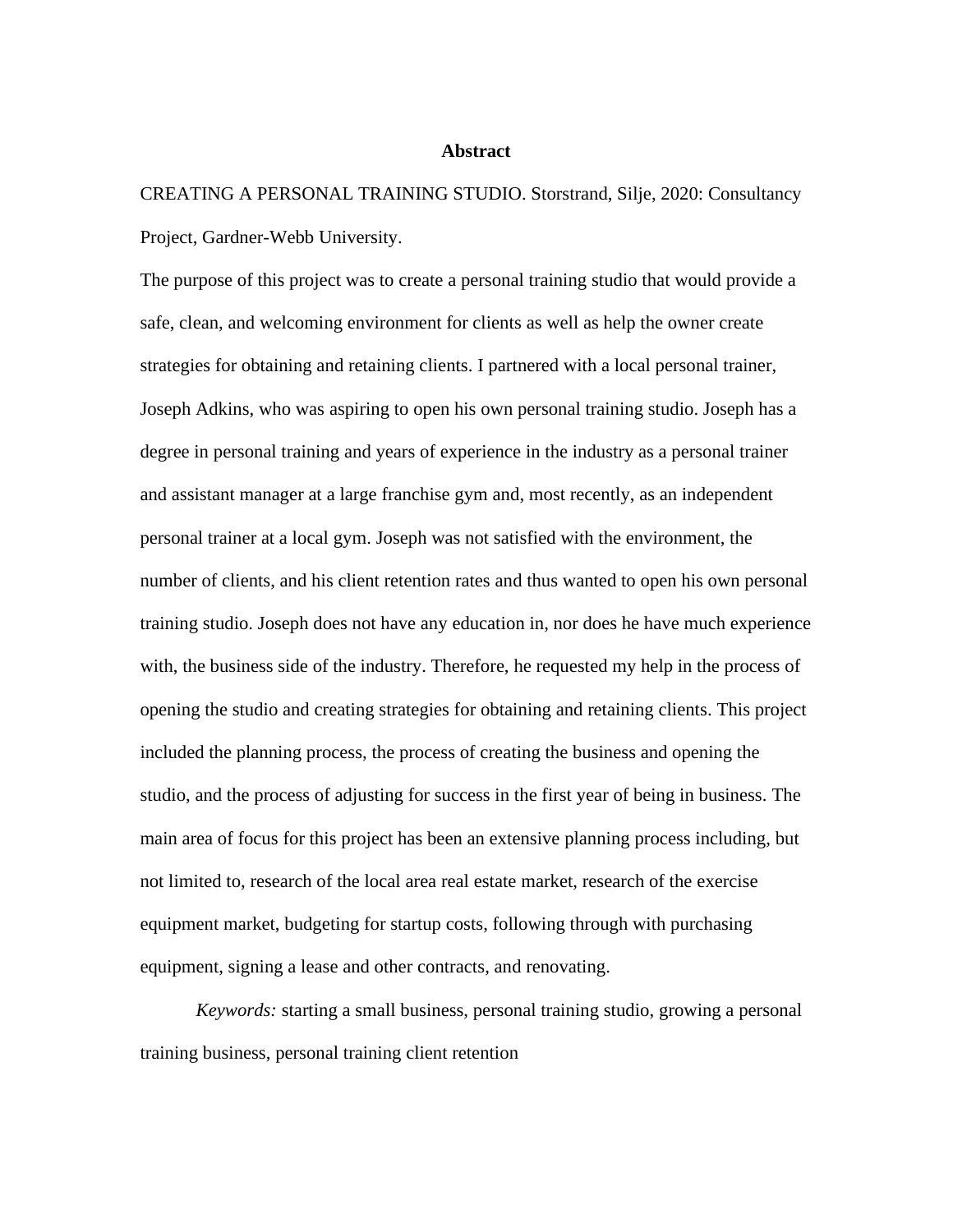# Abstract

CREATING A PERSONAL TRAINING STUDIO. Storstrand, Silje, 2020: Consultancy Project, Gardner-Webb University.

The purpose of this project was to create a personal training studio that would provide a safe, clean, and welcoming environment for clients as well as help the owner create strategies for obtaining and retaining clients. I partnered with a local personal trainer, Joseph Adkins, who was aspiring to open his own personal training studio. Joseph has a degree in personal training and years of experience in the industry as a personal trainer and assistant manager at a large franchise gym and, most recently, as an independent personal trainer at a local gym. Joseph was not satisfied with the environment, the number of clients, and his client retention rates and thus wanted to open his own personal training studio. Joseph does not have any education in, nor does he have much experience with, the business side of the industry. Therefore, he requested my help in the process of opening the studio and creating strategies for obtaining and retaining clients. This project included the planning process, the process of creating the business and opening the studio, and the process of adjusting for success in the first year of being in business. The main area of focus for this project has been an extensive planning process including, but not limited to, research of the local area real estate market, research of the exercise equipment market, budgeting for startup costs, following through with purchasing equipment, signing a lease and other contracts, and renovating.

*Keywords:* starting a small business, personal training studio, growing a personal training business, personal training client retention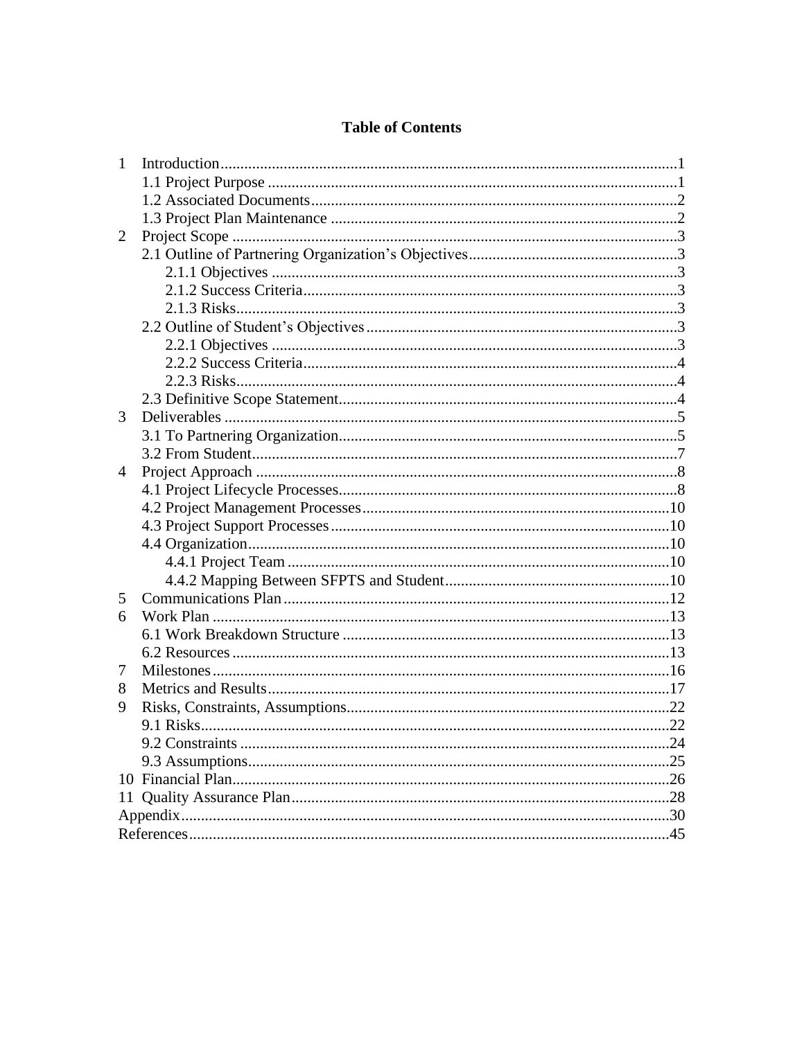# Table of Contents

- 1 Introduction ........................................................ 1
  - 1.1 Project Purpose ........................................................ 1
  - 1.2 Associated Documents ........................................................ 2
  - 1.3 Project Plan Maintenance ........................................................ 2
- 2 Project Scope ........................................................ 3
  - 2.1 Outline of Partnering Organization's Objectives ........................................................ 3
    - 2.1.1 Objectives ........................................................ 3
    - 2.1.2 Success Criteria ........................................................ 3
    - 2.1.3 Risks ........................................................ 3
  - 2.2 Outline of Student's Objectives ........................................................ 3
    - 2.2.1 Objectives ........................................................ 3
    - 2.2.2 Success Criteria ........................................................ 4
    - 2.2.3 Risks ........................................................ 4
  - 2.3 Definitive Scope Statement ........................................................ 4
- 3 Deliverables ........................................................ 5
  - 3.1 To Partnering Organization ........................................................ 5
  - 3.2 From Student ........................................................ 7
- 4 Project Approach ........................................................ 8
  - 4.1 Project Lifecycle Processes ........................................................ 8
  - 4.2 Project Management Processes ........................................................ 10
  - 4.3 Project Support Processes ........................................................ 10
  - 4.4 Organization ........................................................ 10
    - 4.4.1 Project Team ........................................................ 10
    - 4.4.2 Mapping Between SFPTS and Student ........................................................ 10
- 5 Communications Plan ........................................................ 12
- 6 Work Plan ........................................................ 13
  - 6.1 Work Breakdown Structure ........................................................ 13
  - 6.2 Resources ........................................................ 13
- 7 Milestones ........................................................ 16
- 8 Metrics and Results ........................................................ 17
- 9 Risks, Constraints, Assumptions ........................................................ 22
  - 9.1 Risks ........................................................ 22
  - 9.2 Constraints ........................................................ 24
  - 9.3 Assumptions ........................................................ 25
- 10 Financial Plan ........................................................ 26
- 11 Quality Assurance Plan ........................................................ 28
- Appendix ........................................................ 30
- References ........................................................ 45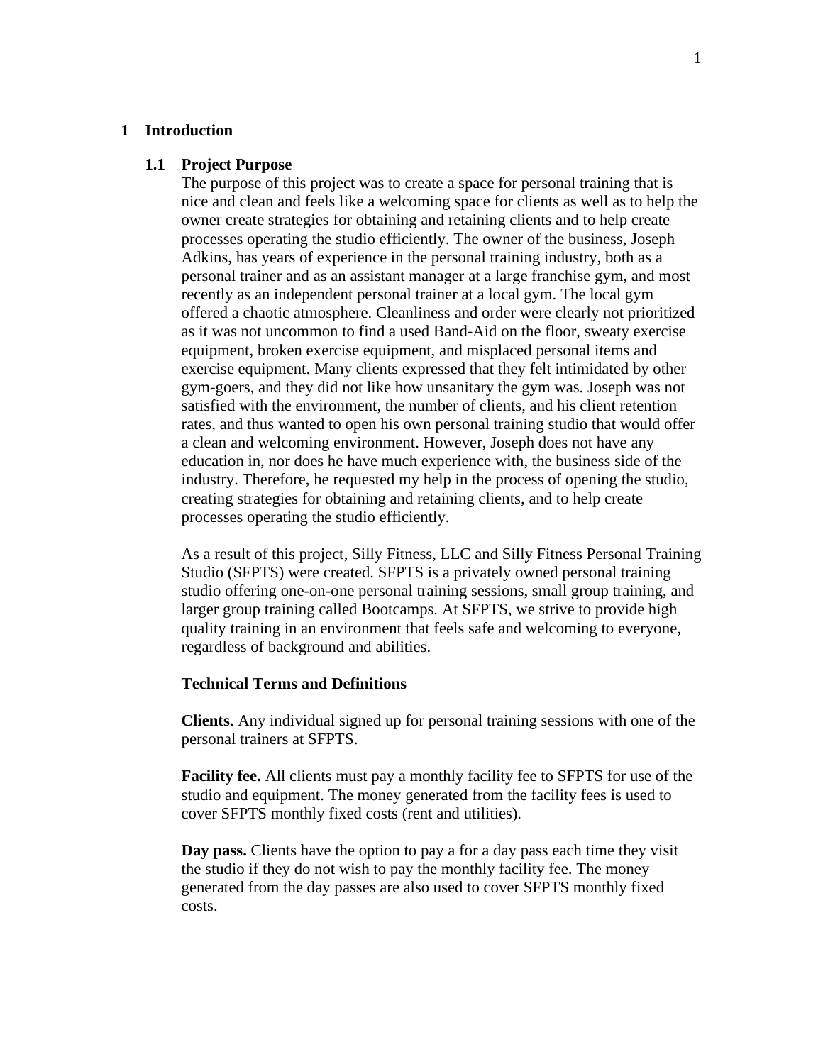# 1 Introduction

## 1.1 Project Purpose

The purpose of this project was to create a space for personal training that is nice and clean and feels like a welcoming space for clients as well as to help the owner create strategies for obtaining and retaining clients and to help create processes operating the studio efficiently. The owner of the business, Joseph Adkins, has years of experience in the personal training industry, both as a personal trainer and as an assistant manager at a large franchise gym, and most recently as an independent personal trainer at a local gym. The local gym offered a chaotic atmosphere. Cleanliness and order were clearly not prioritized as it was not uncommon to find a used Band-Aid on the floor, sweaty exercise equipment, broken exercise equipment, and misplaced personal items and exercise equipment. Many clients expressed that they felt intimidated by other gym-goers, and they did not like how unsanitary the gym was. Joseph was not satisfied with the environment, the number of clients, and his client retention rates, and thus wanted to open his own personal training studio that would offer a clean and welcoming environment. However, Joseph does not have any education in, nor does he have much experience with, the business side of the industry. Therefore, he requested my help in the process of opening the studio, creating strategies for obtaining and retaining clients, and to help create processes operating the studio efficiently.

As a result of this project, Silly Fitness, LLC and Silly Fitness Personal Training Studio (SFPTS) were created. SFPTS is a privately owned personal training studio offering one-on-one personal training sessions, small group training, and larger group training called Bootcamps. At SFPTS, we strive to provide high quality training in an environment that feels safe and welcoming to everyone, regardless of background and abilities.

**Technical Terms and Definitions**

**Clients.** Any individual signed up for personal training sessions with one of the personal trainers at SFPTS.

**Facility fee.** All clients must pay a monthly facility fee to SFPTS for use of the studio and equipment. The money generated from the facility fees is used to cover SFPTS monthly fixed costs (rent and utilities).

**Day pass.** Clients have the option to pay a for a day pass each time they visit the studio if they do not wish to pay the monthly facility fee. The money generated from the day passes are also used to cover SFPTS monthly fixed costs.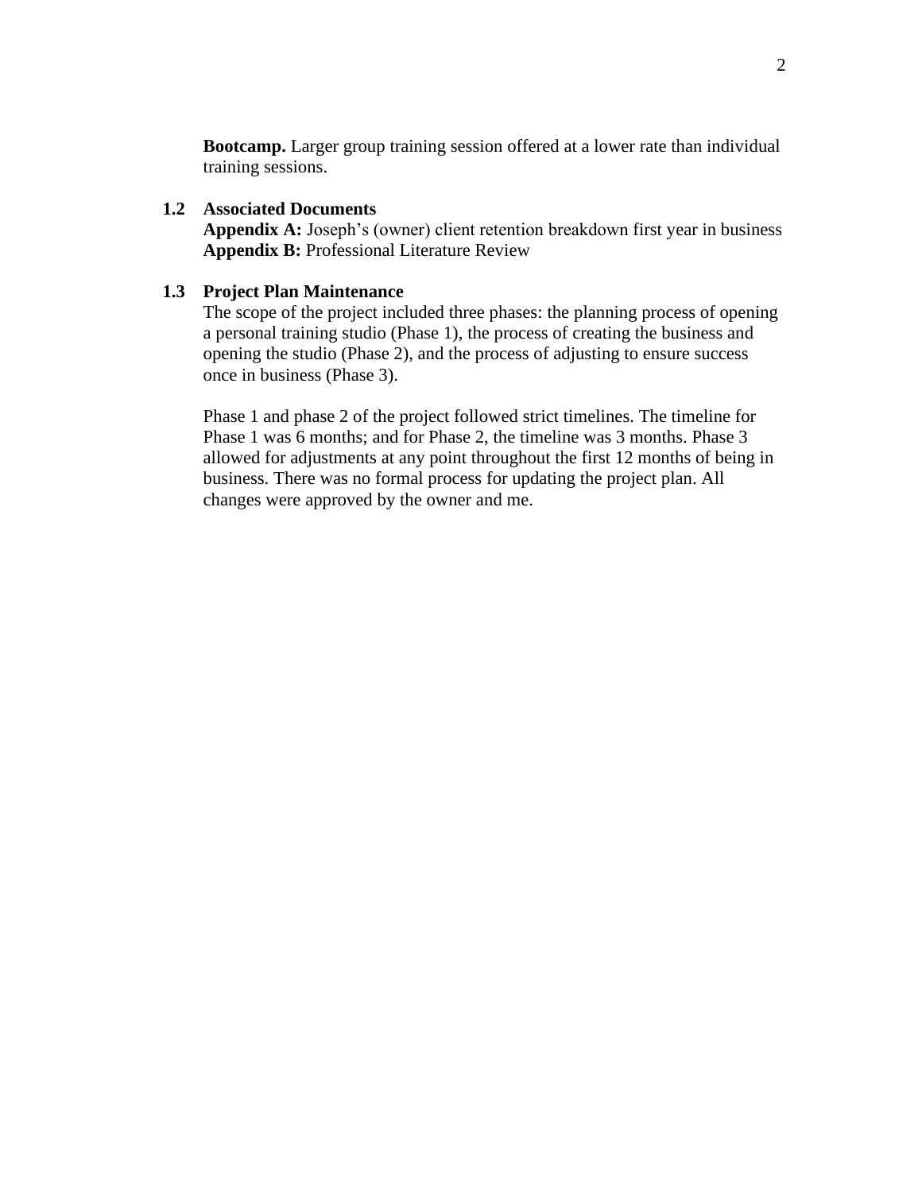**Bootcamp.** Larger group training session offered at a lower rate than individual training sessions.

### 1.2 Associated Documents

**Appendix A:** Joseph's (owner) client retention breakdown first year in business
**Appendix B:** Professional Literature Review

### 1.3 Project Plan Maintenance

The scope of the project included three phases: the planning process of opening a personal training studio (Phase 1), the process of creating the business and opening the studio (Phase 2), and the process of adjusting to ensure success once in business (Phase 3).

Phase 1 and phase 2 of the project followed strict timelines. The timeline for Phase 1 was 6 months; and for Phase 2, the timeline was 3 months. Phase 3 allowed for adjustments at any point throughout the first 12 months of being in business. There was no formal process for updating the project plan. All changes were approved by the owner and me.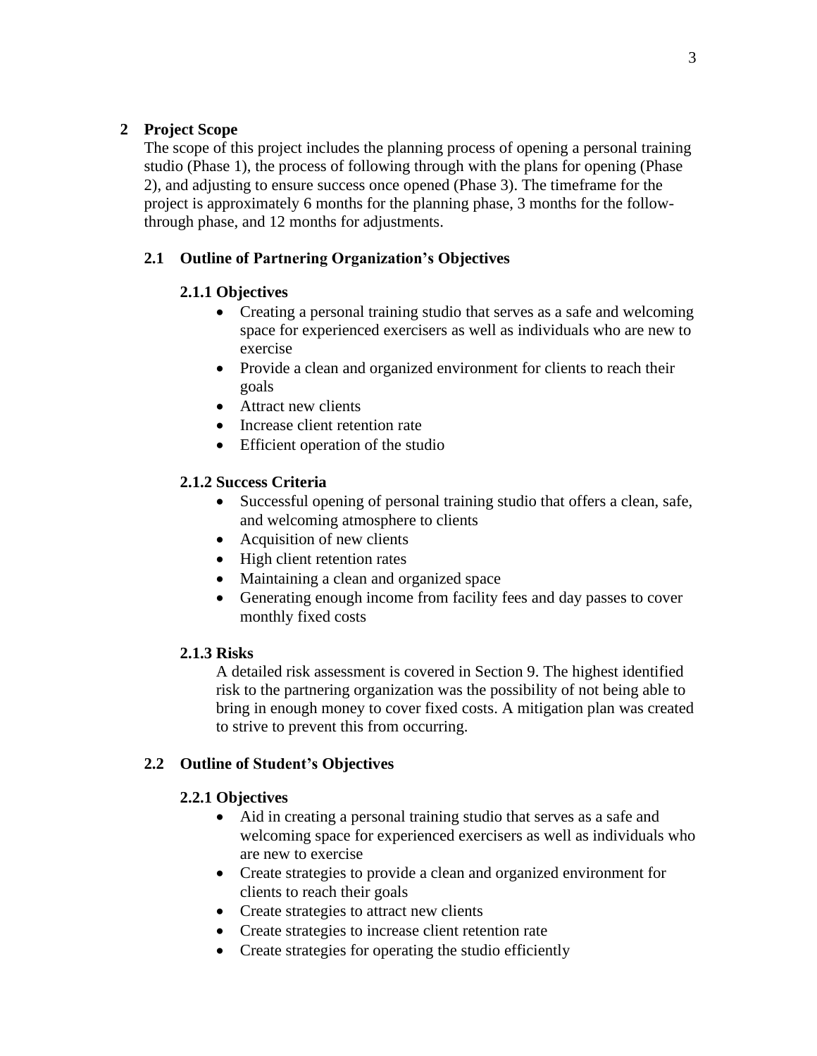# 2 Project Scope

The scope of this project includes the planning process of opening a personal training studio (Phase 1), the process of following through with the plans for opening (Phase 2), and adjusting to ensure success once opened (Phase 3). The timeframe for the project is approximately 6 months for the planning phase, 3 months for the follow-through phase, and 12 months for adjustments.

## 2.1 Outline of Partnering Organization's Objectives

### 2.1.1 Objectives

- Creating a personal training studio that serves as a safe and welcoming space for experienced exercisers as well as individuals who are new to exercise
- Provide a clean and organized environment for clients to reach their goals
- Attract new clients
- Increase client retention rate
- Efficient operation of the studio

### 2.1.2 Success Criteria

- Successful opening of personal training studio that offers a clean, safe, and welcoming atmosphere to clients
- Acquisition of new clients
- High client retention rates
- Maintaining a clean and organized space
- Generating enough income from facility fees and day passes to cover monthly fixed costs

### 2.1.3 Risks

A detailed risk assessment is covered in Section 9. The highest identified risk to the partnering organization was the possibility of not being able to bring in enough money to cover fixed costs. A mitigation plan was created to strive to prevent this from occurring.

## 2.2 Outline of Student's Objectives

### 2.2.1 Objectives

- Aid in creating a personal training studio that serves as a safe and welcoming space for experienced exercisers as well as individuals who are new to exercise
- Create strategies to provide a clean and organized environment for clients to reach their goals
- Create strategies to attract new clients
- Create strategies to increase client retention rate
- Create strategies for operating the studio efficiently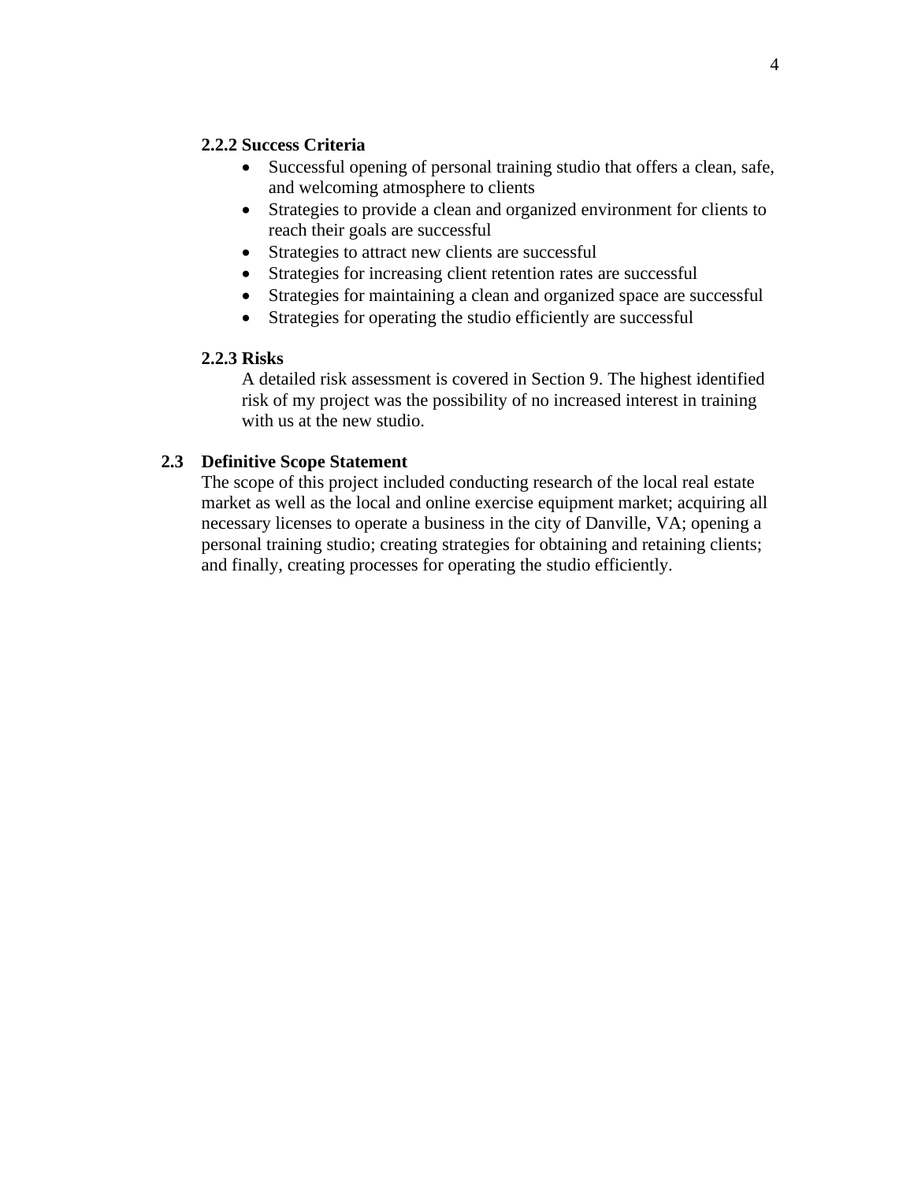#### 2.2.2 Success Criteria

- Successful opening of personal training studio that offers a clean, safe, and welcoming atmosphere to clients
- Strategies to provide a clean and organized environment for clients to reach their goals are successful
- Strategies to attract new clients are successful
- Strategies for increasing client retention rates are successful
- Strategies for maintaining a clean and organized space are successful
- Strategies for operating the studio efficiently are successful

#### 2.2.3 Risks

A detailed risk assessment is covered in Section 9. The highest identified risk of my project was the possibility of no increased interest in training with us at the new studio.

### 2.3 Definitive Scope Statement

The scope of this project included conducting research of the local real estate market as well as the local and online exercise equipment market; acquiring all necessary licenses to operate a business in the city of Danville, VA; opening a personal training studio; creating strategies for obtaining and retaining clients; and finally, creating processes for operating the studio efficiently.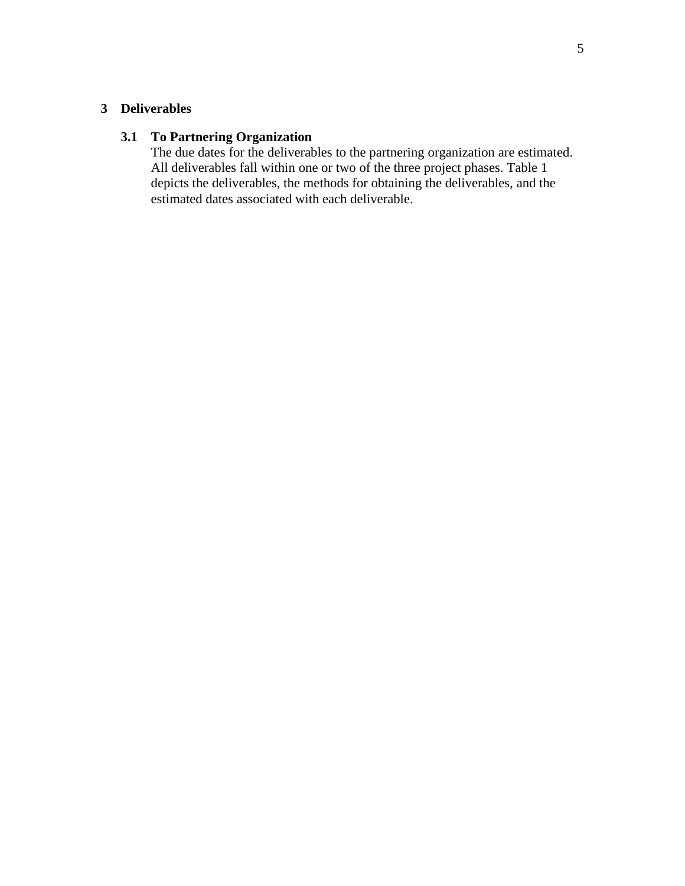# 3 Deliverables

## 3.1 To Partnering Organization

The due dates for the deliverables to the partnering organization are estimated. All deliverables fall within one or two of the three project phases. Table 1 depicts the deliverables, the methods for obtaining the deliverables, and the estimated dates associated with each deliverable.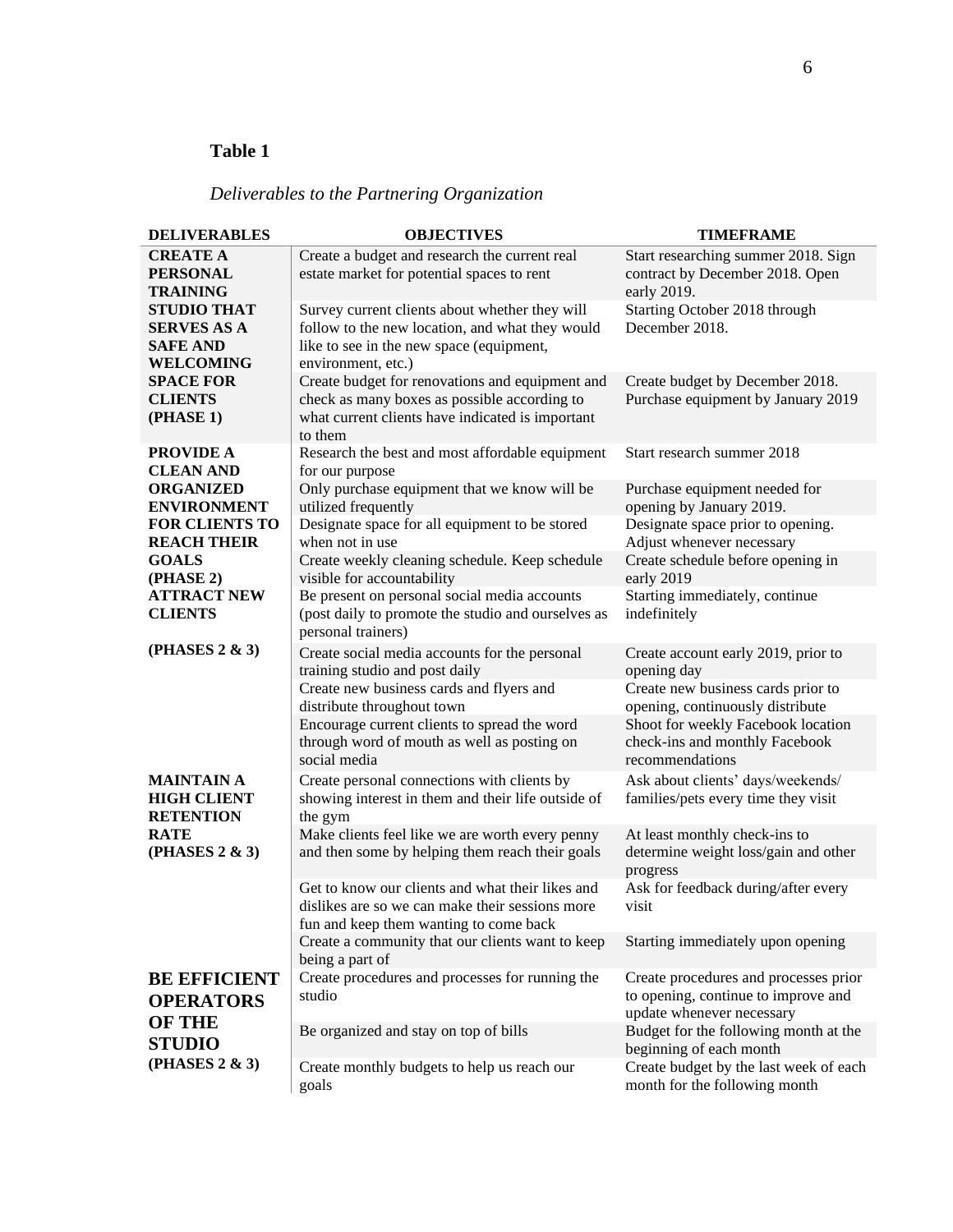**Table 1**

*Deliverables to the Partnering Organization*

| DELIVERABLES | OBJECTIVES | TIMEFRAME |
|---|---|---|
| **CREATE A PERSONAL TRAINING STUDIO THAT SERVES AS A SAFE AND WELCOMING SPACE FOR CLIENTS (PHASE 1)** | Create a budget and research the current real estate market for potential spaces to rent | Start researching summer 2018. Sign contract by December 2018. Open early 2019. |
| | Survey current clients about whether they will follow to the new location, and what they would like to see in the new space (equipment, environment, etc.) | Starting October 2018 through December 2018. |
| | Create budget for renovations and equipment and check as many boxes as possible according to what current clients have indicated is important to them | Create budget by December 2018. Purchase equipment by January 2019 |
| **PROVIDE A CLEAN AND ORGANIZED ENVIRONMENT FOR CLIENTS TO REACH THEIR GOALS (PHASE 2)** | Research the best and most affordable equipment for our purpose | Start research summer 2018 |
| | Only purchase equipment that we know will be utilized frequently | Purchase equipment needed for opening by January 2019. |
| | Designate space for all equipment to be stored when not in use | Designate space prior to opening. Adjust whenever necessary |
| | Create weekly cleaning schedule. Keep schedule visible for accountability | Create schedule before opening in early 2019 |
| **ATTRACT NEW CLIENTS (PHASES 2 & 3)** | Be present on personal social media accounts (post daily to promote the studio and ourselves as personal trainers) | Starting immediately, continue indefinitely |
| | Create social media accounts for the personal training studio and post daily | Create account early 2019, prior to opening day |
| | Create new business cards and flyers and distribute throughout town | Create new business cards prior to opening, continuously distribute |
| | Encourage current clients to spread the word through word of mouth as well as posting on social media | Shoot for weekly Facebook location check-ins and monthly Facebook recommendations |
| **MAINTAIN A HIGH CLIENT RETENTION RATE (PHASES 2 & 3)** | Create personal connections with clients by showing interest in them and their life outside of the gym | Ask about clients' days/weekends/ families/pets every time they visit |
| | Make clients feel like we are worth every penny and then some by helping them reach their goals | At least monthly check-ins to determine weight loss/gain and other progress |
| | Get to know our clients and what their likes and dislikes are so we can make their sessions more fun and keep them wanting to come back | Ask for feedback during/after every visit |
| | Create a community that our clients want to keep being a part of | Starting immediately upon opening |
| **BE EFFICIENT OPERATORS OF THE STUDIO (PHASES 2 & 3)** | Create procedures and processes for running the studio | Create procedures and processes prior to opening, continue to improve and update whenever necessary |
| | Be organized and stay on top of bills | Budget for the following month at the beginning of each month |
| | Create monthly budgets to help us reach our goals | Create budget by the last week of each month for the following month |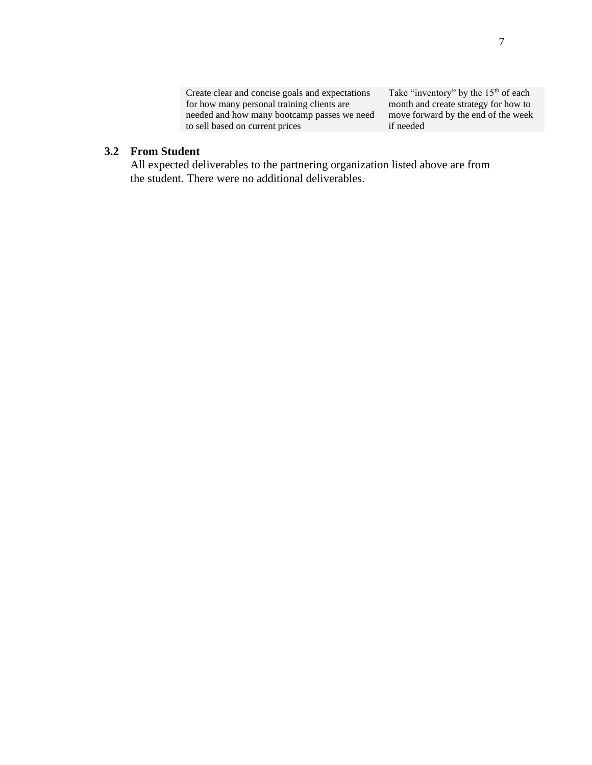| | |
|---|---|
| Create clear and concise goals and expectations for how many personal training clients are needed and how many bootcamp passes we need to sell based on current prices | Take "inventory" by the 15th of each month and create strategy for how to move forward by the end of the week if needed |

### 3.2 From Student

All expected deliverables to the partnering organization listed above are from the student. There were no additional deliverables.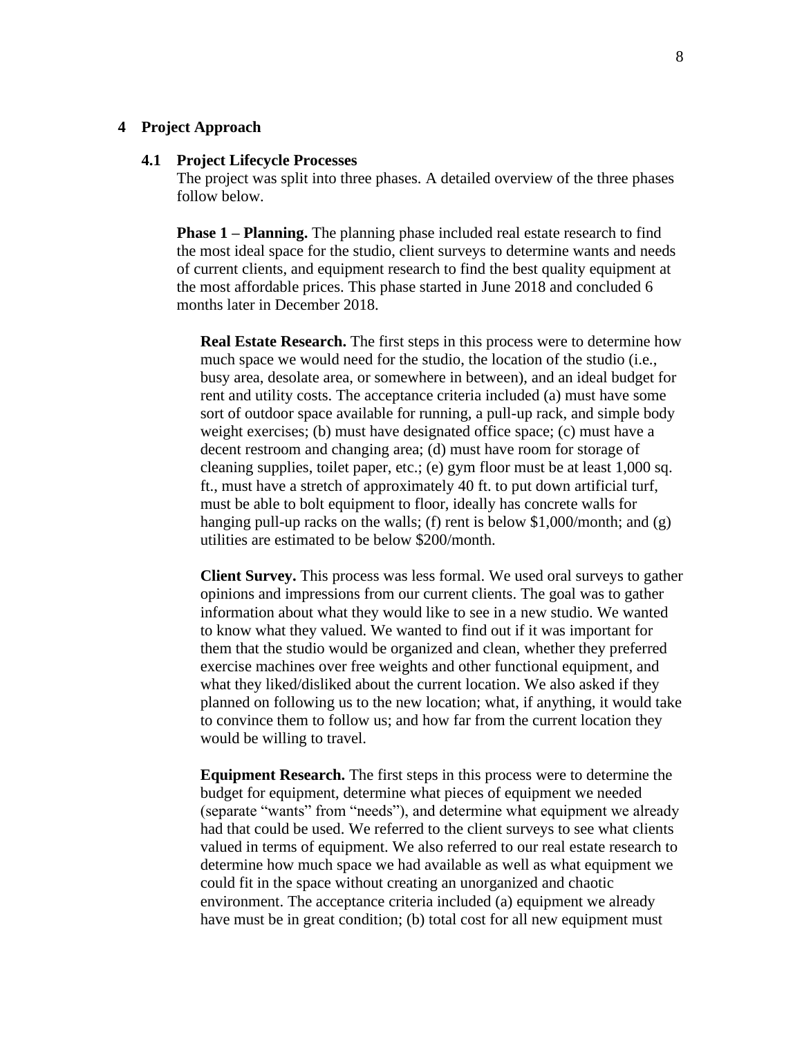# 4 Project Approach

## 4.1 Project Lifecycle Processes

The project was split into three phases. A detailed overview of the three phases follow below.

**Phase 1 – Planning.** The planning phase included real estate research to find the most ideal space for the studio, client surveys to determine wants and needs of current clients, and equipment research to find the best quality equipment at the most affordable prices. This phase started in June 2018 and concluded 6 months later in December 2018.

**Real Estate Research.** The first steps in this process were to determine how much space we would need for the studio, the location of the studio (i.e., busy area, desolate area, or somewhere in between), and an ideal budget for rent and utility costs. The acceptance criteria included (a) must have some sort of outdoor space available for running, a pull-up rack, and simple body weight exercises; (b) must have designated office space; (c) must have a decent restroom and changing area; (d) must have room for storage of cleaning supplies, toilet paper, etc.; (e) gym floor must be at least 1,000 sq. ft., must have a stretch of approximately 40 ft. to put down artificial turf, must be able to bolt equipment to floor, ideally has concrete walls for hanging pull-up racks on the walls; (f) rent is below $1,000/month; and (g) utilities are estimated to be below $200/month.

**Client Survey.** This process was less formal. We used oral surveys to gather opinions and impressions from our current clients. The goal was to gather information about what they would like to see in a new studio. We wanted to know what they valued. We wanted to find out if it was important for them that the studio would be organized and clean, whether they preferred exercise machines over free weights and other functional equipment, and what they liked/disliked about the current location. We also asked if they planned on following us to the new location; what, if anything, it would take to convince them to follow us; and how far from the current location they would be willing to travel.

**Equipment Research.** The first steps in this process were to determine the budget for equipment, determine what pieces of equipment we needed (separate "wants" from "needs"), and determine what equipment we already had that could be used. We referred to the client surveys to see what clients valued in terms of equipment. We also referred to our real estate research to determine how much space we had available as well as what equipment we could fit in the space without creating an unorganized and chaotic environment. The acceptance criteria included (a) equipment we already have must be in great condition; (b) total cost for all new equipment must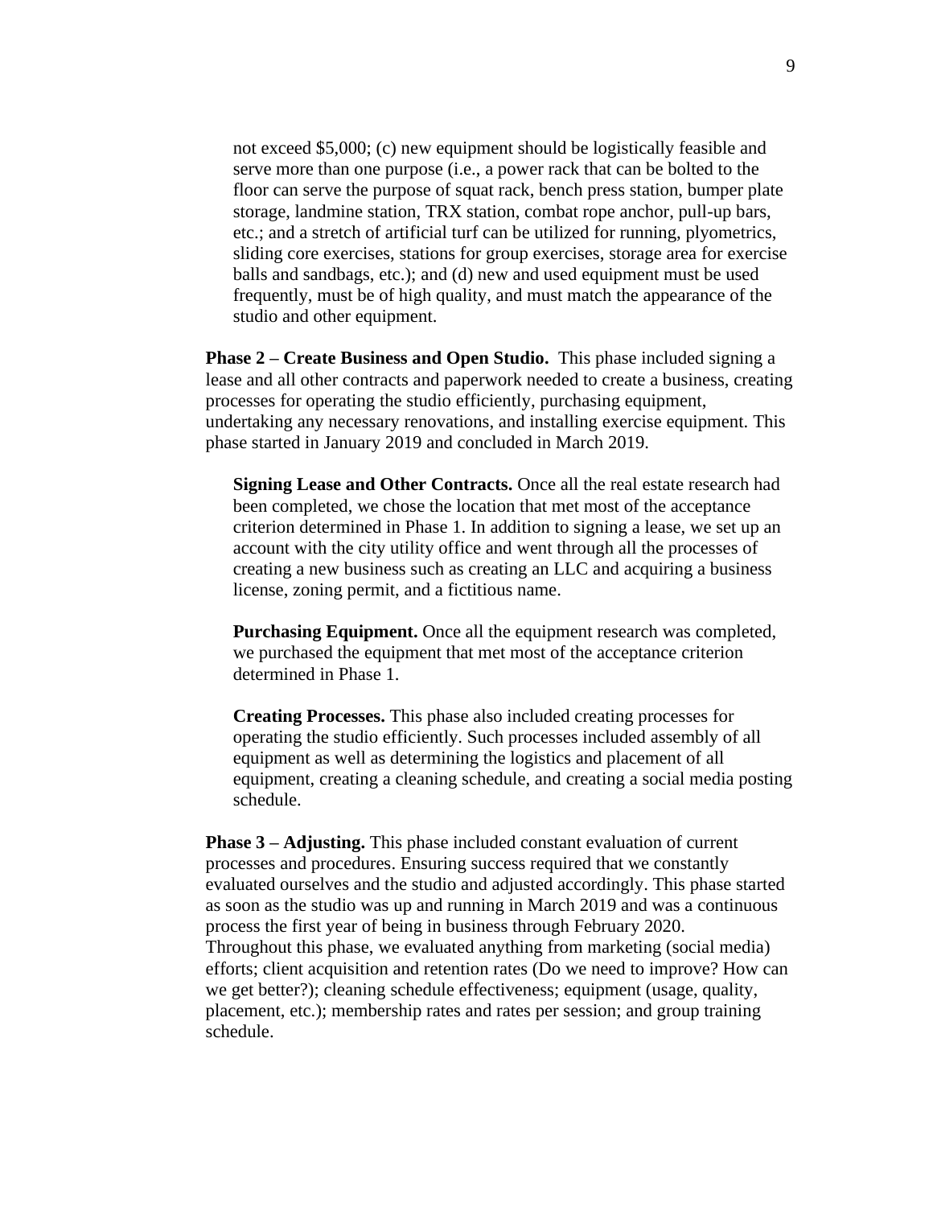not exceed $5,000; (c) new equipment should be logistically feasible and serve more than one purpose (i.e., a power rack that can be bolted to the floor can serve the purpose of squat rack, bench press station, bumper plate storage, landmine station, TRX station, combat rope anchor, pull-up bars, etc.; and a stretch of artificial turf can be utilized for running, plyometrics, sliding core exercises, stations for group exercises, storage area for exercise balls and sandbags, etc.); and (d) new and used equipment must be used frequently, must be of high quality, and must match the appearance of the studio and other equipment.

**Phase 2 – Create Business and Open Studio.** This phase included signing a lease and all other contracts and paperwork needed to create a business, creating processes for operating the studio efficiently, purchasing equipment, undertaking any necessary renovations, and installing exercise equipment. This phase started in January 2019 and concluded in March 2019.

**Signing Lease and Other Contracts.** Once all the real estate research had been completed, we chose the location that met most of the acceptance criterion determined in Phase 1. In addition to signing a lease, we set up an account with the city utility office and went through all the processes of creating a new business such as creating an LLC and acquiring a business license, zoning permit, and a fictitious name.

**Purchasing Equipment.** Once all the equipment research was completed, we purchased the equipment that met most of the acceptance criterion determined in Phase 1.

**Creating Processes.** This phase also included creating processes for operating the studio efficiently. Such processes included assembly of all equipment as well as determining the logistics and placement of all equipment, creating a cleaning schedule, and creating a social media posting schedule.

**Phase 3 – Adjusting.** This phase included constant evaluation of current processes and procedures. Ensuring success required that we constantly evaluated ourselves and the studio and adjusted accordingly. This phase started as soon as the studio was up and running in March 2019 and was a continuous process the first year of being in business through February 2020. Throughout this phase, we evaluated anything from marketing (social media) efforts; client acquisition and retention rates (Do we need to improve? How can we get better?); cleaning schedule effectiveness; equipment (usage, quality, placement, etc.); membership rates and rates per session; and group training schedule.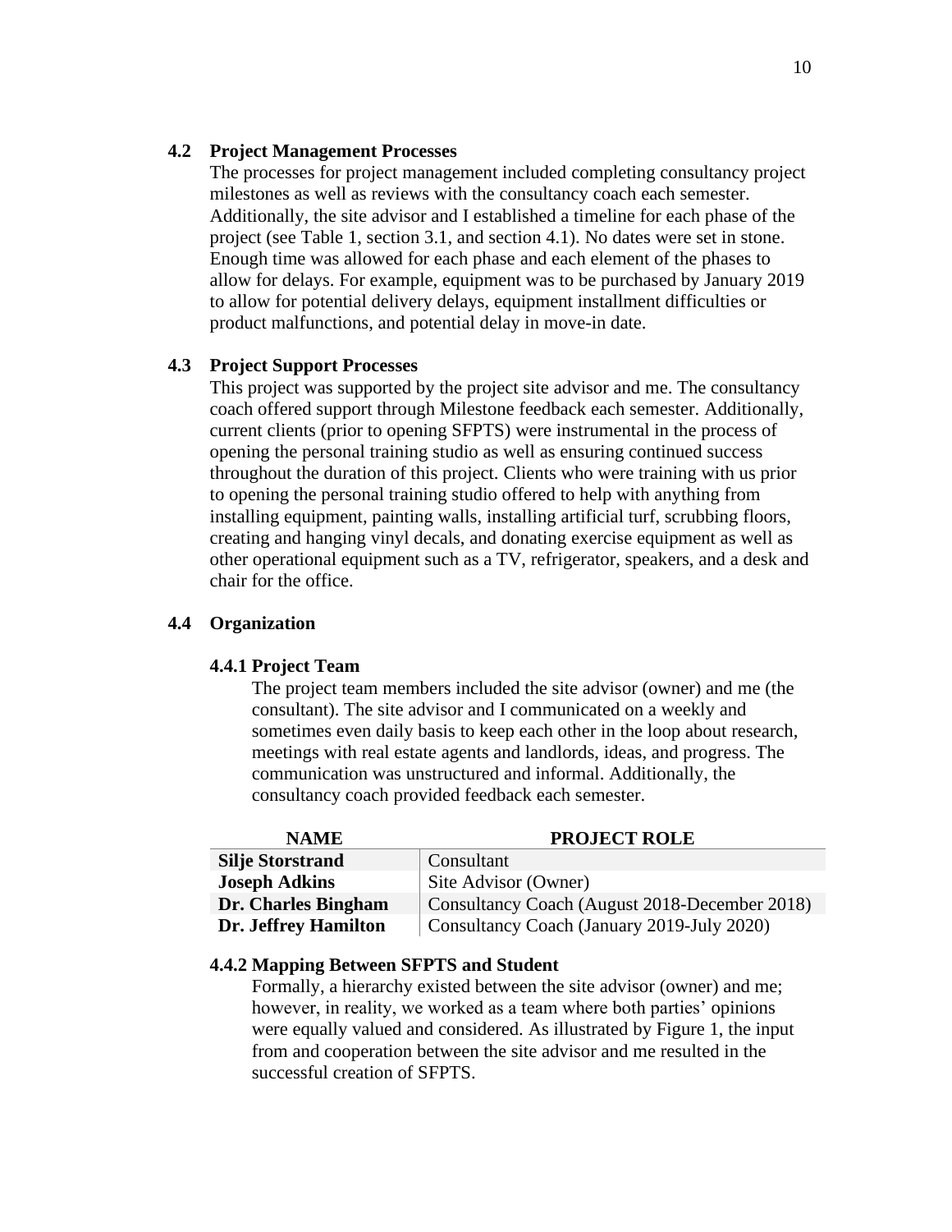## 4.2 Project Management Processes

The processes for project management included completing consultancy project milestones as well as reviews with the consultancy coach each semester. Additionally, the site advisor and I established a timeline for each phase of the project (see Table 1, section 3.1, and section 4.1). No dates were set in stone. Enough time was allowed for each phase and each element of the phases to allow for delays. For example, equipment was to be purchased by January 2019 to allow for potential delivery delays, equipment installment difficulties or product malfunctions, and potential delay in move-in date.

## 4.3 Project Support Processes

This project was supported by the project site advisor and me. The consultancy coach offered support through Milestone feedback each semester. Additionally, current clients (prior to opening SFPTS) were instrumental in the process of opening the personal training studio as well as ensuring continued success throughout the duration of this project. Clients who were training with us prior to opening the personal training studio offered to help with anything from installing equipment, painting walls, installing artificial turf, scrubbing floors, creating and hanging vinyl decals, and donating exercise equipment as well as other operational equipment such as a TV, refrigerator, speakers, and a desk and chair for the office.

## 4.4 Organization

### 4.4.1 Project Team

The project team members included the site advisor (owner) and me (the consultant). The site advisor and I communicated on a weekly and sometimes even daily basis to keep each other in the loop about research, meetings with real estate agents and landlords, ideas, and progress. The communication was unstructured and informal. Additionally, the consultancy coach provided feedback each semester.

| NAME | PROJECT ROLE |
|---|---|
| **Silje Storstrand** | Consultant |
| **Joseph Adkins** | Site Advisor (Owner) |
| **Dr. Charles Bingham** | Consultancy Coach (August 2018-December 2018) |
| **Dr. Jeffrey Hamilton** | Consultancy Coach (January 2019-July 2020) |

### 4.4.2 Mapping Between SFPTS and Student

Formally, a hierarchy existed between the site advisor (owner) and me; however, in reality, we worked as a team where both parties' opinions were equally valued and considered. As illustrated by Figure 1, the input from and cooperation between the site advisor and me resulted in the successful creation of SFPTS.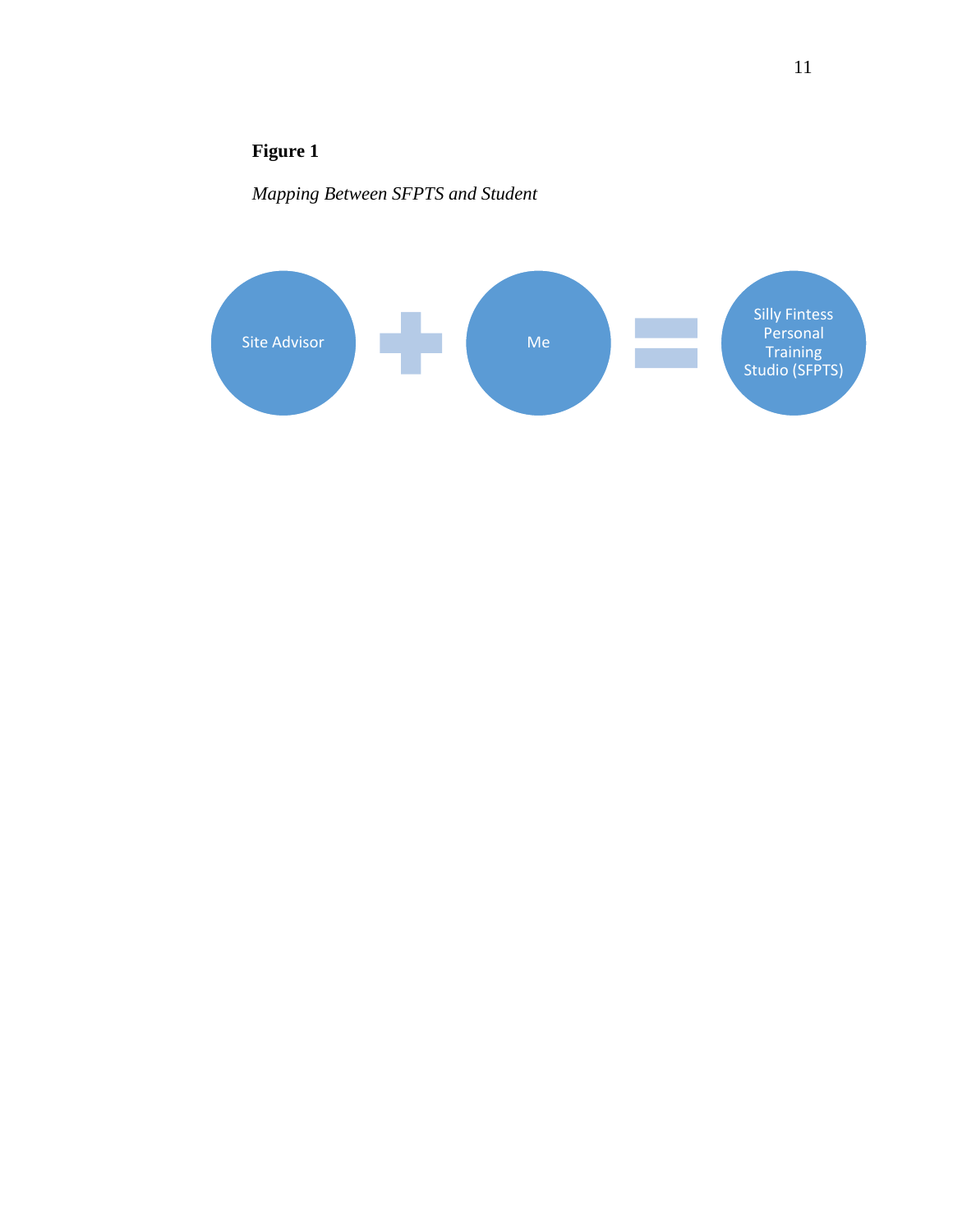**Figure 1**

*Mapping Between SFPTS and Student*

Site Advisor + Me = Silly Fintess Personal Training Studio (SFPTS)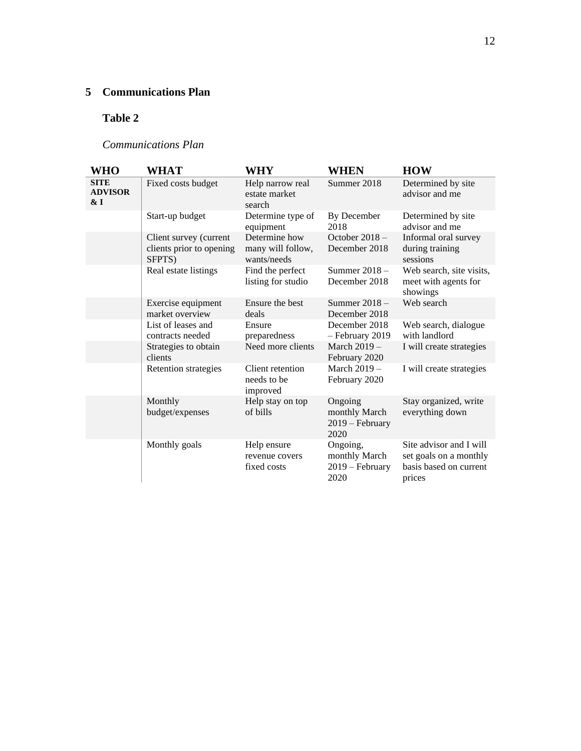## 5 Communications Plan

**Table 2**

*Communications Plan*

| WHO | WHAT | WHY | WHEN | HOW |
|---|---|---|---|---|
| **SITE ADVISOR & I** | Fixed costs budget | Help narrow real estate market search | Summer 2018 | Determined by site advisor and me |
| | Start-up budget | Determine type of equipment | By December 2018 | Determined by site advisor and me |
| | Client survey (current clients prior to opening SFPTS) | Determine how many will follow, wants/needs | October 2018 – December 2018 | Informal oral survey during training sessions |
| | Real estate listings | Find the perfect listing for studio | Summer 2018 – December 2018 | Web search, site visits, meet with agents for showings |
| | Exercise equipment market overview | Ensure the best deals | Summer 2018 – December 2018 | Web search |
| | List of leases and contracts needed | Ensure preparedness | December 2018 – February 2019 | Web search, dialogue with landlord |
| | Strategies to obtain clients | Need more clients | March 2019 – February 2020 | I will create strategies |
| | Retention strategies | Client retention needs to be improved | March 2019 – February 2020 | I will create strategies |
| | Monthly budget/expenses | Help stay on top of bills | Ongoing monthly March 2019 – February 2020 | Stay organized, write everything down |
| | Monthly goals | Help ensure revenue covers fixed costs | Ongoing, monthly March 2019 – February 2020 | Site advisor and I will set goals on a monthly basis based on current prices |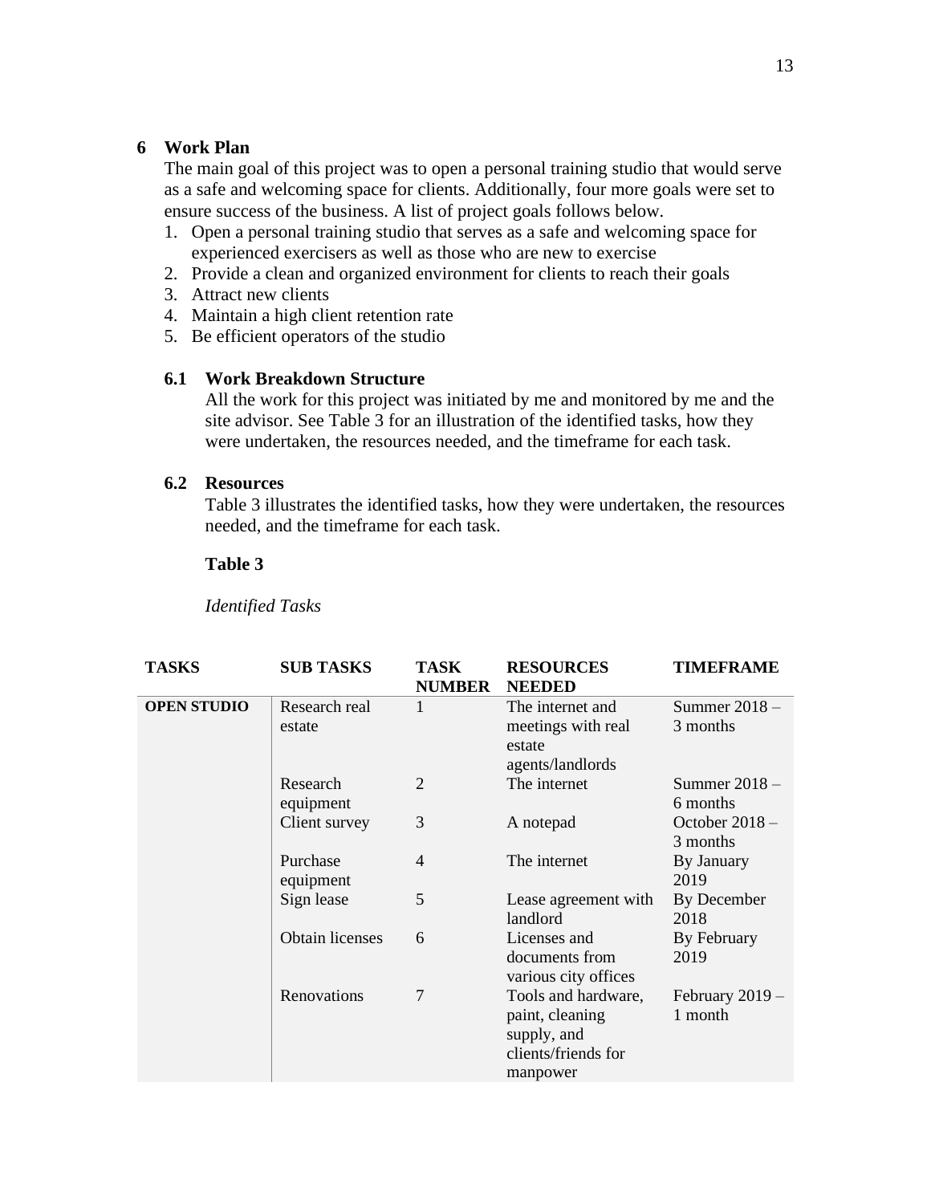# 6 Work Plan

The main goal of this project was to open a personal training studio that would serve as a safe and welcoming space for clients. Additionally, four more goals were set to ensure success of the business. A list of project goals follows below.

1. Open a personal training studio that serves as a safe and welcoming space for experienced exercisers as well as those who are new to exercise
2. Provide a clean and organized environment for clients to reach their goals
3. Attract new clients
4. Maintain a high client retention rate
5. Be efficient operators of the studio

## 6.1 Work Breakdown Structure

All the work for this project was initiated by me and monitored by me and the site advisor. See Table 3 for an illustration of the identified tasks, how they were undertaken, the resources needed, and the timeframe for each task.

## 6.2 Resources

Table 3 illustrates the identified tasks, how they were undertaken, the resources needed, and the timeframe for each task.

**Table 3**

*Identified Tasks*

| TASKS | SUB TASKS | TASK NUMBER | RESOURCES NEEDED | TIMEFRAME |
|---|---|---|---|---|
| **OPEN STUDIO** | Research real estate | 1 | The internet and meetings with real estate agents/landlords | Summer 2018 – 3 months |
| | Research equipment | 2 | The internet | Summer 2018 – 6 months |
| | Client survey | 3 | A notepad | October 2018 – 3 months |
| | Purchase equipment | 4 | The internet | By January 2019 |
| | Sign lease | 5 | Lease agreement with landlord | By December 2018 |
| | Obtain licenses | 6 | Licenses and documents from various city offices | By February 2019 |
| | Renovations | 7 | Tools and hardware, paint, cleaning supply, and clients/friends for manpower | February 2019 – 1 month |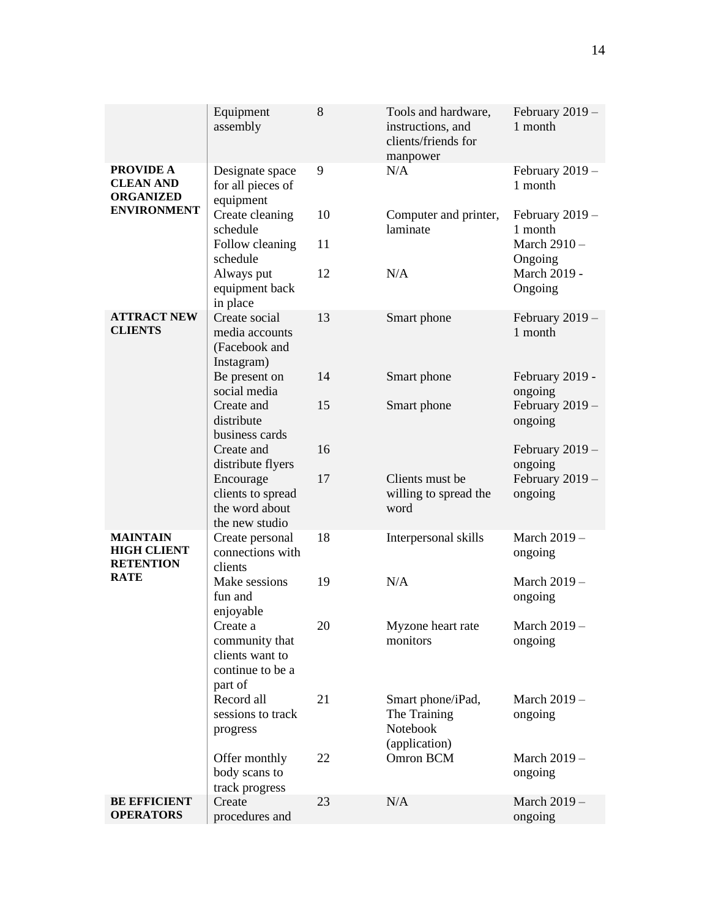| | | | | |
|---|---|---|---|---|
| | Equipment assembly | 8 | Tools and hardware, instructions, and clients/friends for manpower | February 2019 – 1 month |
| **PROVIDE A CLEAN AND ORGANIZED ENVIRONMENT** | Designate space for all pieces of equipment | 9 | N/A | February 2019 – 1 month |
| | Create cleaning schedule | 10 | Computer and printer, laminate | February 2019 – 1 month |
| | Follow cleaning schedule | 11 | | March 2910 – Ongoing |
| | Always put equipment back in place | 12 | N/A | March 2019 - Ongoing |
| **ATTRACT NEW CLIENTS** | Create social media accounts (Facebook and Instagram) | 13 | Smart phone | February 2019 – 1 month |
| | Be present on social media | 14 | Smart phone | February 2019 - ongoing |
| | Create and distribute business cards | 15 | Smart phone | February 2019 – ongoing |
| | Create and distribute flyers | 16 | | February 2019 – ongoing |
| | Encourage clients to spread the word about the new studio | 17 | Clients must be willing to spread the word | February 2019 – ongoing |
| **MAINTAIN HIGH CLIENT RETENTION RATE** | Create personal connections with clients | 18 | Interpersonal skills | March 2019 – ongoing |
| | Make sessions fun and enjoyable | 19 | N/A | March 2019 – ongoing |
| | Create a community that clients want to continue to be a part of | 20 | Myzone heart rate monitors | March 2019 – ongoing |
| | Record all sessions to track progress | 21 | Smart phone/iPad, The Training Notebook (application) | March 2019 – ongoing |
| | Offer monthly body scans to track progress | 22 | Omron BCM | March 2019 – ongoing |
| **BE EFFICIENT OPERATORS** | Create procedures and | 23 | N/A | March 2019 – ongoing |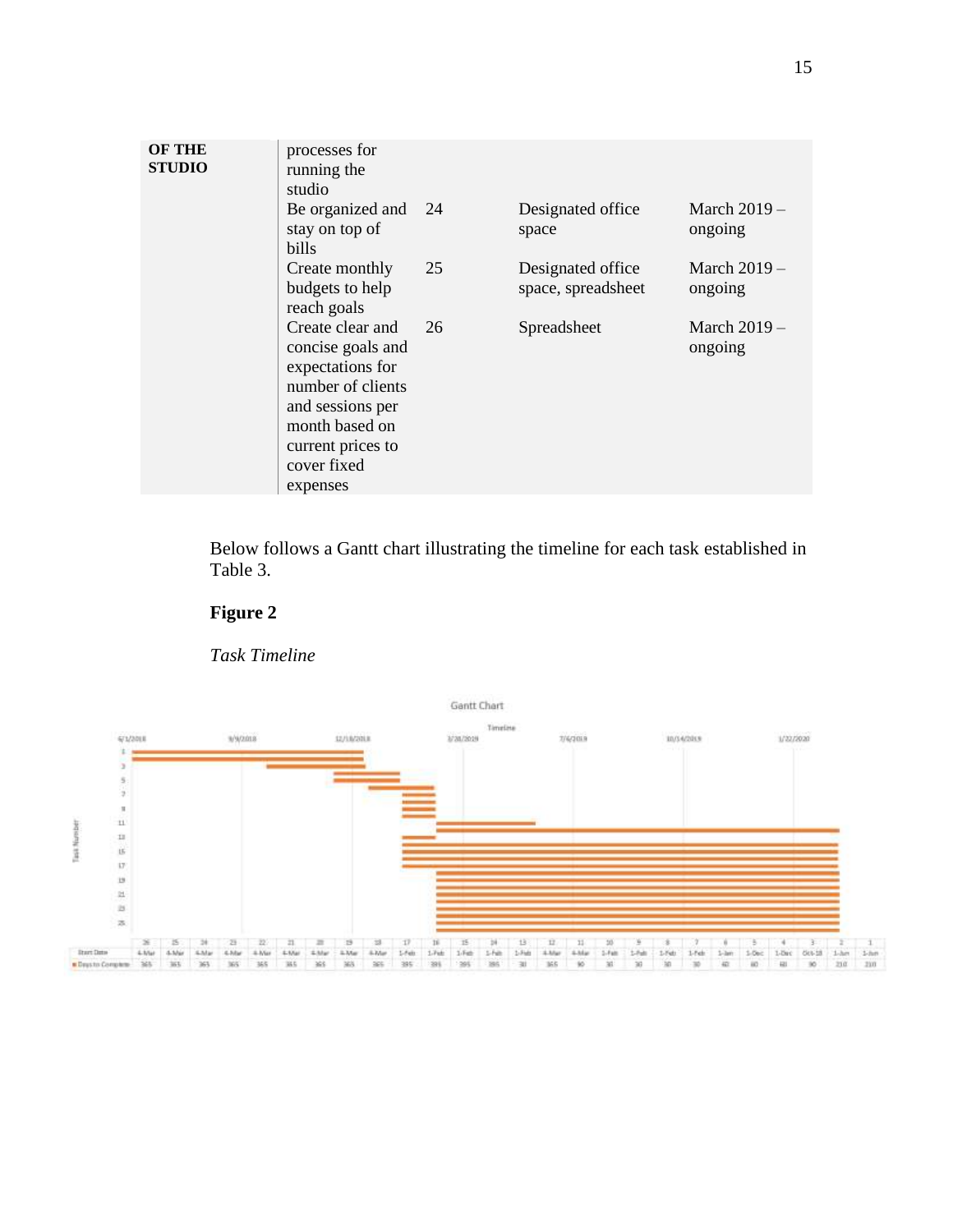| OF THE STUDIO | processes for running the studio | | | |
|---|---|---|---|---|
| | Be organized and stay on top of bills | 24 | Designated office space | March 2019 – ongoing |
| | Create monthly budgets to help reach goals | 25 | Designated office space, spreadsheet | March 2019 – ongoing |
| | Create clear and concise goals and expectations for number of clients and sessions per month based on current prices to cover fixed expenses | 26 | Spreadsheet | March 2019 – ongoing |

Below follows a Gantt chart illustrating the timeline for each task established in Table 3.

**Figure 2**

*Task Timeline*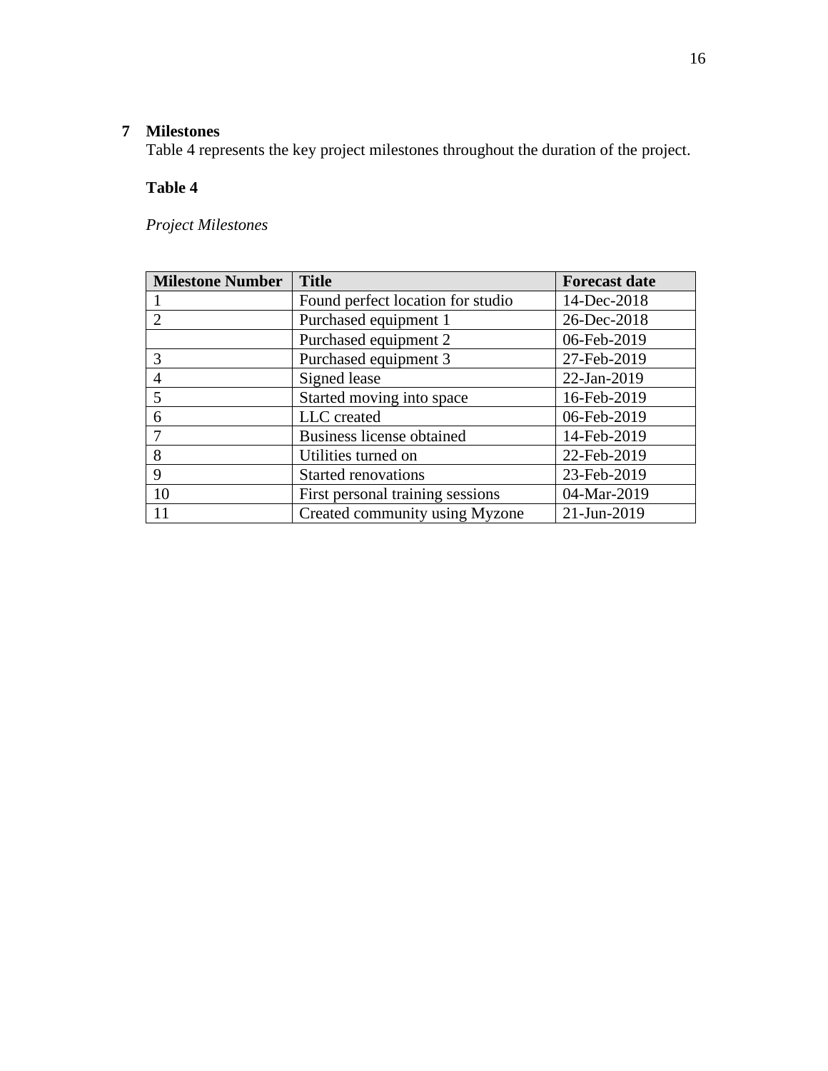## 7 Milestones

Table 4 represents the key project milestones throughout the duration of the project.

**Table 4**

*Project Milestones*

| Milestone Number | Title | Forecast date |
|---|---|---|
| 1 | Found perfect location for studio | 14-Dec-2018 |
| 2 | Purchased equipment 1 | 26-Dec-2018 |
| | Purchased equipment 2 | 06-Feb-2019 |
| 3 | Purchased equipment 3 | 27-Feb-2019 |
| 4 | Signed lease | 22-Jan-2019 |
| 5 | Started moving into space | 16-Feb-2019 |
| 6 | LLC created | 06-Feb-2019 |
| 7 | Business license obtained | 14-Feb-2019 |
| 8 | Utilities turned on | 22-Feb-2019 |
| 9 | Started renovations | 23-Feb-2019 |
| 10 | First personal training sessions | 04-Mar-2019 |
| 11 | Created community using Myzone | 21-Jun-2019 |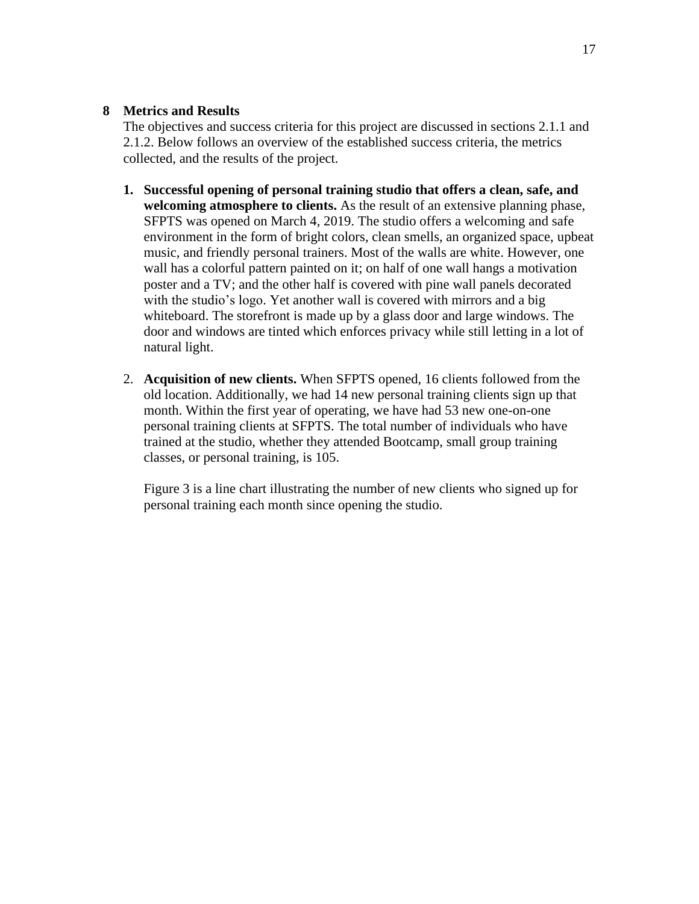# 8 Metrics and Results

The objectives and success criteria for this project are discussed in sections 2.1.1 and 2.1.2. Below follows an overview of the established success criteria, the metrics collected, and the results of the project.

1. **Successful opening of personal training studio that offers a clean, safe, and welcoming atmosphere to clients.** As the result of an extensive planning phase, SFPTS was opened on March 4, 2019. The studio offers a welcoming and safe environment in the form of bright colors, clean smells, an organized space, upbeat music, and friendly personal trainers. Most of the walls are white. However, one wall has a colorful pattern painted on it; on half of one wall hangs a motivation poster and a TV; and the other half is covered with pine wall panels decorated with the studio's logo. Yet another wall is covered with mirrors and a big whiteboard. The storefront is made up by a glass door and large windows. The door and windows are tinted which enforces privacy while still letting in a lot of natural light.

2. **Acquisition of new clients.** When SFPTS opened, 16 clients followed from the old location. Additionally, we had 14 new personal training clients sign up that month. Within the first year of operating, we have had 53 new one-on-one personal training clients at SFPTS. The total number of individuals who have trained at the studio, whether they attended Bootcamp, small group training classes, or personal training, is 105.

   Figure 3 is a line chart illustrating the number of new clients who signed up for personal training each month since opening the studio.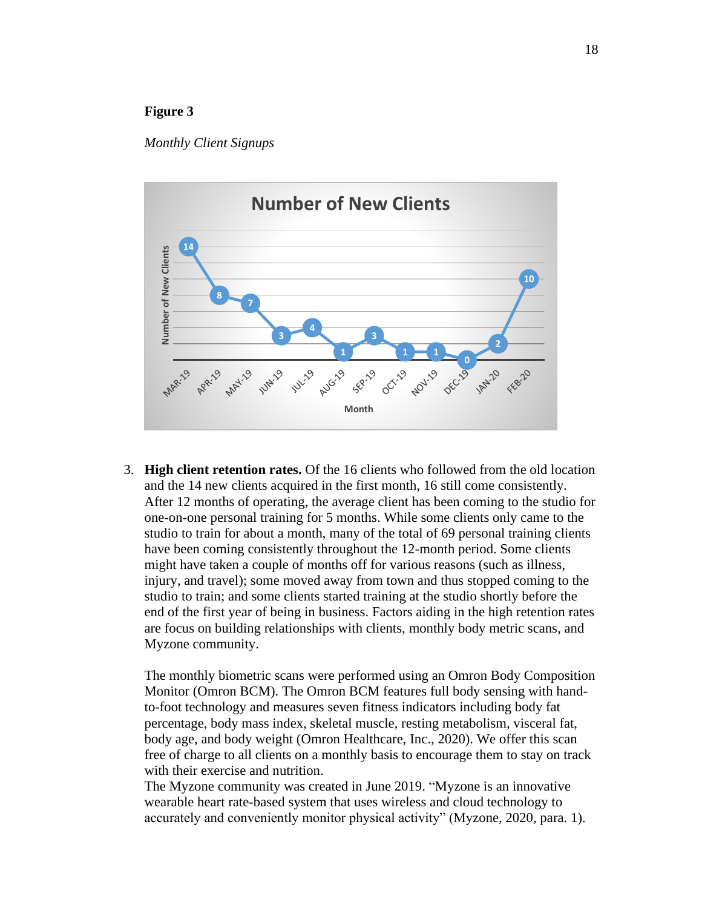**Figure 3**

*Monthly Client Signups*

3. **High client retention rates.** Of the 16 clients who followed from the old location and the 14 new clients acquired in the first month, 16 still come consistently. After 12 months of operating, the average client has been coming to the studio for one-on-one personal training for 5 months. While some clients only came to the studio to train for about a month, many of the total of 69 personal training clients have been coming consistently throughout the 12-month period. Some clients might have taken a couple of months off for various reasons (such as illness, injury, and travel); some moved away from town and thus stopped coming to the studio to train; and some clients started training at the studio shortly before the end of the first year of being in business. Factors aiding in the high retention rates are focus on building relationships with clients, monthly body metric scans, and Myzone community.

   The monthly biometric scans were performed using an Omron Body Composition Monitor (Omron BCM). The Omron BCM features full body sensing with hand-to-foot technology and measures seven fitness indicators including body fat percentage, body mass index, skeletal muscle, resting metabolism, visceral fat, body age, and body weight (Omron Healthcare, Inc., 2020). We offer this scan free of charge to all clients on a monthly basis to encourage them to stay on track with their exercise and nutrition.
   The Myzone community was created in June 2019. "Myzone is an innovative wearable heart rate-based system that uses wireless and cloud technology to accurately and conveniently monitor physical activity" (Myzone, 2020, para. 1).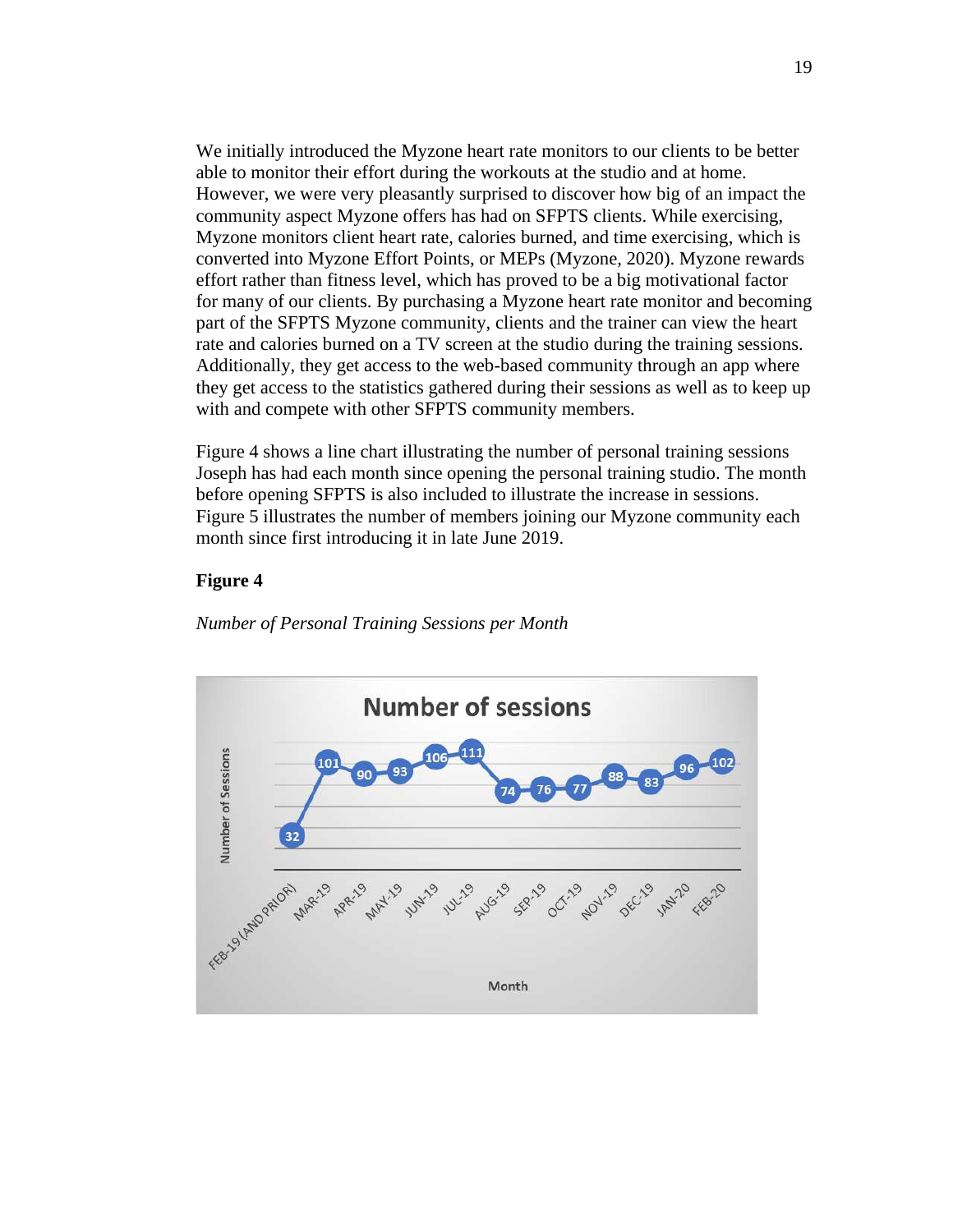We initially introduced the Myzone heart rate monitors to our clients to be better able to monitor their effort during the workouts at the studio and at home. However, we were very pleasantly surprised to discover how big of an impact the community aspect Myzone offers has had on SFPTS clients. While exercising, Myzone monitors client heart rate, calories burned, and time exercising, which is converted into Myzone Effort Points, or MEPs (Myzone, 2020). Myzone rewards effort rather than fitness level, which has proved to be a big motivational factor for many of our clients. By purchasing a Myzone heart rate monitor and becoming part of the SFPTS Myzone community, clients and the trainer can view the heart rate and calories burned on a TV screen at the studio during the training sessions. Additionally, they get access to the web-based community through an app where they get access to the statistics gathered during their sessions as well as to keep up with and compete with other SFPTS community members.

Figure 4 shows a line chart illustrating the number of personal training sessions Joseph has had each month since opening the personal training studio. The month before opening SFPTS is also included to illustrate the increase in sessions. Figure 5 illustrates the number of members joining our Myzone community each month since first introducing it in late June 2019.

**Figure 4**

*Number of Personal Training Sessions per Month*

| Month | Number of Sessions |
|---|---|
| FEB-19 (AND PRIOR) | 32 |
| MAR-19 | 101 |
| APR-19 | 90 |
| MAY-19 | 93 |
| JUN-19 | 106 |
| JUL-19 | 111 |
| AUG-19 | 74 |
| SEP-19 | 76 |
| OCT-19 | 77 |
| NOV-19 | 88 |
| DEC-19 | 83 |
| JAN-20 | 96 |
| FEB-20 | 102 |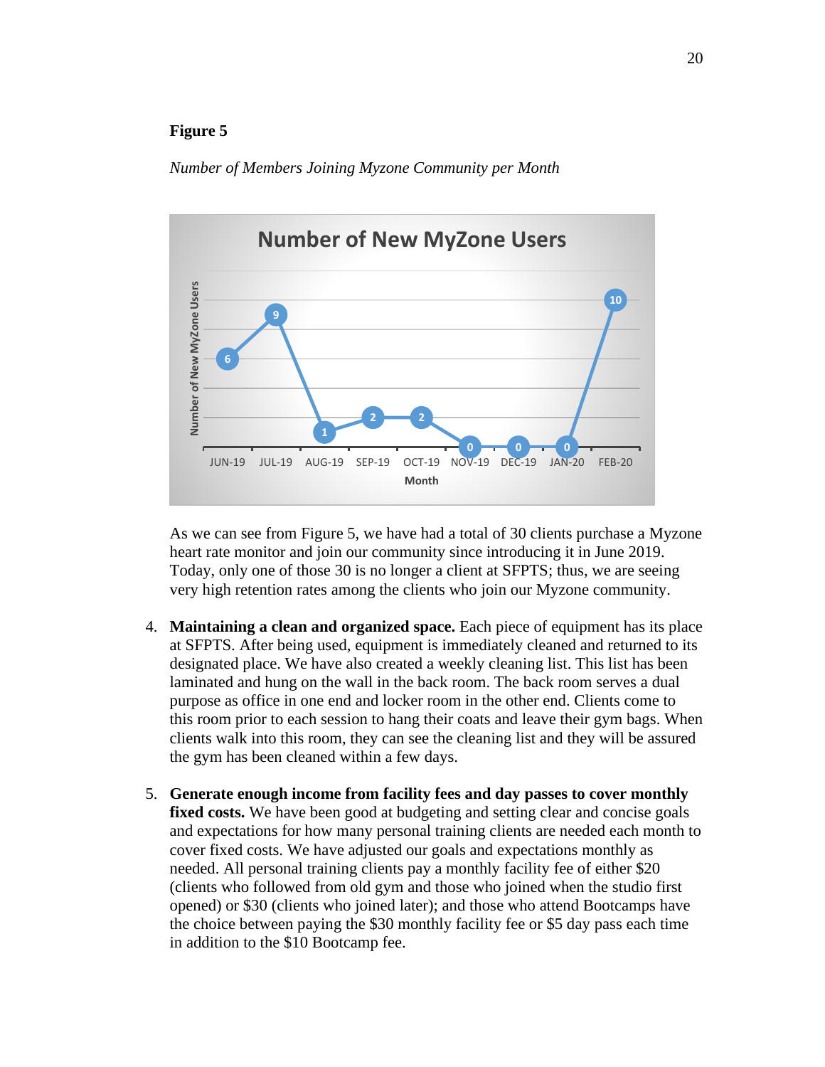**Figure 5**

*Number of Members Joining Myzone Community per Month*

As we can see from Figure 5, we have had a total of 30 clients purchase a Myzone heart rate monitor and join our community since introducing it in June 2019. Today, only one of those 30 is no longer a client at SFPTS; thus, we are seeing very high retention rates among the clients who join our Myzone community.

4. **Maintaining a clean and organized space.** Each piece of equipment has its place at SFPTS. After being used, equipment is immediately cleaned and returned to its designated place. We have also created a weekly cleaning list. This list has been laminated and hung on the wall in the back room. The back room serves a dual purpose as office in one end and locker room in the other end. Clients come to this room prior to each session to hang their coats and leave their gym bags. When clients walk into this room, they can see the cleaning list and they will be assured the gym has been cleaned within a few days.

5. **Generate enough income from facility fees and day passes to cover monthly fixed costs.** We have been good at budgeting and setting clear and concise goals and expectations for how many personal training clients are needed each month to cover fixed costs. We have adjusted our goals and expectations monthly as needed. All personal training clients pay a monthly facility fee of either $20 (clients who followed from old gym and those who joined when the studio first opened) or $30 (clients who joined later); and those who attend Bootcamps have the choice between paying the $30 monthly facility fee or $5 day pass each time in addition to the $10 Bootcamp fee.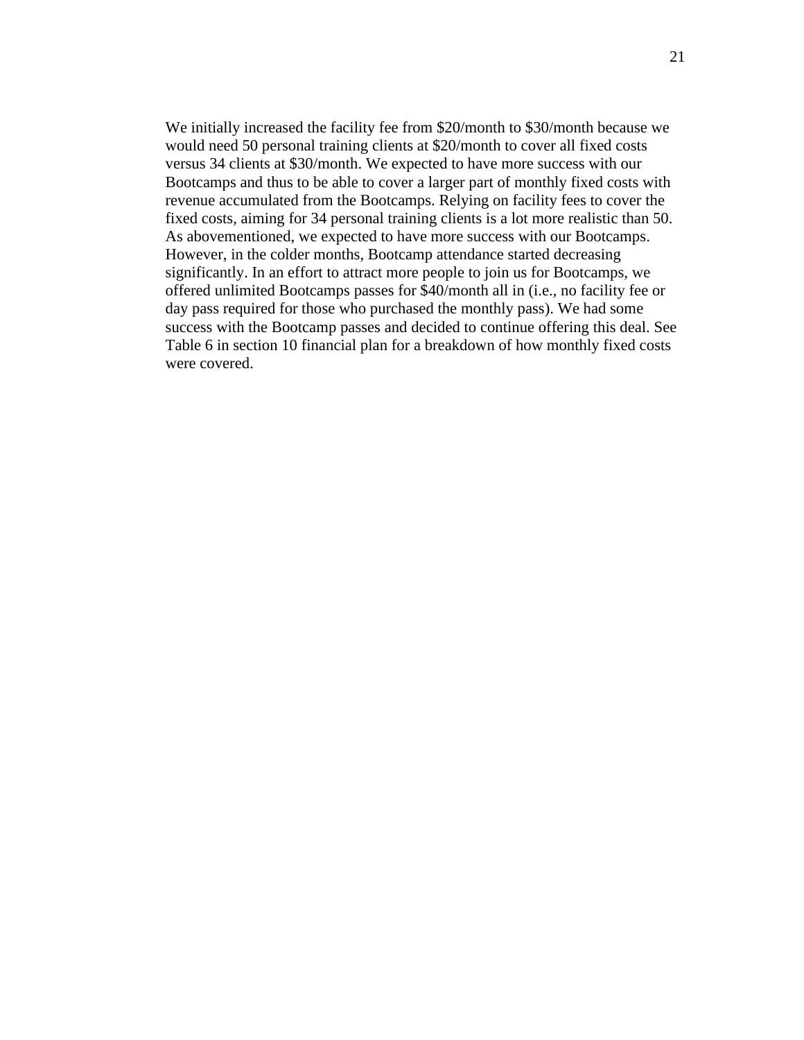We initially increased the facility fee from $20/month to $30/month because we would need 50 personal training clients at $20/month to cover all fixed costs versus 34 clients at $30/month. We expected to have more success with our Bootcamps and thus to be able to cover a larger part of monthly fixed costs with revenue accumulated from the Bootcamps. Relying on facility fees to cover the fixed costs, aiming for 34 personal training clients is a lot more realistic than 50. As abovementioned, we expected to have more success with our Bootcamps. However, in the colder months, Bootcamp attendance started decreasing significantly. In an effort to attract more people to join us for Bootcamps, we offered unlimited Bootcamps passes for $40/month all in (i.e., no facility fee or day pass required for those who purchased the monthly pass). We had some success with the Bootcamp passes and decided to continue offering this deal. See Table 6 in section 10 financial plan for a breakdown of how monthly fixed costs were covered.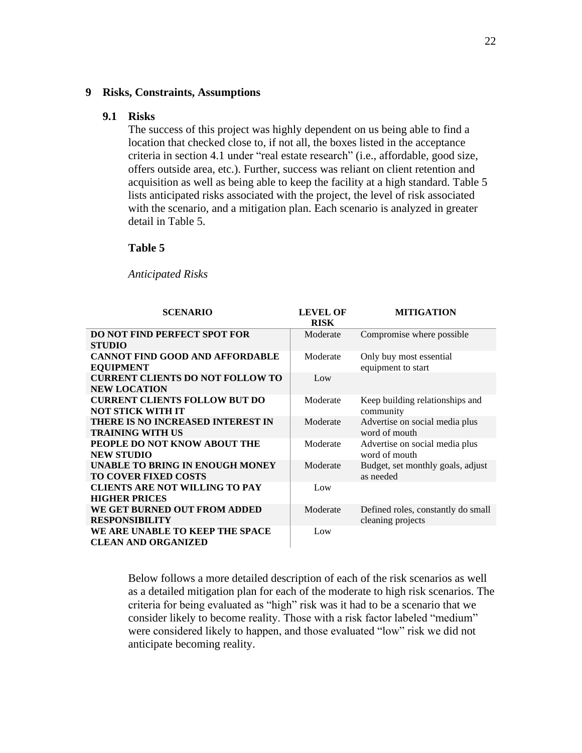## 9 Risks, Constraints, Assumptions

### 9.1 Risks

The success of this project was highly dependent on us being able to find a location that checked close to, if not all, the boxes listed in the acceptance criteria in section 4.1 under "real estate research" (i.e., affordable, good size, offers outside area, etc.). Further, success was reliant on client retention and acquisition as well as being able to keep the facility at a high standard. Table 5 lists anticipated risks associated with the project, the level of risk associated with the scenario, and a mitigation plan. Each scenario is analyzed in greater detail in Table 5.

**Table 5**

*Anticipated Risks*

| SCENARIO | LEVEL OF RISK | MITIGATION |
|---|---|---|
| **DO NOT FIND PERFECT SPOT FOR STUDIO** | Moderate | Compromise where possible |
| **CANNOT FIND GOOD AND AFFORDABLE EQUIPMENT** | Moderate | Only buy most essential equipment to start |
| **CURRENT CLIENTS DO NOT FOLLOW TO NEW LOCATION** | Low | |
| **CURRENT CLIENTS FOLLOW BUT DO NOT STICK WITH IT** | Moderate | Keep building relationships and community |
| **THERE IS NO INCREASED INTEREST IN TRAINING WITH US** | Moderate | Advertise on social media plus word of mouth |
| **PEOPLE DO NOT KNOW ABOUT THE NEW STUDIO** | Moderate | Advertise on social media plus word of mouth |
| **UNABLE TO BRING IN ENOUGH MONEY TO COVER FIXED COSTS** | Moderate | Budget, set monthly goals, adjust as needed |
| **CLIENTS ARE NOT WILLING TO PAY HIGHER PRICES** | Low | |
| **WE GET BURNED OUT FROM ADDED RESPONSIBILITY** | Moderate | Defined roles, constantly do small cleaning projects |
| **WE ARE UNABLE TO KEEP THE SPACE CLEAN AND ORGANIZED** | Low | |

Below follows a more detailed description of each of the risk scenarios as well as a detailed mitigation plan for each of the moderate to high risk scenarios. The criteria for being evaluated as "high" risk was it had to be a scenario that we consider likely to become reality. Those with a risk factor labeled "medium" were considered likely to happen, and those evaluated "low" risk we did not anticipate becoming reality.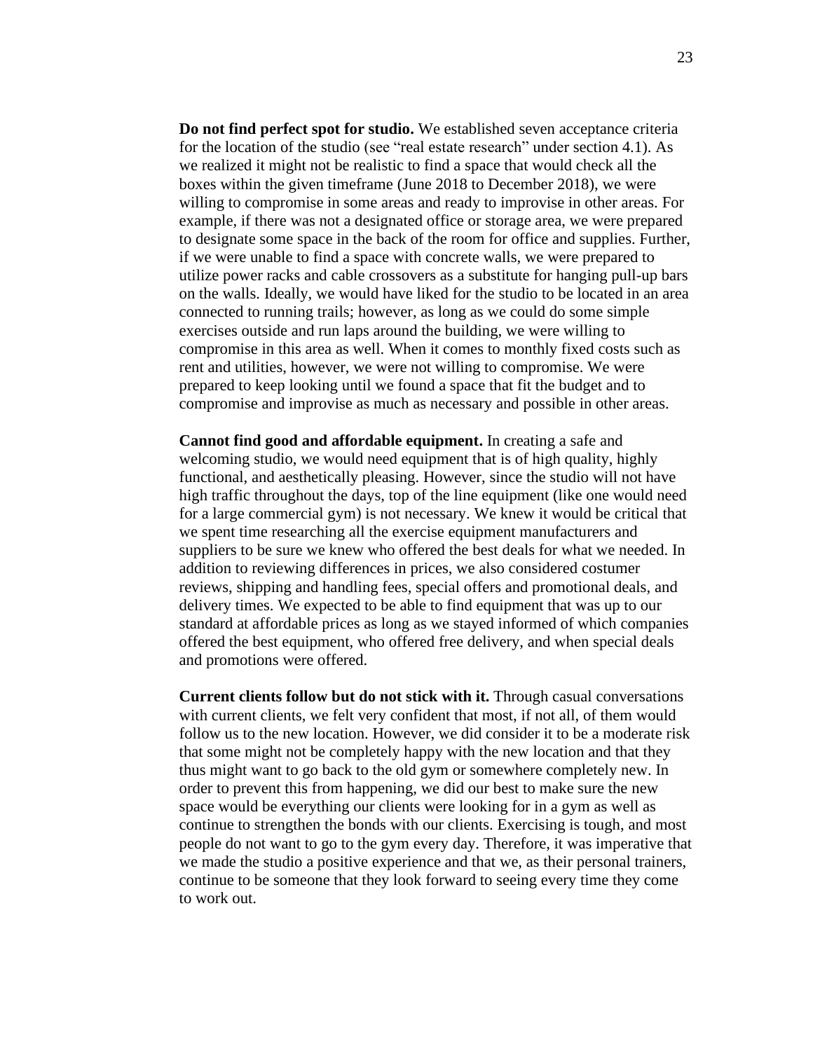**Do not find perfect spot for studio.** We established seven acceptance criteria for the location of the studio (see "real estate research" under section 4.1). As we realized it might not be realistic to find a space that would check all the boxes within the given timeframe (June 2018 to December 2018), we were willing to compromise in some areas and ready to improvise in other areas. For example, if there was not a designated office or storage area, we were prepared to designate some space in the back of the room for office and supplies. Further, if we were unable to find a space with concrete walls, we were prepared to utilize power racks and cable crossovers as a substitute for hanging pull-up bars on the walls. Ideally, we would have liked for the studio to be located in an area connected to running trails; however, as long as we could do some simple exercises outside and run laps around the building, we were willing to compromise in this area as well. When it comes to monthly fixed costs such as rent and utilities, however, we were not willing to compromise. We were prepared to keep looking until we found a space that fit the budget and to compromise and improvise as much as necessary and possible in other areas.

**Cannot find good and affordable equipment.** In creating a safe and welcoming studio, we would need equipment that is of high quality, highly functional, and aesthetically pleasing. However, since the studio will not have high traffic throughout the days, top of the line equipment (like one would need for a large commercial gym) is not necessary. We knew it would be critical that we spent time researching all the exercise equipment manufacturers and suppliers to be sure we knew who offered the best deals for what we needed. In addition to reviewing differences in prices, we also considered costumer reviews, shipping and handling fees, special offers and promotional deals, and delivery times. We expected to be able to find equipment that was up to our standard at affordable prices as long as we stayed informed of which companies offered the best equipment, who offered free delivery, and when special deals and promotions were offered.

**Current clients follow but do not stick with it.** Through casual conversations with current clients, we felt very confident that most, if not all, of them would follow us to the new location. However, we did consider it to be a moderate risk that some might not be completely happy with the new location and that they thus might want to go back to the old gym or somewhere completely new. In order to prevent this from happening, we did our best to make sure the new space would be everything our clients were looking for in a gym as well as continue to strengthen the bonds with our clients. Exercising is tough, and most people do not want to go to the gym every day. Therefore, it was imperative that we made the studio a positive experience and that we, as their personal trainers, continue to be someone that they look forward to seeing every time they come to work out.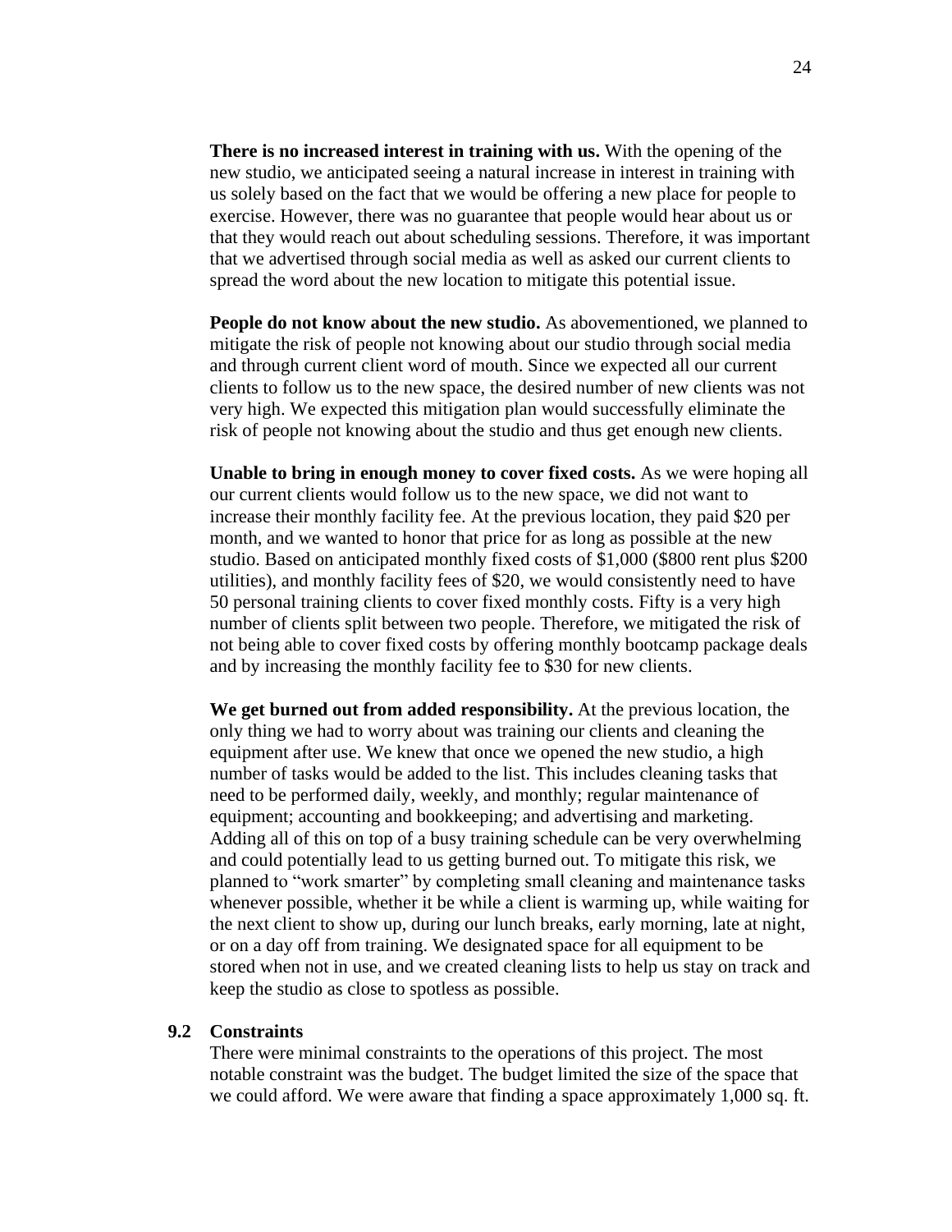**There is no increased interest in training with us.** With the opening of the new studio, we anticipated seeing a natural increase in interest in training with us solely based on the fact that we would be offering a new place for people to exercise. However, there was no guarantee that people would hear about us or that they would reach out about scheduling sessions. Therefore, it was important that we advertised through social media as well as asked our current clients to spread the word about the new location to mitigate this potential issue.

**People do not know about the new studio.** As abovementioned, we planned to mitigate the risk of people not knowing about our studio through social media and through current client word of mouth. Since we expected all our current clients to follow us to the new space, the desired number of new clients was not very high. We expected this mitigation plan would successfully eliminate the risk of people not knowing about the studio and thus get enough new clients.

**Unable to bring in enough money to cover fixed costs.** As we were hoping all our current clients would follow us to the new space, we did not want to increase their monthly facility fee. At the previous location, they paid $20 per month, and we wanted to honor that price for as long as possible at the new studio. Based on anticipated monthly fixed costs of $1,000 ($800 rent plus $200 utilities), and monthly facility fees of $20, we would consistently need to have 50 personal training clients to cover fixed monthly costs. Fifty is a very high number of clients split between two people. Therefore, we mitigated the risk of not being able to cover fixed costs by offering monthly bootcamp package deals and by increasing the monthly facility fee to $30 for new clients.

**We get burned out from added responsibility.** At the previous location, the only thing we had to worry about was training our clients and cleaning the equipment after use. We knew that once we opened the new studio, a high number of tasks would be added to the list. This includes cleaning tasks that need to be performed daily, weekly, and monthly; regular maintenance of equipment; accounting and bookkeeping; and advertising and marketing. Adding all of this on top of a busy training schedule can be very overwhelming and could potentially lead to us getting burned out. To mitigate this risk, we planned to "work smarter" by completing small cleaning and maintenance tasks whenever possible, whether it be while a client is warming up, while waiting for the next client to show up, during our lunch breaks, early morning, late at night, or on a day off from training. We designated space for all equipment to be stored when not in use, and we created cleaning lists to help us stay on track and keep the studio as close to spotless as possible.

### 9.2 Constraints

There were minimal constraints to the operations of this project. The most notable constraint was the budget. The budget limited the size of the space that we could afford. We were aware that finding a space approximately 1,000 sq. ft.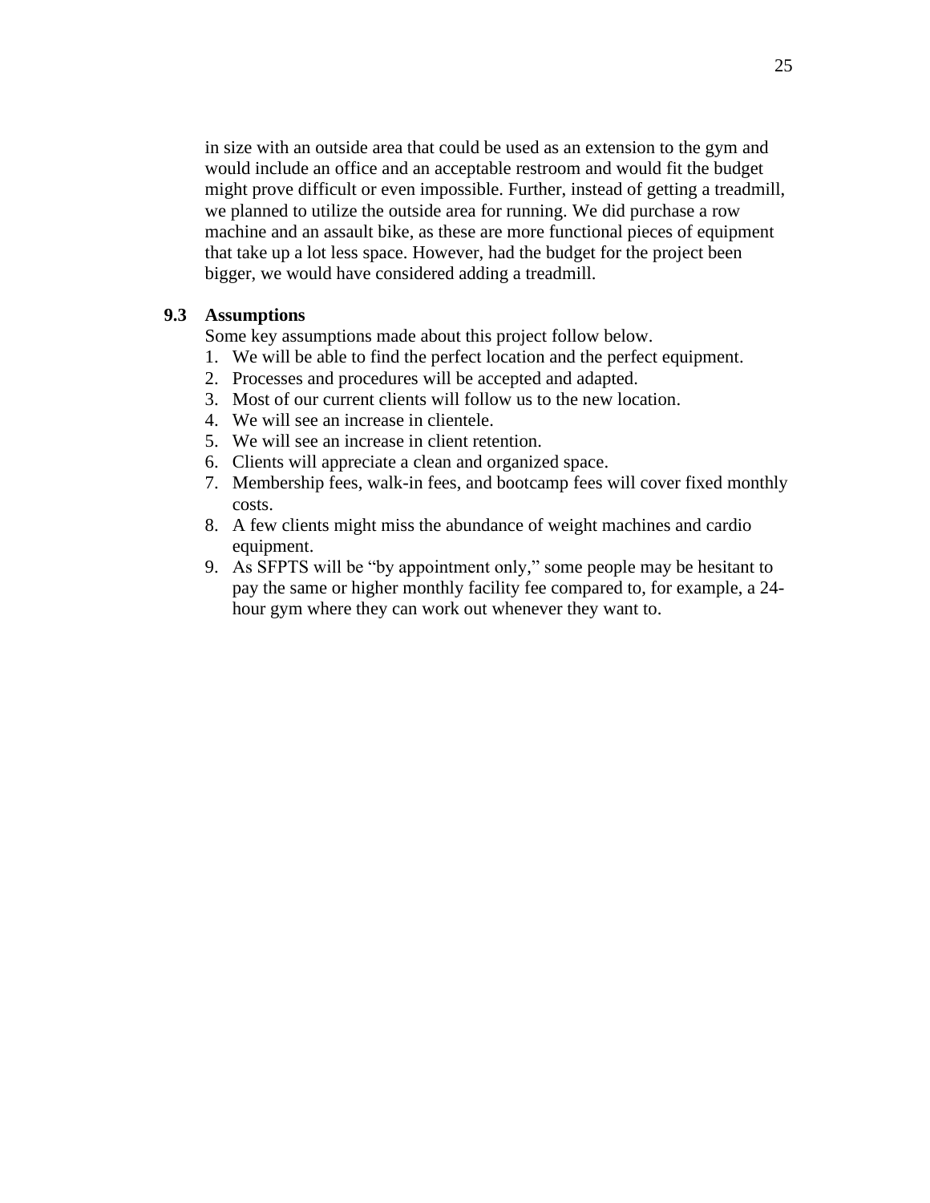in size with an outside area that could be used as an extension to the gym and would include an office and an acceptable restroom and would fit the budget might prove difficult or even impossible. Further, instead of getting a treadmill, we planned to utilize the outside area for running. We did purchase a row machine and an assault bike, as these are more functional pieces of equipment that take up a lot less space. However, had the budget for the project been bigger, we would have considered adding a treadmill.

### 9.3 Assumptions

Some key assumptions made about this project follow below.

1. We will be able to find the perfect location and the perfect equipment.
2. Processes and procedures will be accepted and adapted.
3. Most of our current clients will follow us to the new location.
4. We will see an increase in clientele.
5. We will see an increase in client retention.
6. Clients will appreciate a clean and organized space.
7. Membership fees, walk-in fees, and bootcamp fees will cover fixed monthly costs.
8. A few clients might miss the abundance of weight machines and cardio equipment.
9. As SFPTS will be "by appointment only," some people may be hesitant to pay the same or higher monthly facility fee compared to, for example, a 24-hour gym where they can work out whenever they want to.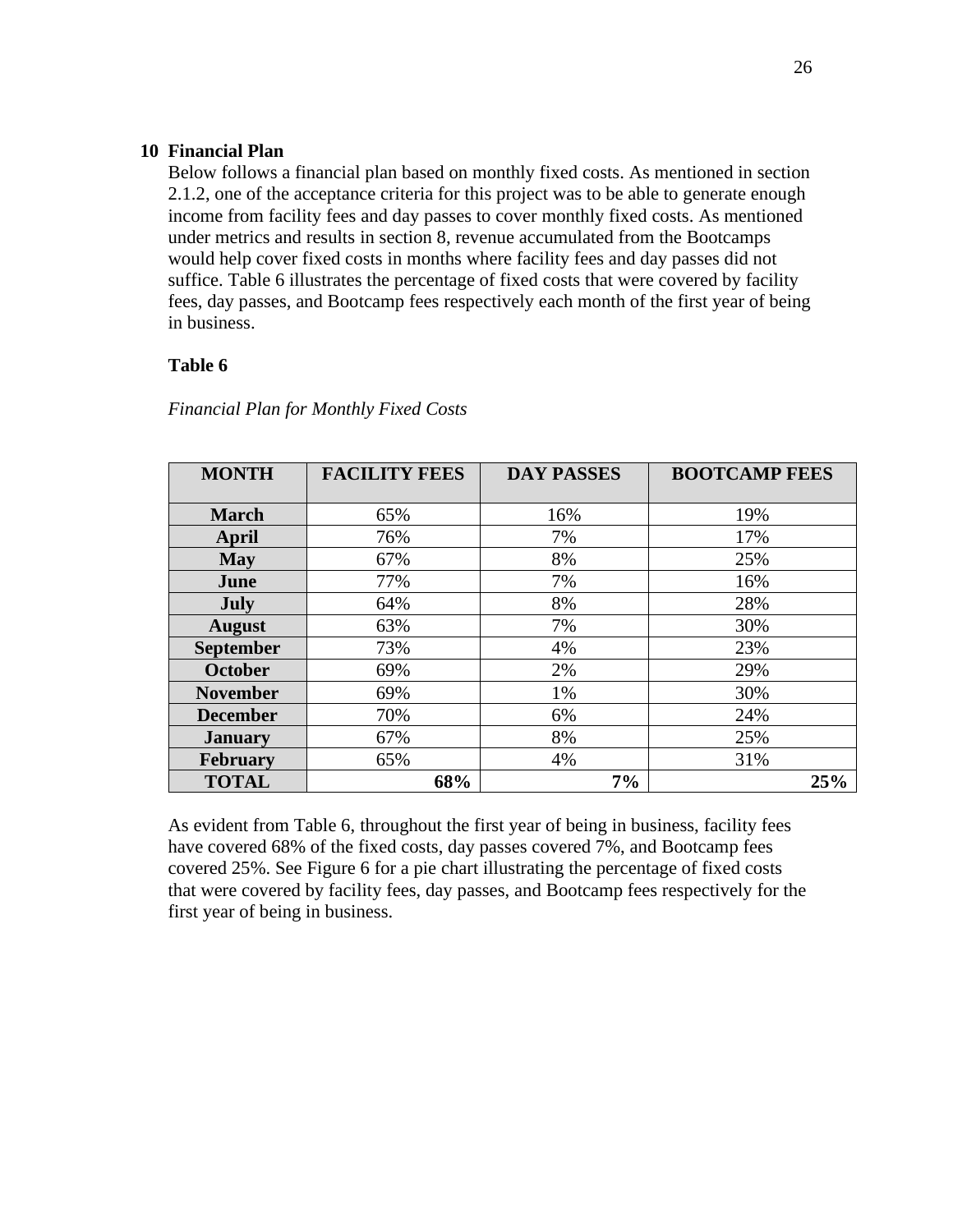## 10 Financial Plan

Below follows a financial plan based on monthly fixed costs. As mentioned in section 2.1.2, one of the acceptance criteria for this project was to be able to generate enough income from facility fees and day passes to cover monthly fixed costs. As mentioned under metrics and results in section 8, revenue accumulated from the Bootcamps would help cover fixed costs in months where facility fees and day passes did not suffice. Table 6 illustrates the percentage of fixed costs that were covered by facility fees, day passes, and Bootcamp fees respectively each month of the first year of being in business.

**Table 6**

*Financial Plan for Monthly Fixed Costs*

| MONTH | FACILITY FEES | DAY PASSES | BOOTCAMP FEES |
|---|---|---|---|
| **March** | 65% | 16% | 19% |
| **April** | 76% | 7% | 17% |
| **May** | 67% | 8% | 25% |
| **June** | 77% | 7% | 16% |
| **July** | 64% | 8% | 28% |
| **August** | 63% | 7% | 30% |
| **September** | 73% | 4% | 23% |
| **October** | 69% | 2% | 29% |
| **November** | 69% | 1% | 30% |
| **December** | 70% | 6% | 24% |
| **January** | 67% | 8% | 25% |
| **February** | 65% | 4% | 31% |
| **TOTAL** | **68%** | **7%** | **25%** |

As evident from Table 6, throughout the first year of being in business, facility fees have covered 68% of the fixed costs, day passes covered 7%, and Bootcamp fees covered 25%. See Figure 6 for a pie chart illustrating the percentage of fixed costs that were covered by facility fees, day passes, and Bootcamp fees respectively for the first year of being in business.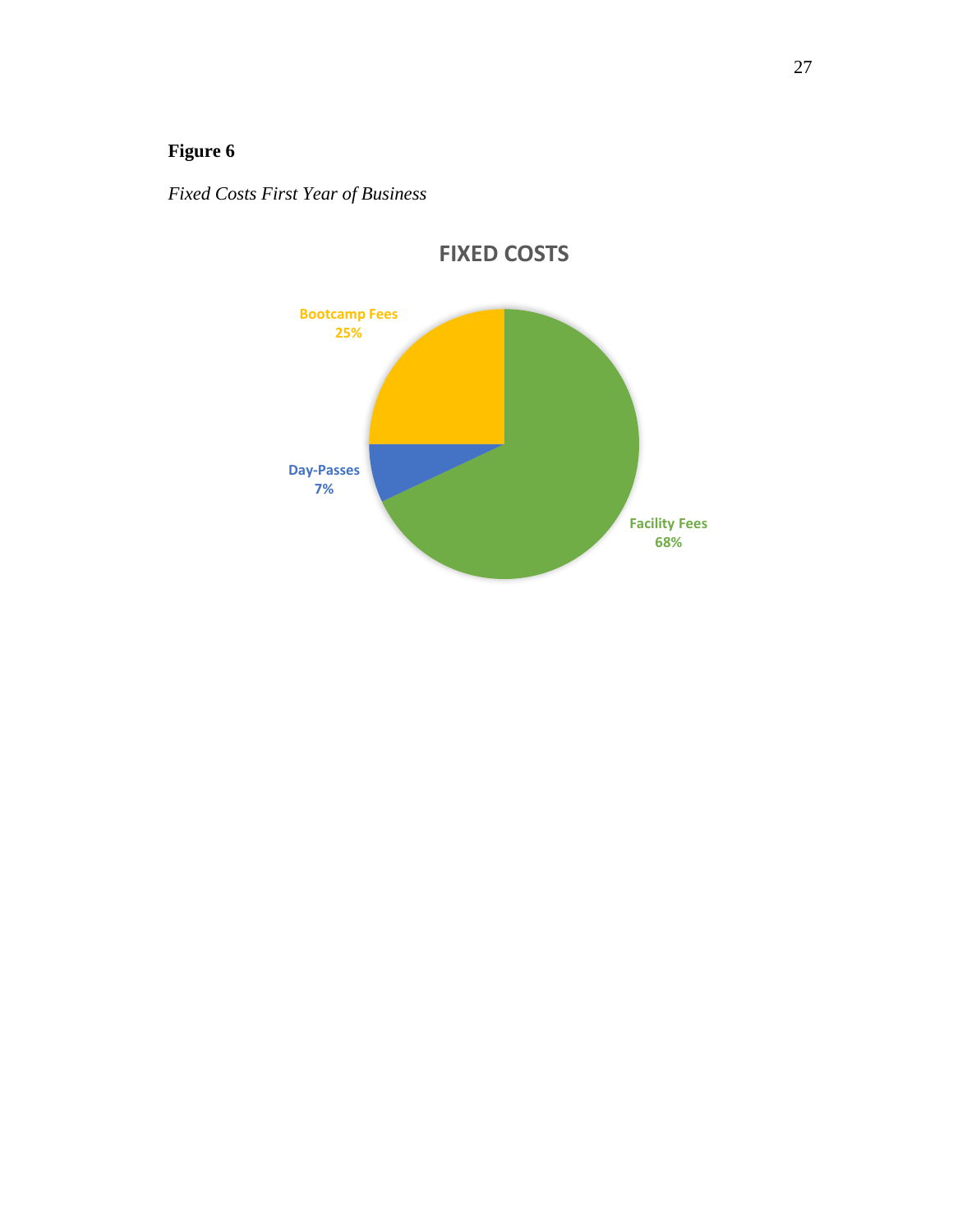**Figure 6**

*Fixed Costs First Year of Business*

**FIXED COSTS**

Bootcamp Fees 25%

Day-Passes 7%

Facility Fees 68%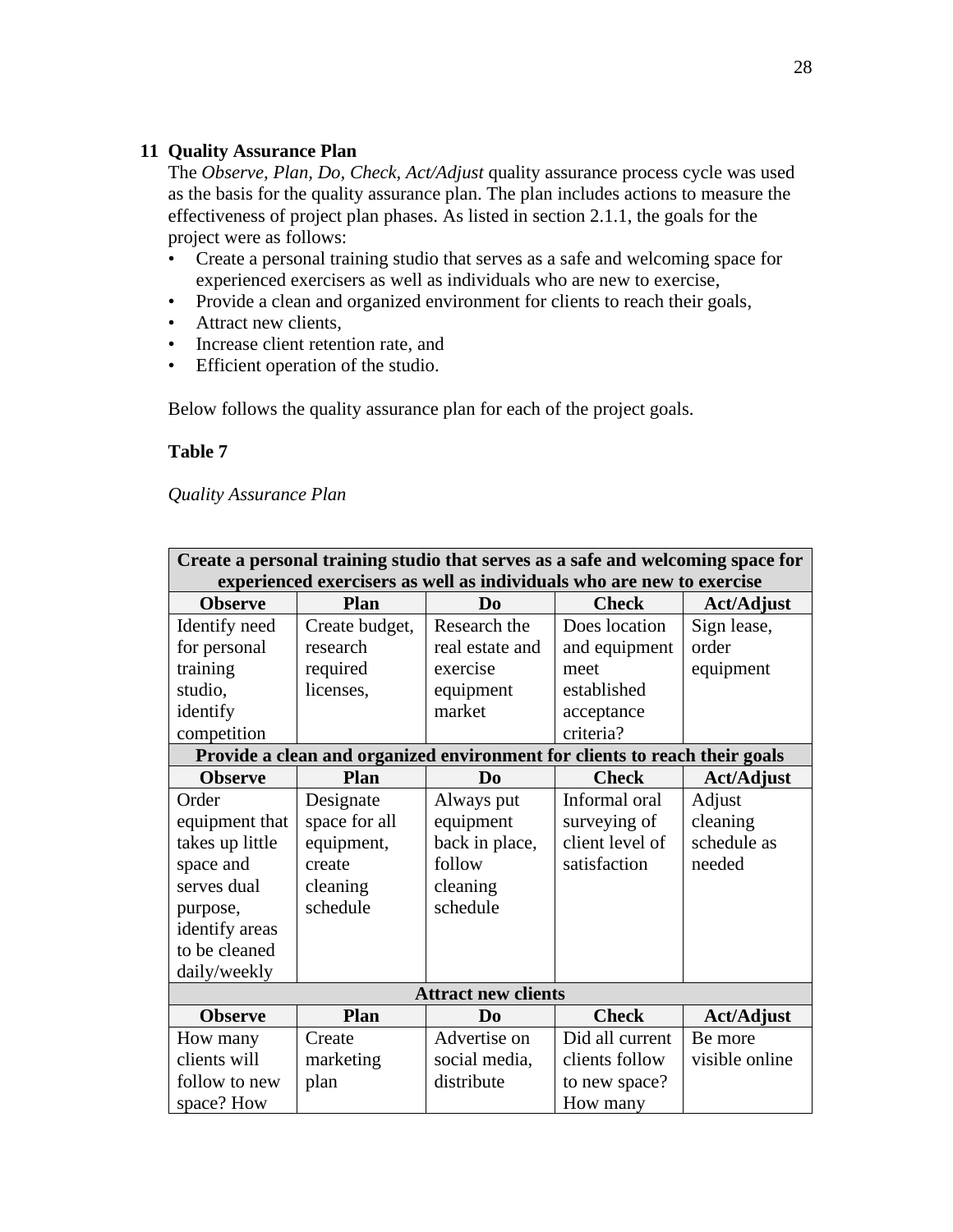## 11 Quality Assurance Plan

The *Observe, Plan, Do, Check, Act/Adjust* quality assurance process cycle was used as the basis for the quality assurance plan. The plan includes actions to measure the effectiveness of project plan phases. As listed in section 2.1.1, the goals for the project were as follows:

- Create a personal training studio that serves as a safe and welcoming space for experienced exercisers as well as individuals who are new to exercise,
- Provide a clean and organized environment for clients to reach their goals,
- Attract new clients,
- Increase client retention rate, and
- Efficient operation of the studio.

Below follows the quality assurance plan for each of the project goals.

**Table 7**

*Quality Assurance Plan*

| **Create a personal training studio that serves as a safe and welcoming space for experienced exercisers as well as individuals who are new to exercise** | | | | |
|---|---|---|---|---|
| **Observe** | **Plan** | **Do** | **Check** | **Act/Adjust** |
| Identify need for personal training studio, identify competition | Create budget, research required licenses, | Research the real estate and exercise equipment market | Does location and equipment meet established acceptance criteria? | Sign lease, order equipment |
| **Provide a clean and organized environment for clients to reach their goals** | | | | |
| **Observe** | **Plan** | **Do** | **Check** | **Act/Adjust** |
| Order equipment that takes up little space and serves dual purpose, identify areas to be cleaned daily/weekly | Designate space for all equipment, create cleaning schedule | Always put equipment back in place, follow cleaning schedule | Informal oral surveying of client level of satisfaction | Adjust cleaning schedule as needed |
| **Attract new clients** | | | | |
| **Observe** | **Plan** | **Do** | **Check** | **Act/Adjust** |
| How many clients will follow to new space? How | Create marketing plan | Advertise on social media, distribute | Did all current clients follow to new space? How many | Be more visible online |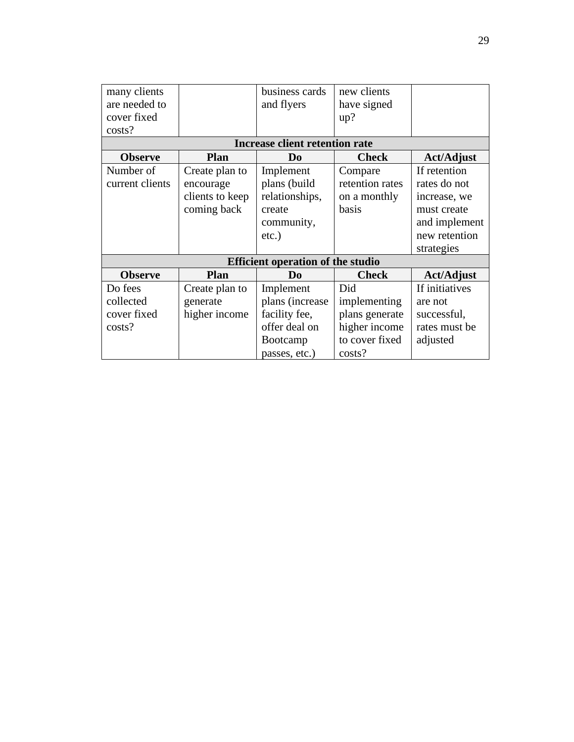| many clients are needed to cover fixed costs? | | business cards and flyers | new clients have signed up? | |
|---|---|---|---|---|
| **Increase client retention rate** | | | | |
| **Observe** | **Plan** | **Do** | **Check** | **Act/Adjust** |
| Number of current clients | Create plan to encourage clients to keep coming back | Implement plans (build relationships, create community, etc.) | Compare retention rates on a monthly basis | If retention rates do not increase, we must create and implement new retention strategies |
| **Efficient operation of the studio** | | | | |
| **Observe** | **Plan** | **Do** | **Check** | **Act/Adjust** |
| Do fees collected cover fixed costs? | Create plan to generate higher income | Implement plans (increase facility fee, offer deal on Bootcamp passes, etc.) | Did implementing plans generate higher income to cover fixed costs? | If initiatives are not successful, rates must be adjusted |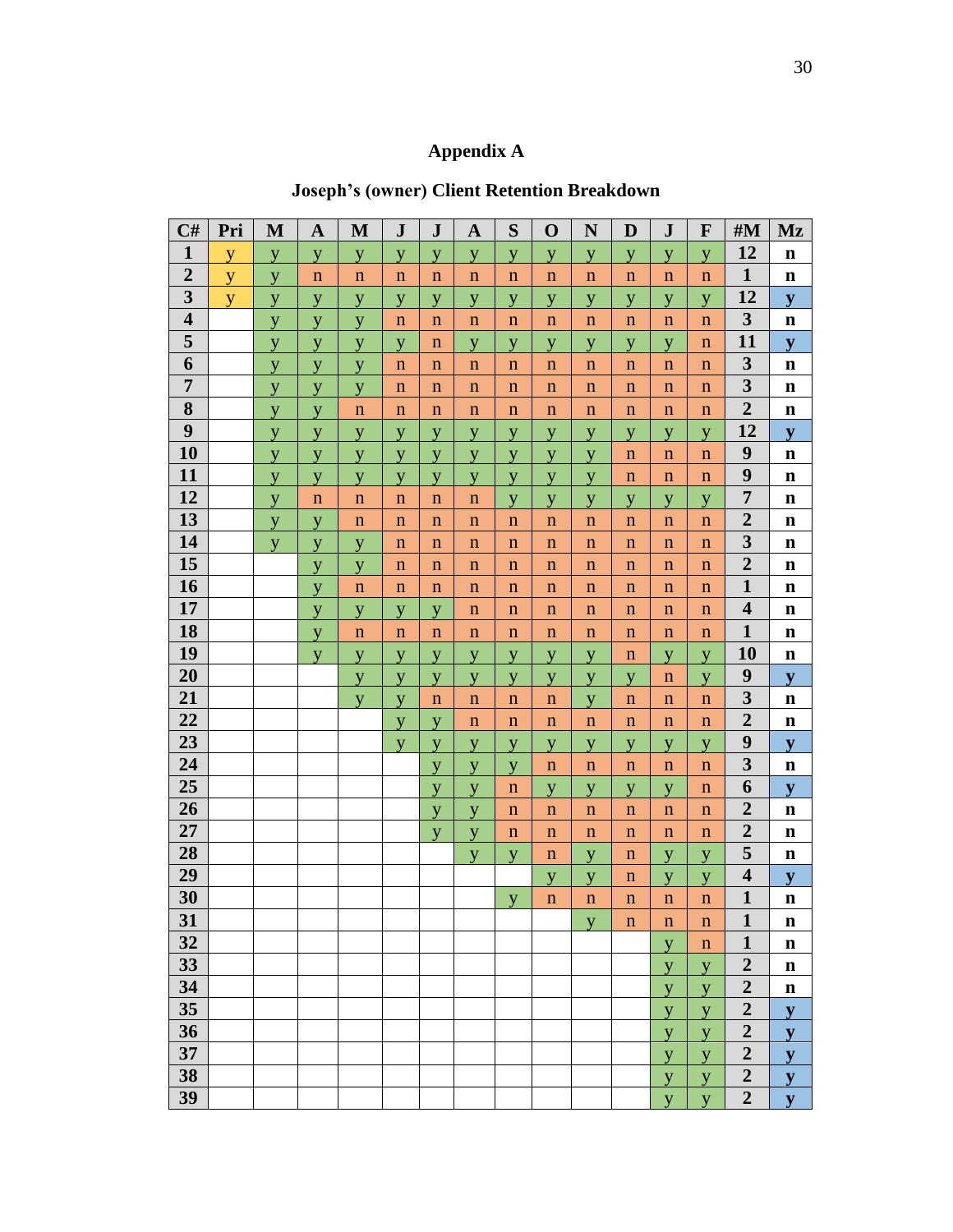# Appendix A

## Joseph's (owner) Client Retention Breakdown

| C# | Pri | M | A | M | J | J | A | S | O | N | D | J | F | #M | Mz |
|---|---|---|---|---|---|---|---|---|---|---|---|---|---|---|---|
| 1 | y | y | y | y | y | y | y | y | y | y | y | y | y | 12 | n |
| 2 | y | y | n | n | n | n | n | n | n | n | n | n | n | 1 | n |
| 3 | y | y | y | y | y | y | y | y | y | y | y | y | y | 12 | y |
| 4 | | y | y | y | n | n | n | n | n | n | n | n | n | 3 | n |
| 5 | | y | y | y | y | n | y | y | y | y | y | y | n | 11 | y |
| 6 | | y | y | y | n | n | n | n | n | n | n | n | n | 3 | n |
| 7 | | y | y | y | n | n | n | n | n | n | n | n | n | 3 | n |
| 8 | | y | y | n | n | n | n | n | n | n | n | n | n | 2 | n |
| 9 | | y | y | y | y | y | y | y | y | y | y | y | y | 12 | y |
| 10 | | y | y | y | y | y | y | y | y | y | n | n | n | 9 | n |
| 11 | | y | y | y | y | y | y | y | y | y | n | n | n | 9 | n |
| 12 | | y | n | n | n | n | n | y | y | y | y | y | y | 7 | n |
| 13 | | y | y | n | n | n | n | n | n | n | n | n | n | 2 | n |
| 14 | | y | y | y | n | n | n | n | n | n | n | n | n | 3 | n |
| 15 | | | y | y | n | n | n | n | n | n | n | n | n | 2 | n |
| 16 | | | y | n | n | n | n | n | n | n | n | n | n | 1 | n |
| 17 | | | y | y | y | y | n | n | n | n | n | n | n | 4 | n |
| 18 | | | y | n | n | n | n | n | n | n | n | n | n | 1 | n |
| 19 | | | y | y | y | y | y | y | y | y | n | y | y | 10 | n |
| 20 | | | | y | y | y | y | y | y | y | y | n | y | 9 | y |
| 21 | | | | y | y | n | n | n | n | y | n | n | n | 3 | n |
| 22 | | | | | y | y | n | n | n | n | n | n | n | 2 | n |
| 23 | | | | | y | y | y | y | y | y | y | y | y | 9 | y |
| 24 | | | | | | y | y | y | n | n | n | n | n | 3 | n |
| 25 | | | | | | y | y | n | y | y | y | y | n | 6 | y |
| 26 | | | | | | y | y | n | n | n | n | n | n | 2 | n |
| 27 | | | | | | y | y | n | n | n | n | n | n | 2 | n |
| 28 | | | | | | | y | y | n | y | n | y | y | 5 | n |
| 29 | | | | | | | | | y | y | n | y | y | 4 | y |
| 30 | | | | | | | | y | n | n | n | n | n | 1 | n |
| 31 | | | | | | | | | | y | n | n | n | 1 | n |
| 32 | | | | | | | | | | | | y | n | 1 | n |
| 33 | | | | | | | | | | | | y | y | 2 | n |
| 34 | | | | | | | | | | | | y | y | 2 | n |
| 35 | | | | | | | | | | | | y | y | 2 | y |
| 36 | | | | | | | | | | | | y | y | 2 | y |
| 37 | | | | | | | | | | | | y | y | 2 | y |
| 38 | | | | | | | | | | | | y | y | 2 | y |
| 39 | | | | | | | | | | | | y | y | 2 | y |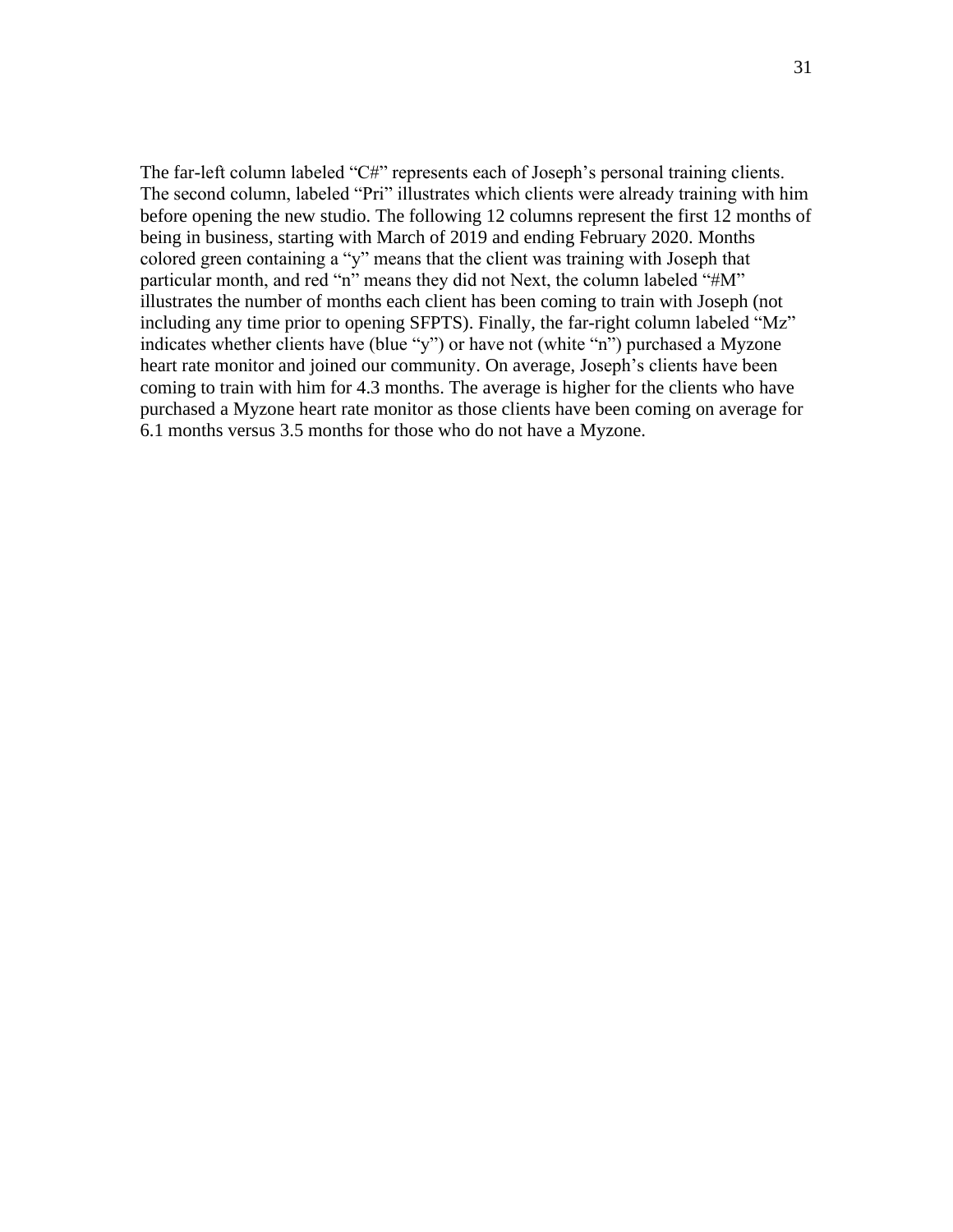The far-left column labeled “C#” represents each of Joseph’s personal training clients. The second column, labeled “Pri” illustrates which clients were already training with him before opening the new studio. The following 12 columns represent the first 12 months of being in business, starting with March of 2019 and ending February 2020. Months colored green containing a “y” means that the client was training with Joseph that particular month, and red “n” means they did not Next, the column labeled “#M” illustrates the number of months each client has been coming to train with Joseph (not including any time prior to opening SFPTS). Finally, the far-right column labeled “Mz” indicates whether clients have (blue “y”) or have not (white “n”) purchased a Myzone heart rate monitor and joined our community. On average, Joseph’s clients have been coming to train with him for 4.3 months. The average is higher for the clients who have purchased a Myzone heart rate monitor as those clients have been coming on average for 6.1 months versus 3.5 months for those who do not have a Myzone.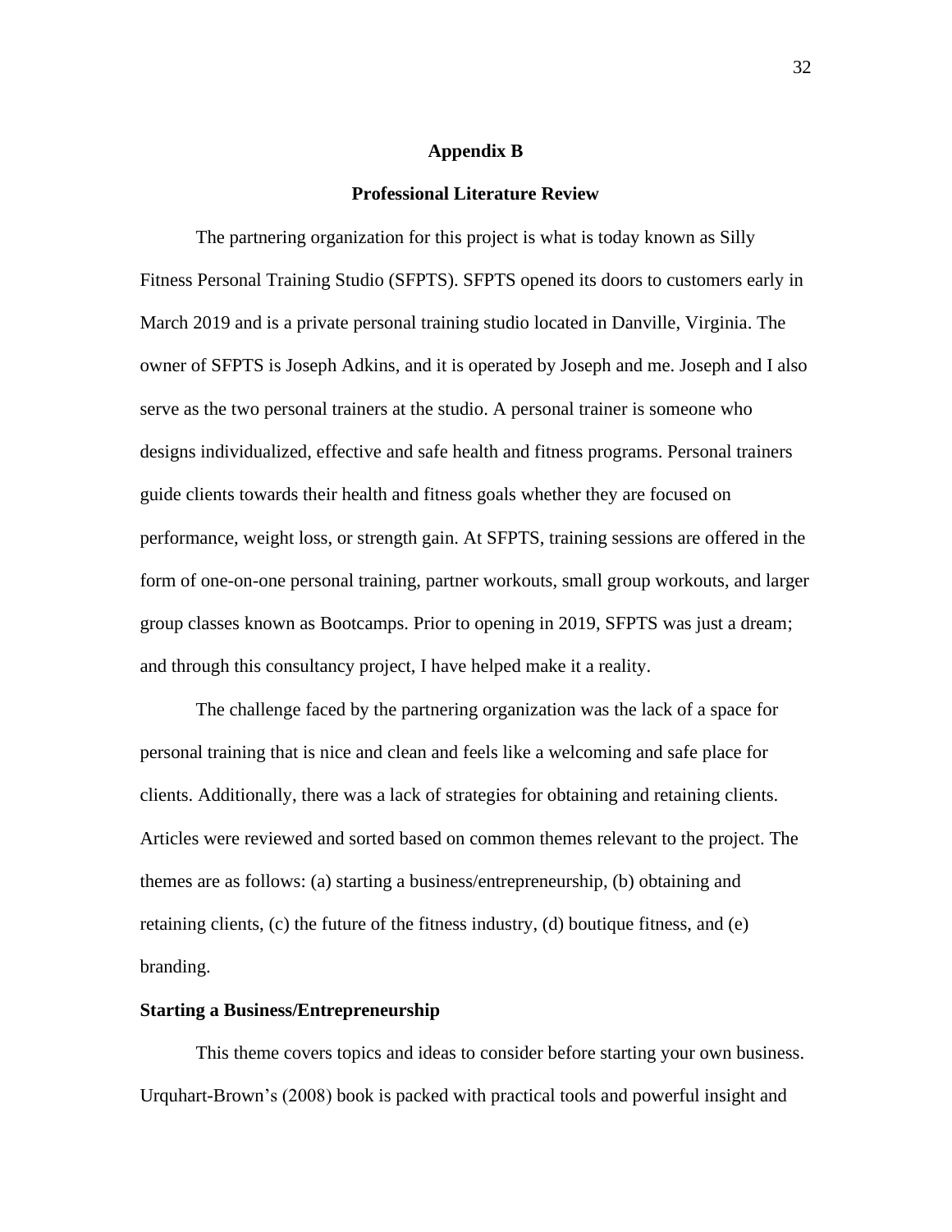# Appendix B

## Professional Literature Review

The partnering organization for this project is what is today known as Silly Fitness Personal Training Studio (SFPTS). SFPTS opened its doors to customers early in March 2019 and is a private personal training studio located in Danville, Virginia. The owner of SFPTS is Joseph Adkins, and it is operated by Joseph and me. Joseph and I also serve as the two personal trainers at the studio. A personal trainer is someone who designs individualized, effective and safe health and fitness programs. Personal trainers guide clients towards their health and fitness goals whether they are focused on performance, weight loss, or strength gain. At SFPTS, training sessions are offered in the form of one-on-one personal training, partner workouts, small group workouts, and larger group classes known as Bootcamps. Prior to opening in 2019, SFPTS was just a dream; and through this consultancy project, I have helped make it a reality.

The challenge faced by the partnering organization was the lack of a space for personal training that is nice and clean and feels like a welcoming and safe place for clients. Additionally, there was a lack of strategies for obtaining and retaining clients. Articles were reviewed and sorted based on common themes relevant to the project. The themes are as follows: (a) starting a business/entrepreneurship, (b) obtaining and retaining clients, (c) the future of the fitness industry, (d) boutique fitness, and (e) branding.

### Starting a Business/Entrepreneurship

This theme covers topics and ideas to consider before starting your own business. Urquhart-Brown's (2008) book is packed with practical tools and powerful insight and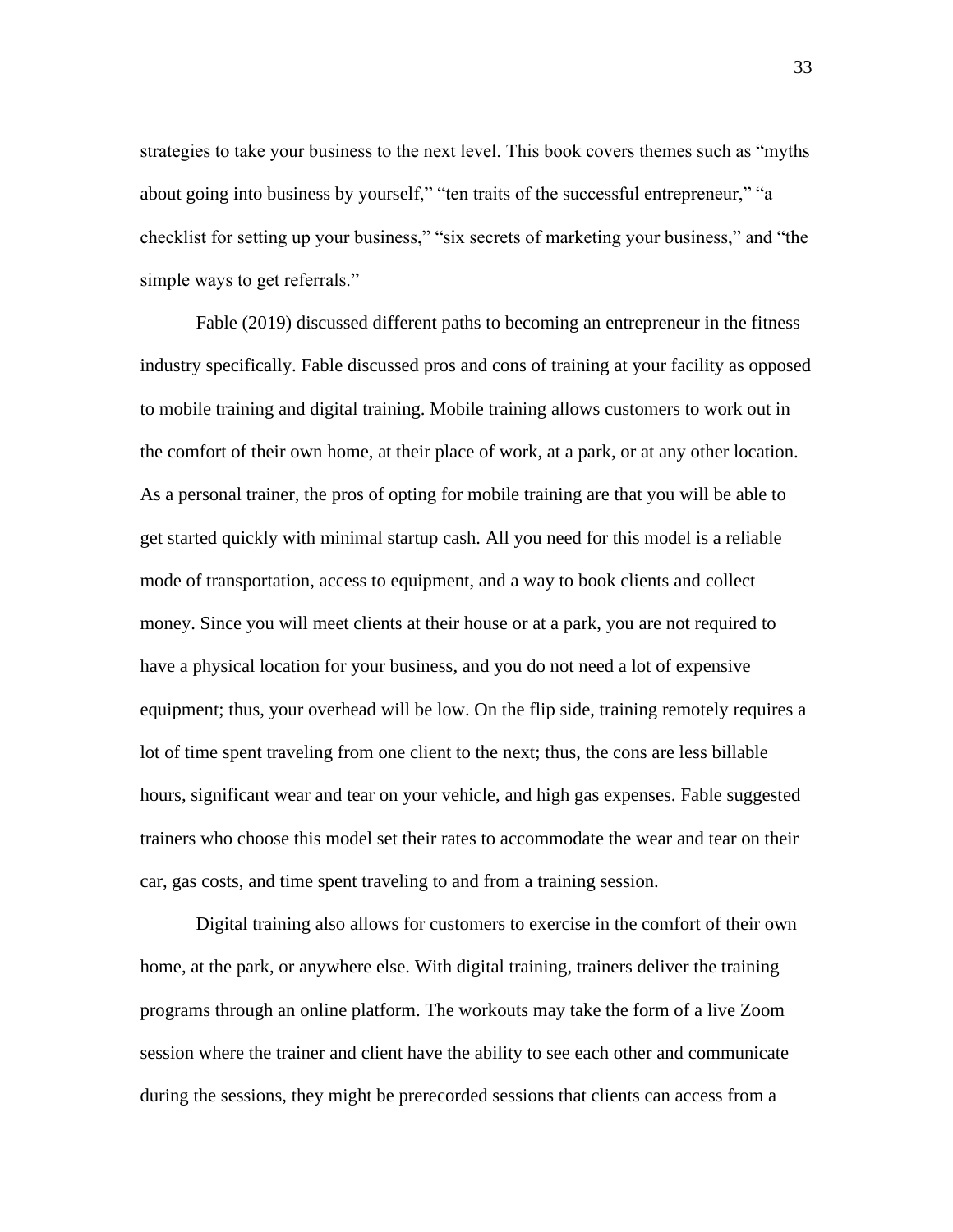strategies to take your business to the next level. This book covers themes such as "myths about going into business by yourself," "ten traits of the successful entrepreneur," "a checklist for setting up your business," "six secrets of marketing your business," and "the simple ways to get referrals."

Fable (2019) discussed different paths to becoming an entrepreneur in the fitness industry specifically. Fable discussed pros and cons of training at your facility as opposed to mobile training and digital training. Mobile training allows customers to work out in the comfort of their own home, at their place of work, at a park, or at any other location. As a personal trainer, the pros of opting for mobile training are that you will be able to get started quickly with minimal startup cash. All you need for this model is a reliable mode of transportation, access to equipment, and a way to book clients and collect money. Since you will meet clients at their house or at a park, you are not required to have a physical location for your business, and you do not need a lot of expensive equipment; thus, your overhead will be low. On the flip side, training remotely requires a lot of time spent traveling from one client to the next; thus, the cons are less billable hours, significant wear and tear on your vehicle, and high gas expenses. Fable suggested trainers who choose this model set their rates to accommodate the wear and tear on their car, gas costs, and time spent traveling to and from a training session.

Digital training also allows for customers to exercise in the comfort of their own home, at the park, or anywhere else. With digital training, trainers deliver the training programs through an online platform. The workouts may take the form of a live Zoom session where the trainer and client have the ability to see each other and communicate during the sessions, they might be prerecorded sessions that clients can access from a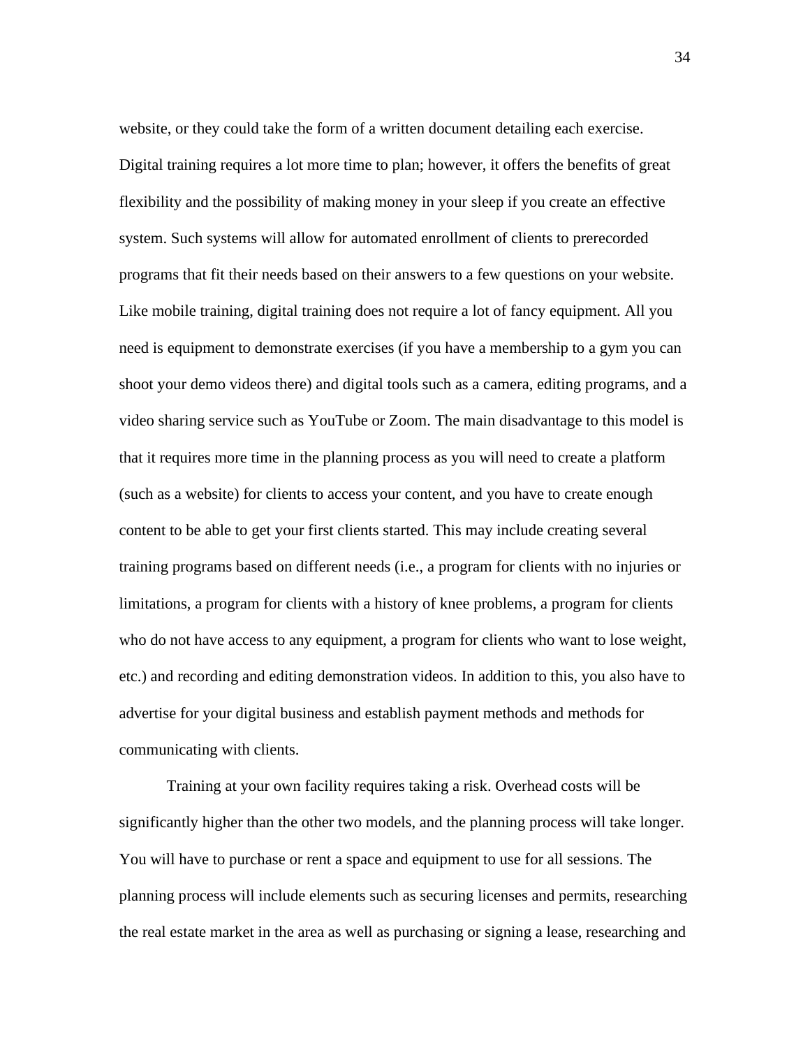website, or they could take the form of a written document detailing each exercise. Digital training requires a lot more time to plan; however, it offers the benefits of great flexibility and the possibility of making money in your sleep if you create an effective system. Such systems will allow for automated enrollment of clients to prerecorded programs that fit their needs based on their answers to a few questions on your website. Like mobile training, digital training does not require a lot of fancy equipment. All you need is equipment to demonstrate exercises (if you have a membership to a gym you can shoot your demo videos there) and digital tools such as a camera, editing programs, and a video sharing service such as YouTube or Zoom. The main disadvantage to this model is that it requires more time in the planning process as you will need to create a platform (such as a website) for clients to access your content, and you have to create enough content to be able to get your first clients started. This may include creating several training programs based on different needs (i.e., a program for clients with no injuries or limitations, a program for clients with a history of knee problems, a program for clients who do not have access to any equipment, a program for clients who want to lose weight, etc.) and recording and editing demonstration videos. In addition to this, you also have to advertise for your digital business and establish payment methods and methods for communicating with clients.

Training at your own facility requires taking a risk. Overhead costs will be significantly higher than the other two models, and the planning process will take longer. You will have to purchase or rent a space and equipment to use for all sessions. The planning process will include elements such as securing licenses and permits, researching the real estate market in the area as well as purchasing or signing a lease, researching and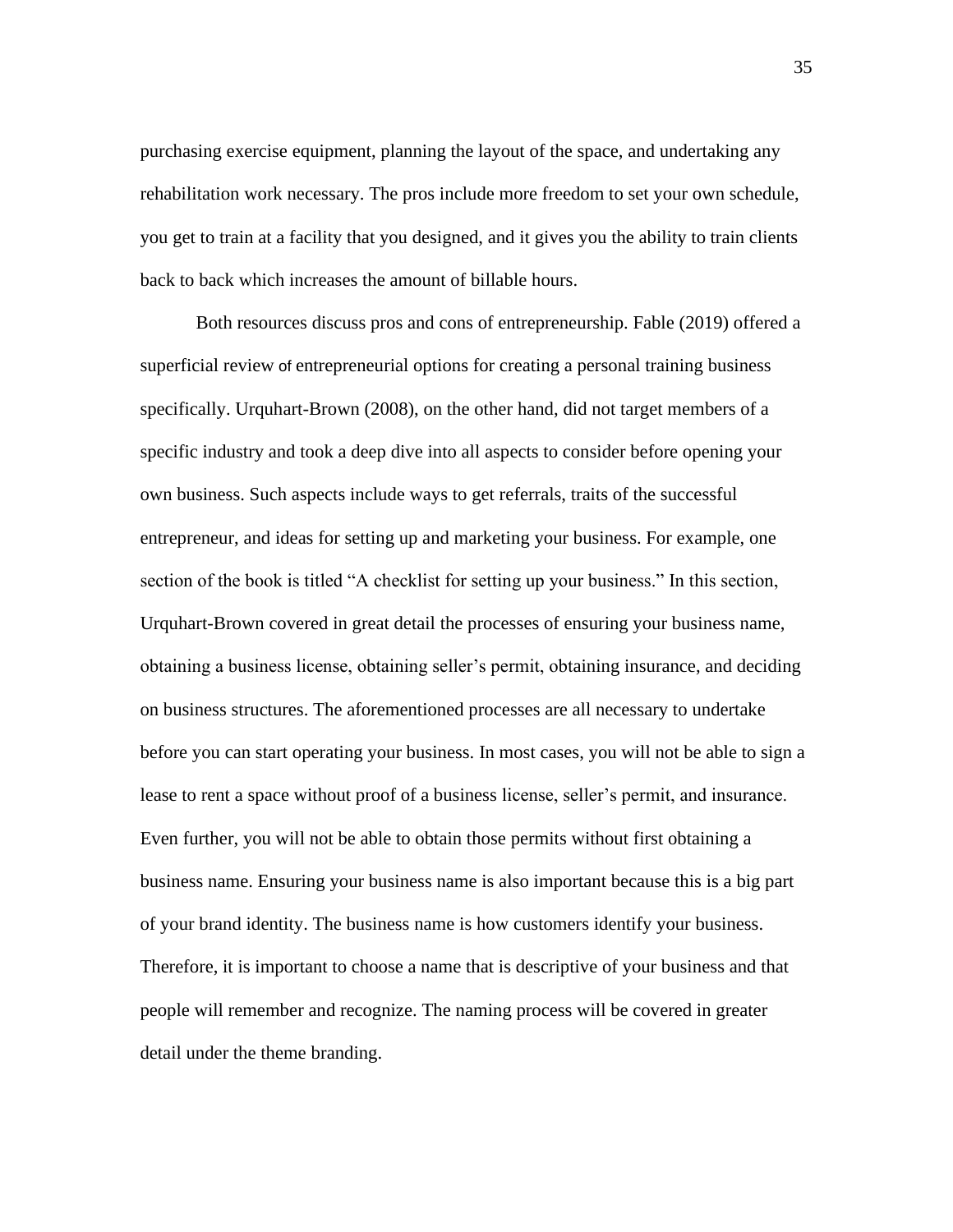purchasing exercise equipment, planning the layout of the space, and undertaking any rehabilitation work necessary. The pros include more freedom to set your own schedule, you get to train at a facility that you designed, and it gives you the ability to train clients back to back which increases the amount of billable hours.

Both resources discuss pros and cons of entrepreneurship. Fable (2019) offered a superficial review of entrepreneurial options for creating a personal training business specifically. Urquhart-Brown (2008), on the other hand, did not target members of a specific industry and took a deep dive into all aspects to consider before opening your own business. Such aspects include ways to get referrals, traits of the successful entrepreneur, and ideas for setting up and marketing your business. For example, one section of the book is titled "A checklist for setting up your business." In this section, Urquhart-Brown covered in great detail the processes of ensuring your business name, obtaining a business license, obtaining seller's permit, obtaining insurance, and deciding on business structures. The aforementioned processes are all necessary to undertake before you can start operating your business. In most cases, you will not be able to sign a lease to rent a space without proof of a business license, seller's permit, and insurance. Even further, you will not be able to obtain those permits without first obtaining a business name. Ensuring your business name is also important because this is a big part of your brand identity. The business name is how customers identify your business. Therefore, it is important to choose a name that is descriptive of your business and that people will remember and recognize. The naming process will be covered in greater detail under the theme branding.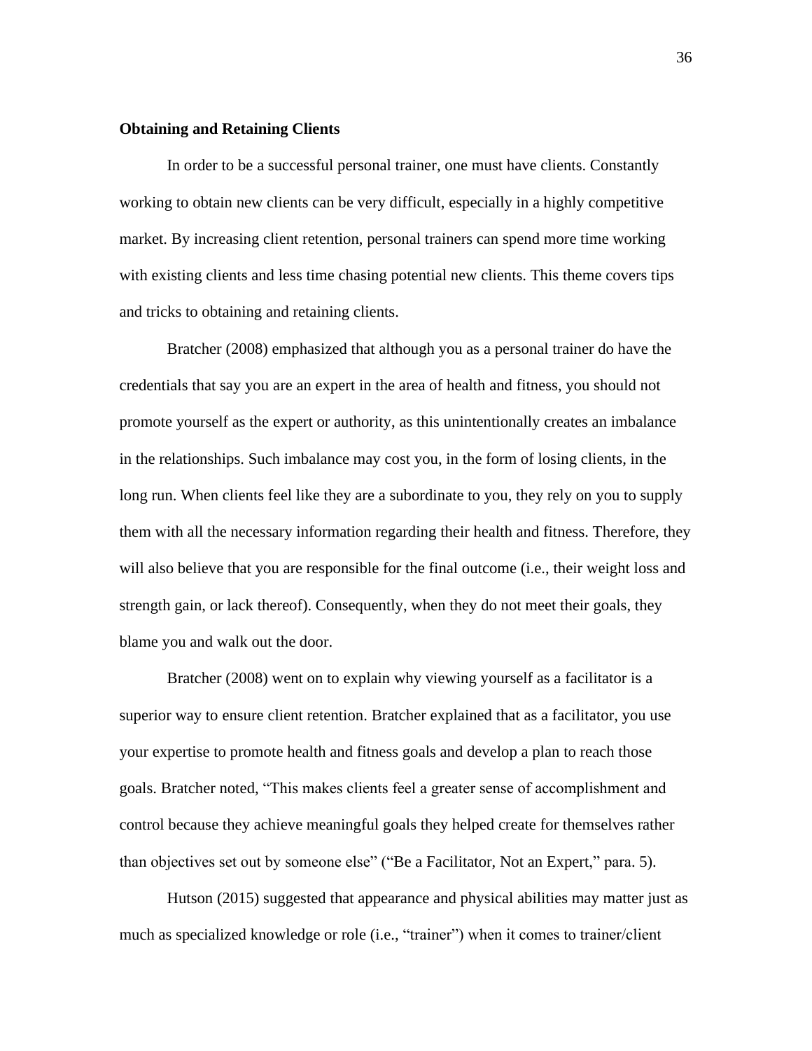**Obtaining and Retaining Clients**

In order to be a successful personal trainer, one must have clients. Constantly working to obtain new clients can be very difficult, especially in a highly competitive market. By increasing client retention, personal trainers can spend more time working with existing clients and less time chasing potential new clients. This theme covers tips and tricks to obtaining and retaining clients.

Bratcher (2008) emphasized that although you as a personal trainer do have the credentials that say you are an expert in the area of health and fitness, you should not promote yourself as the expert or authority, as this unintentionally creates an imbalance in the relationships. Such imbalance may cost you, in the form of losing clients, in the long run. When clients feel like they are a subordinate to you, they rely on you to supply them with all the necessary information regarding their health and fitness. Therefore, they will also believe that you are responsible for the final outcome (i.e., their weight loss and strength gain, or lack thereof). Consequently, when they do not meet their goals, they blame you and walk out the door.

Bratcher (2008) went on to explain why viewing yourself as a facilitator is a superior way to ensure client retention. Bratcher explained that as a facilitator, you use your expertise to promote health and fitness goals and develop a plan to reach those goals. Bratcher noted, "This makes clients feel a greater sense of accomplishment and control because they achieve meaningful goals they helped create for themselves rather than objectives set out by someone else" ("Be a Facilitator, Not an Expert," para. 5).

Hutson (2015) suggested that appearance and physical abilities may matter just as much as specialized knowledge or role (i.e., "trainer") when it comes to trainer/client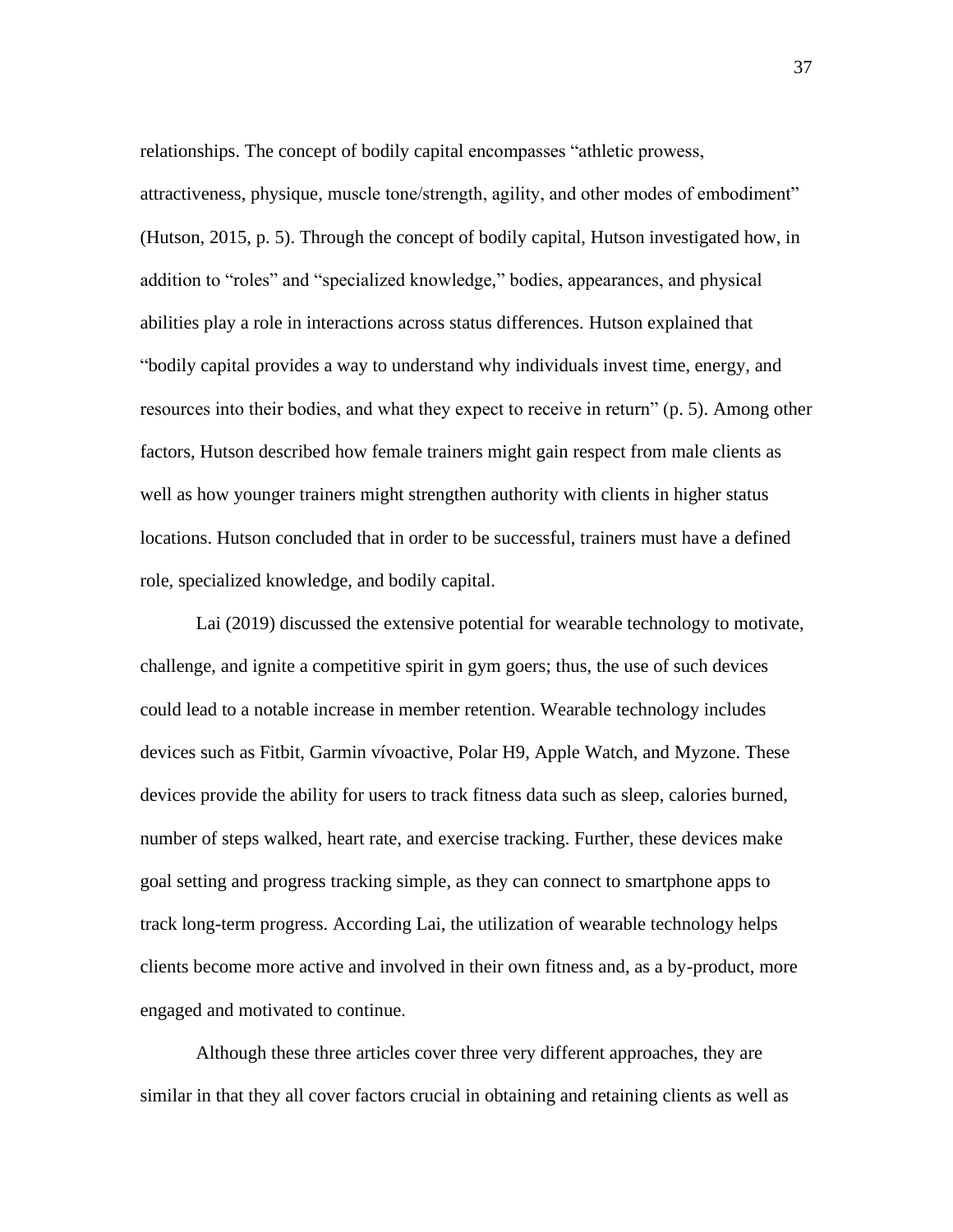relationships. The concept of bodily capital encompasses “athletic prowess, attractiveness, physique, muscle tone/strength, agility, and other modes of embodiment” (Hutson, 2015, p. 5). Through the concept of bodily capital, Hutson investigated how, in addition to “roles” and “specialized knowledge,” bodies, appearances, and physical abilities play a role in interactions across status differences. Hutson explained that “bodily capital provides a way to understand why individuals invest time, energy, and resources into their bodies, and what they expect to receive in return” (p. 5). Among other factors, Hutson described how female trainers might gain respect from male clients as well as how younger trainers might strengthen authority with clients in higher status locations. Hutson concluded that in order to be successful, trainers must have a defined role, specialized knowledge, and bodily capital.

Lai (2019) discussed the extensive potential for wearable technology to motivate, challenge, and ignite a competitive spirit in gym goers; thus, the use of such devices could lead to a notable increase in member retention. Wearable technology includes devices such as Fitbit, Garmin vívoactive, Polar H9, Apple Watch, and Myzone. These devices provide the ability for users to track fitness data such as sleep, calories burned, number of steps walked, heart rate, and exercise tracking. Further, these devices make goal setting and progress tracking simple, as they can connect to smartphone apps to track long-term progress. According Lai, the utilization of wearable technology helps clients become more active and involved in their own fitness and, as a by-product, more engaged and motivated to continue.

Although these three articles cover three very different approaches, they are similar in that they all cover factors crucial in obtaining and retaining clients as well as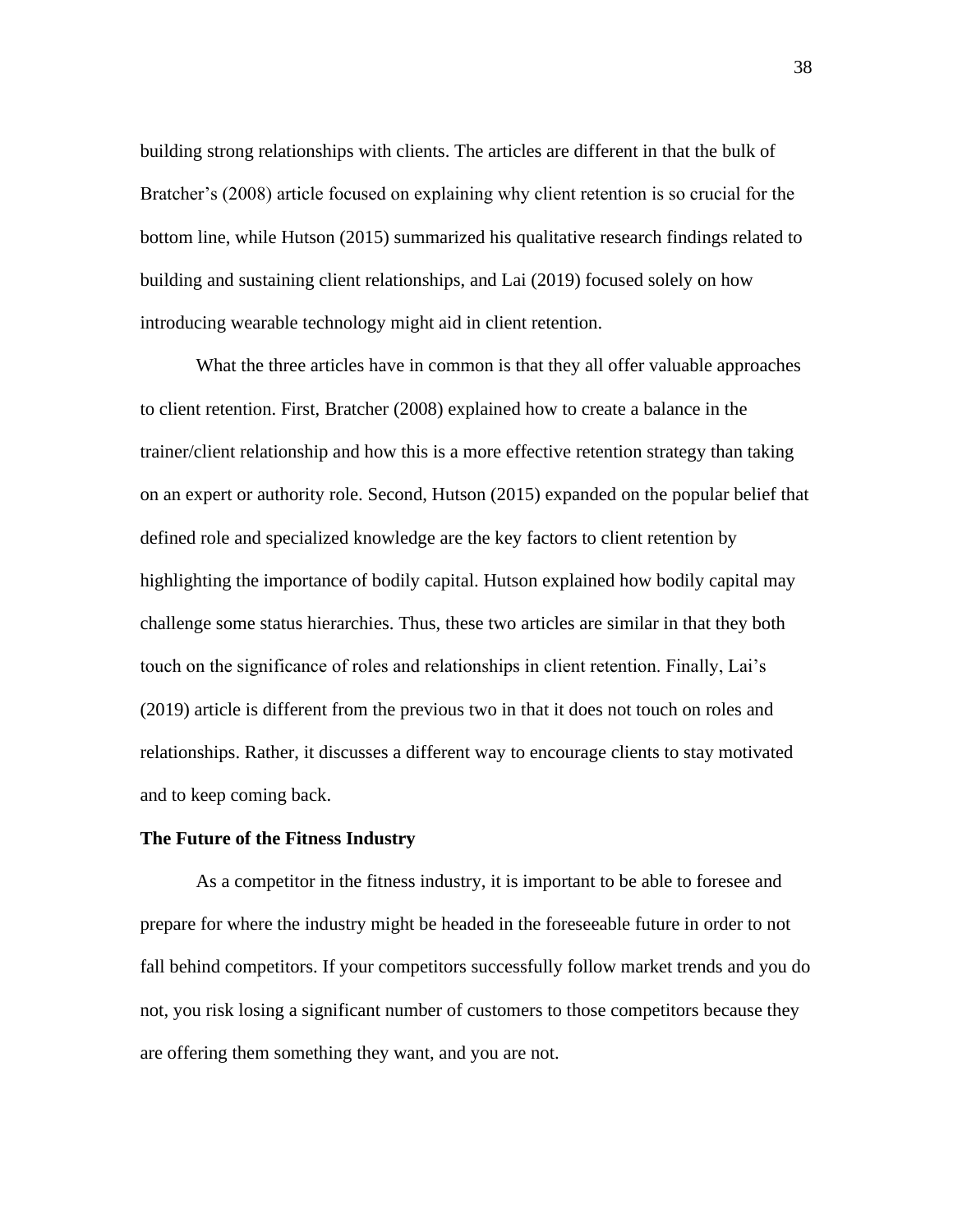building strong relationships with clients. The articles are different in that the bulk of Bratcher's (2008) article focused on explaining why client retention is so crucial for the bottom line, while Hutson (2015) summarized his qualitative research findings related to building and sustaining client relationships, and Lai (2019) focused solely on how introducing wearable technology might aid in client retention.

What the three articles have in common is that they all offer valuable approaches to client retention. First, Bratcher (2008) explained how to create a balance in the trainer/client relationship and how this is a more effective retention strategy than taking on an expert or authority role. Second, Hutson (2015) expanded on the popular belief that defined role and specialized knowledge are the key factors to client retention by highlighting the importance of bodily capital. Hutson explained how bodily capital may challenge some status hierarchies. Thus, these two articles are similar in that they both touch on the significance of roles and relationships in client retention. Finally, Lai's (2019) article is different from the previous two in that it does not touch on roles and relationships. Rather, it discusses a different way to encourage clients to stay motivated and to keep coming back.

**The Future of the Fitness Industry**

As a competitor in the fitness industry, it is important to be able to foresee and prepare for where the industry might be headed in the foreseeable future in order to not fall behind competitors. If your competitors successfully follow market trends and you do not, you risk losing a significant number of customers to those competitors because they are offering them something they want, and you are not.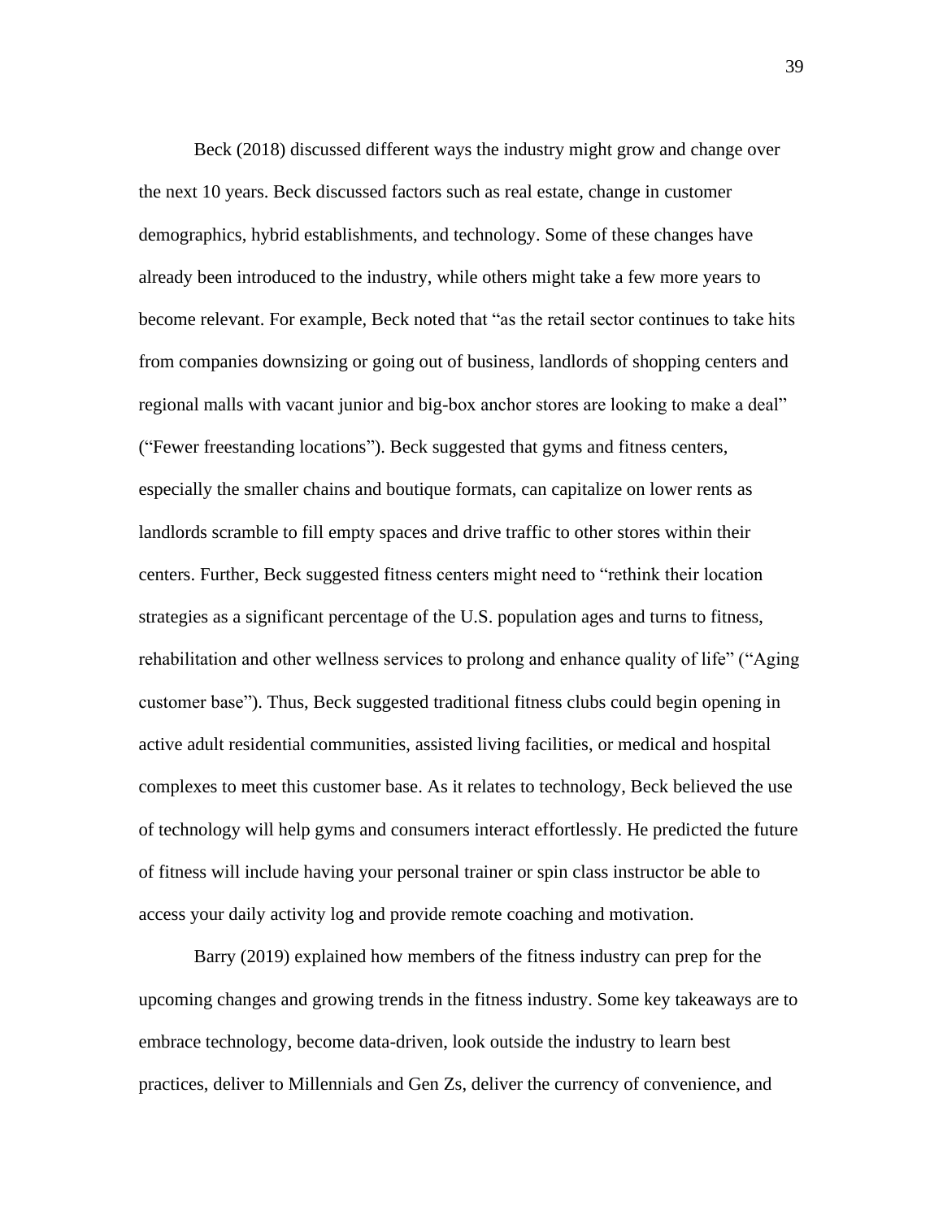Beck (2018) discussed different ways the industry might grow and change over the next 10 years. Beck discussed factors such as real estate, change in customer demographics, hybrid establishments, and technology. Some of these changes have already been introduced to the industry, while others might take a few more years to become relevant. For example, Beck noted that "as the retail sector continues to take hits from companies downsizing or going out of business, landlords of shopping centers and regional malls with vacant junior and big-box anchor stores are looking to make a deal" ("Fewer freestanding locations"). Beck suggested that gyms and fitness centers, especially the smaller chains and boutique formats, can capitalize on lower rents as landlords scramble to fill empty spaces and drive traffic to other stores within their centers. Further, Beck suggested fitness centers might need to "rethink their location strategies as a significant percentage of the U.S. population ages and turns to fitness, rehabilitation and other wellness services to prolong and enhance quality of life" ("Aging customer base"). Thus, Beck suggested traditional fitness clubs could begin opening in active adult residential communities, assisted living facilities, or medical and hospital complexes to meet this customer base. As it relates to technology, Beck believed the use of technology will help gyms and consumers interact effortlessly. He predicted the future of fitness will include having your personal trainer or spin class instructor be able to access your daily activity log and provide remote coaching and motivation.

Barry (2019) explained how members of the fitness industry can prep for the upcoming changes and growing trends in the fitness industry. Some key takeaways are to embrace technology, become data-driven, look outside the industry to learn best practices, deliver to Millennials and Gen Zs, deliver the currency of convenience, and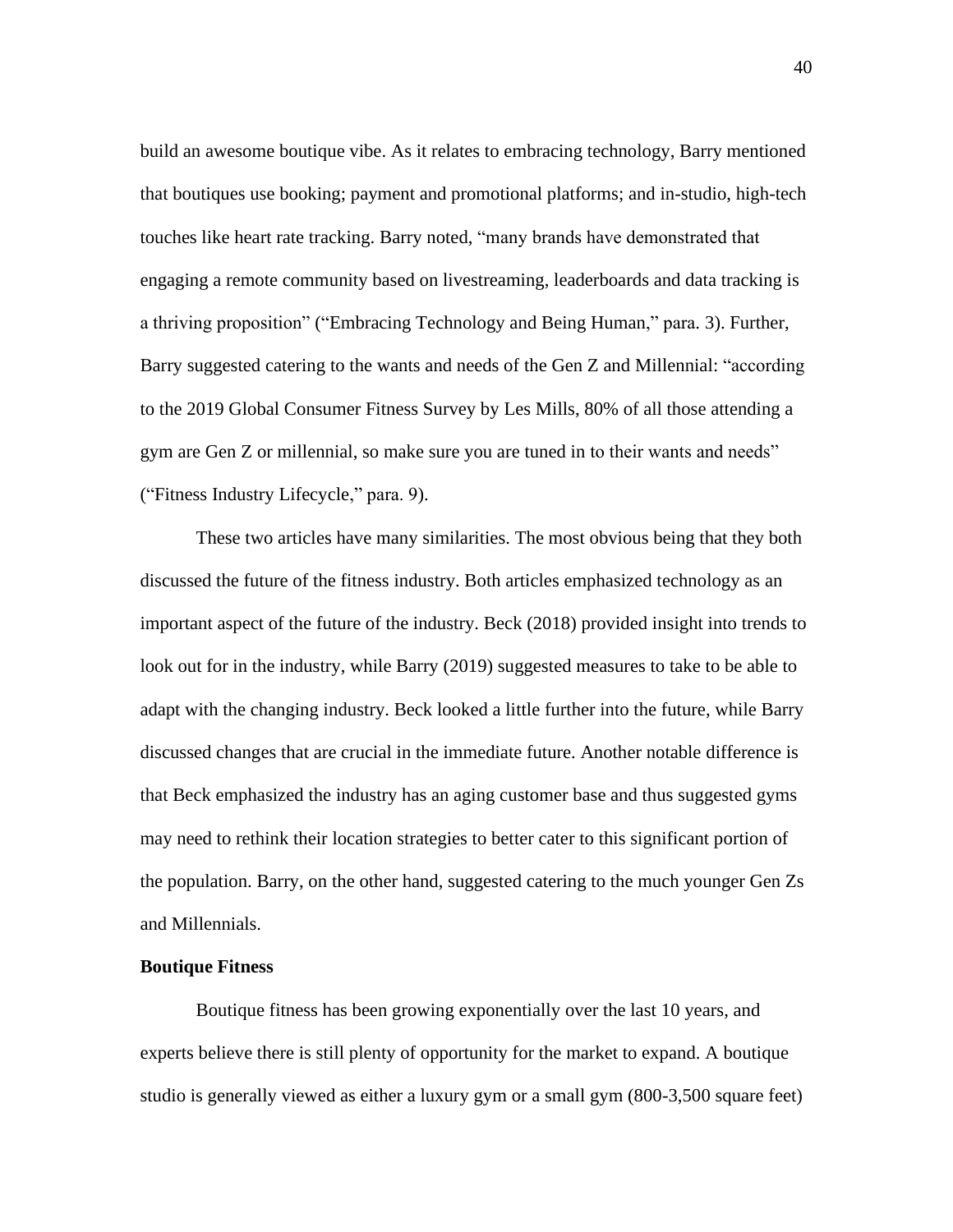build an awesome boutique vibe. As it relates to embracing technology, Barry mentioned that boutiques use booking; payment and promotional platforms; and in-studio, high-tech touches like heart rate tracking. Barry noted, “many brands have demonstrated that engaging a remote community based on livestreaming, leaderboards and data tracking is a thriving proposition” (“Embracing Technology and Being Human,” para. 3). Further, Barry suggested catering to the wants and needs of the Gen Z and Millennial: “according to the 2019 Global Consumer Fitness Survey by Les Mills, 80% of all those attending a gym are Gen Z or millennial, so make sure you are tuned in to their wants and needs” (“Fitness Industry Lifecycle,” para. 9).

These two articles have many similarities. The most obvious being that they both discussed the future of the fitness industry. Both articles emphasized technology as an important aspect of the future of the industry. Beck (2018) provided insight into trends to look out for in the industry, while Barry (2019) suggested measures to take to be able to adapt with the changing industry. Beck looked a little further into the future, while Barry discussed changes that are crucial in the immediate future. Another notable difference is that Beck emphasized the industry has an aging customer base and thus suggested gyms may need to rethink their location strategies to better cater to this significant portion of the population. Barry, on the other hand, suggested catering to the much younger Gen Zs and Millennials.

**Boutique Fitness**

Boutique fitness has been growing exponentially over the last 10 years, and experts believe there is still plenty of opportunity for the market to expand. A boutique studio is generally viewed as either a luxury gym or a small gym (800-3,500 square feet)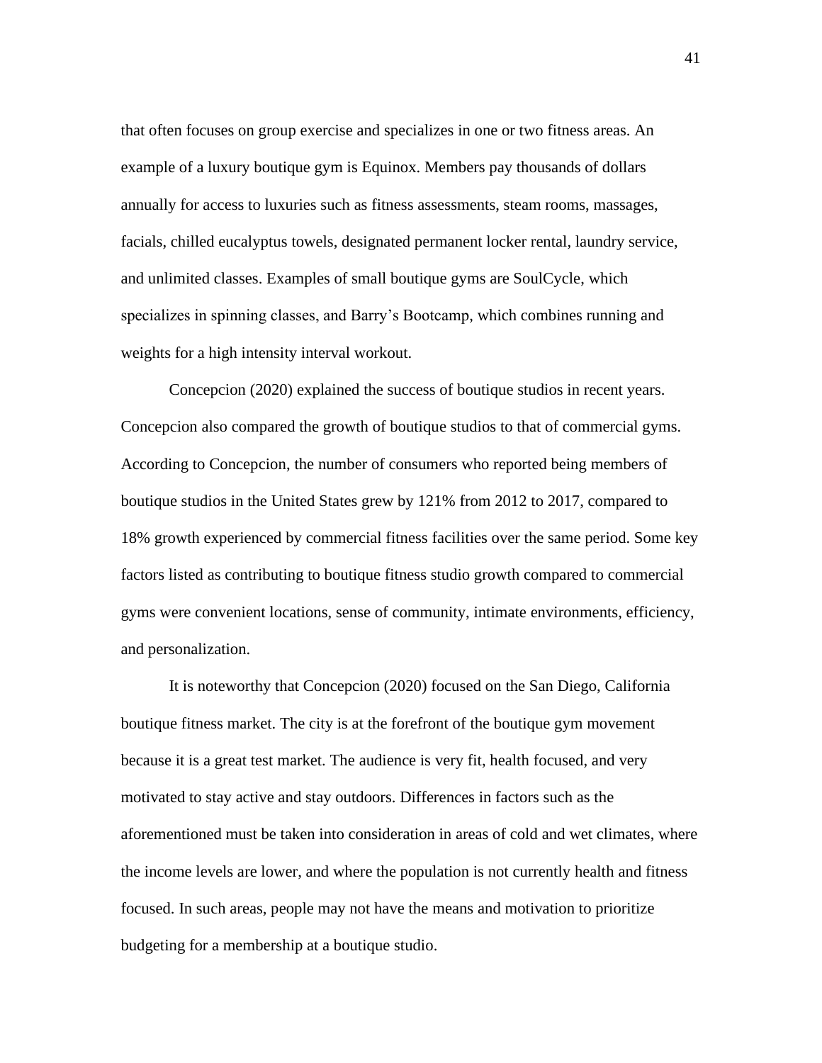that often focuses on group exercise and specializes in one or two fitness areas. An example of a luxury boutique gym is Equinox. Members pay thousands of dollars annually for access to luxuries such as fitness assessments, steam rooms, massages, facials, chilled eucalyptus towels, designated permanent locker rental, laundry service, and unlimited classes. Examples of small boutique gyms are SoulCycle, which specializes in spinning classes, and Barry's Bootcamp, which combines running and weights for a high intensity interval workout.

Concepcion (2020) explained the success of boutique studios in recent years. Concepcion also compared the growth of boutique studios to that of commercial gyms. According to Concepcion, the number of consumers who reported being members of boutique studios in the United States grew by 121% from 2012 to 2017, compared to 18% growth experienced by commercial fitness facilities over the same period. Some key factors listed as contributing to boutique fitness studio growth compared to commercial gyms were convenient locations, sense of community, intimate environments, efficiency, and personalization.

It is noteworthy that Concepcion (2020) focused on the San Diego, California boutique fitness market. The city is at the forefront of the boutique gym movement because it is a great test market. The audience is very fit, health focused, and very motivated to stay active and stay outdoors. Differences in factors such as the aforementioned must be taken into consideration in areas of cold and wet climates, where the income levels are lower, and where the population is not currently health and fitness focused. In such areas, people may not have the means and motivation to prioritize budgeting for a membership at a boutique studio.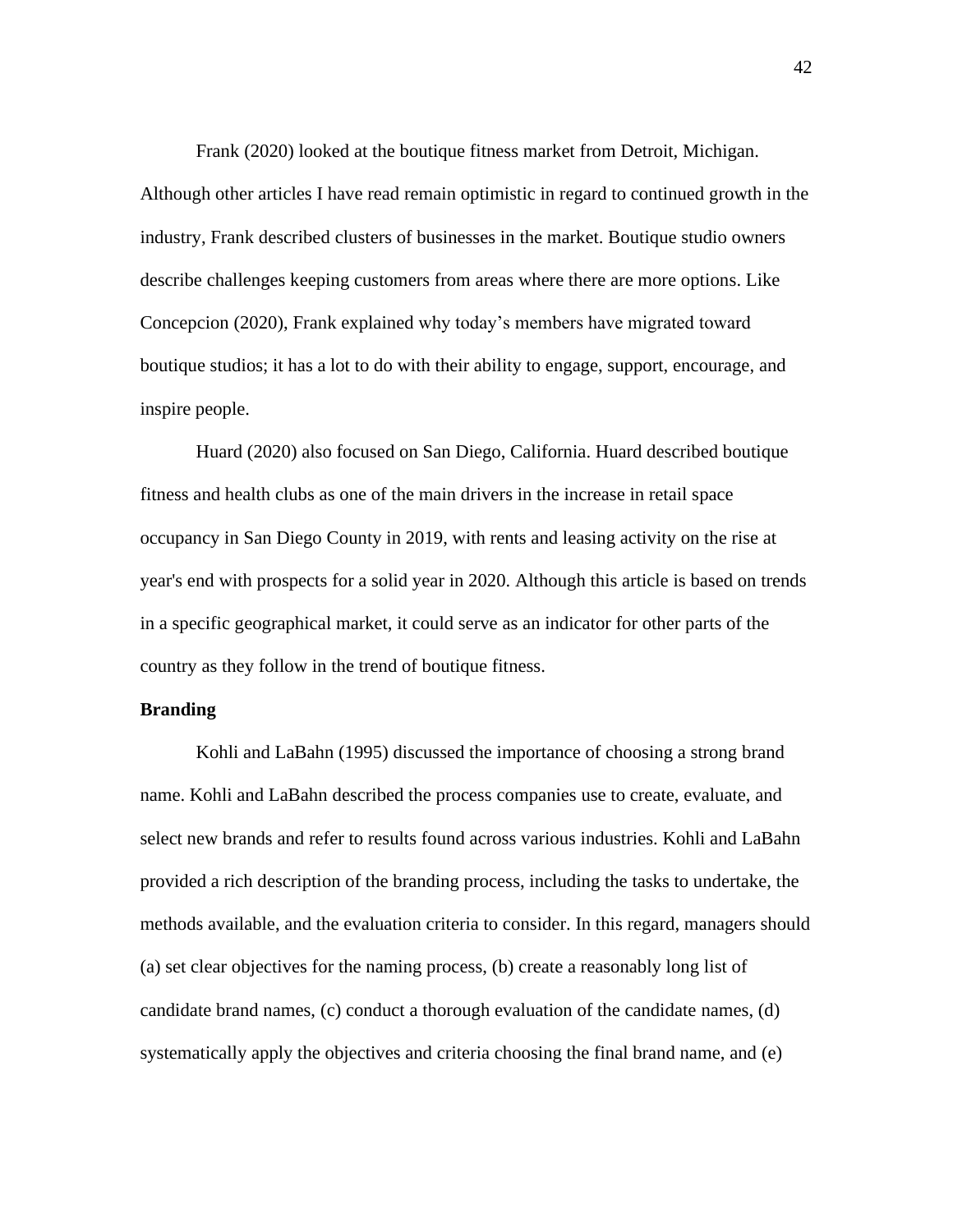Frank (2020) looked at the boutique fitness market from Detroit, Michigan. Although other articles I have read remain optimistic in regard to continued growth in the industry, Frank described clusters of businesses in the market. Boutique studio owners describe challenges keeping customers from areas where there are more options. Like Concepcion (2020), Frank explained why today's members have migrated toward boutique studios; it has a lot to do with their ability to engage, support, encourage, and inspire people.

Huard (2020) also focused on San Diego, California. Huard described boutique fitness and health clubs as one of the main drivers in the increase in retail space occupancy in San Diego County in 2019, with rents and leasing activity on the rise at year's end with prospects for a solid year in 2020. Although this article is based on trends in a specific geographical market, it could serve as an indicator for other parts of the country as they follow in the trend of boutique fitness.

**Branding**

Kohli and LaBahn (1995) discussed the importance of choosing a strong brand name. Kohli and LaBahn described the process companies use to create, evaluate, and select new brands and refer to results found across various industries. Kohli and LaBahn provided a rich description of the branding process, including the tasks to undertake, the methods available, and the evaluation criteria to consider. In this regard, managers should (a) set clear objectives for the naming process, (b) create a reasonably long list of candidate brand names, (c) conduct a thorough evaluation of the candidate names, (d) systematically apply the objectives and criteria choosing the final brand name, and (e)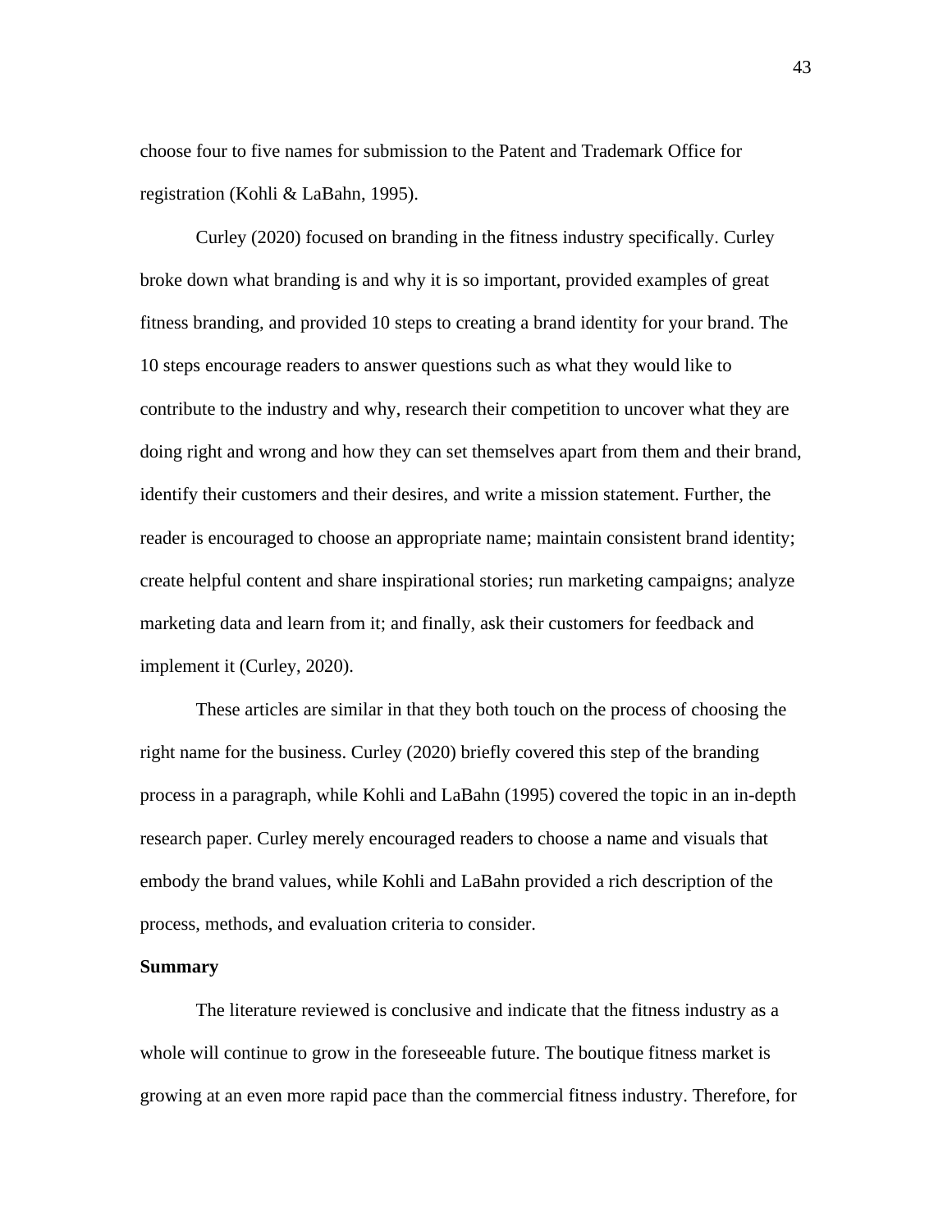choose four to five names for submission to the Patent and Trademark Office for registration (Kohli & LaBahn, 1995).

Curley (2020) focused on branding in the fitness industry specifically. Curley broke down what branding is and why it is so important, provided examples of great fitness branding, and provided 10 steps to creating a brand identity for your brand. The 10 steps encourage readers to answer questions such as what they would like to contribute to the industry and why, research their competition to uncover what they are doing right and wrong and how they can set themselves apart from them and their brand, identify their customers and their desires, and write a mission statement. Further, the reader is encouraged to choose an appropriate name; maintain consistent brand identity; create helpful content and share inspirational stories; run marketing campaigns; analyze marketing data and learn from it; and finally, ask their customers for feedback and implement it (Curley, 2020).

These articles are similar in that they both touch on the process of choosing the right name for the business. Curley (2020) briefly covered this step of the branding process in a paragraph, while Kohli and LaBahn (1995) covered the topic in an in-depth research paper. Curley merely encouraged readers to choose a name and visuals that embody the brand values, while Kohli and LaBahn provided a rich description of the process, methods, and evaluation criteria to consider.

**Summary**

The literature reviewed is conclusive and indicate that the fitness industry as a whole will continue to grow in the foreseeable future. The boutique fitness market is growing at an even more rapid pace than the commercial fitness industry. Therefore, for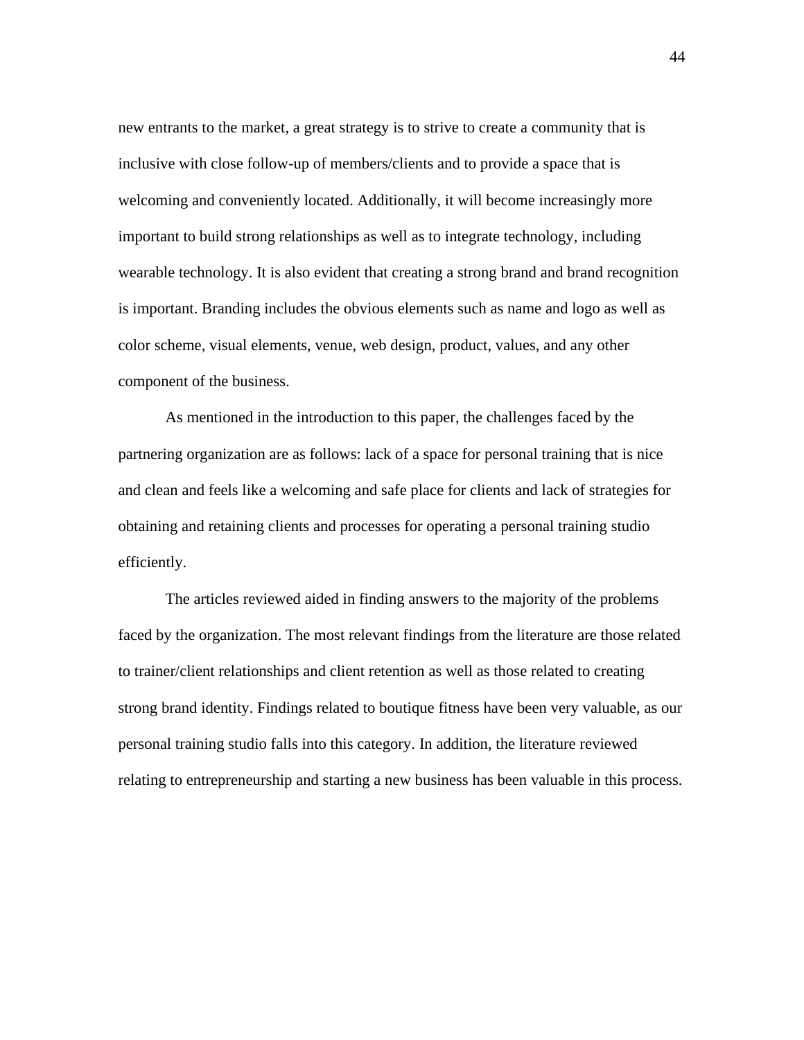new entrants to the market, a great strategy is to strive to create a community that is inclusive with close follow-up of members/clients and to provide a space that is welcoming and conveniently located. Additionally, it will become increasingly more important to build strong relationships as well as to integrate technology, including wearable technology. It is also evident that creating a strong brand and brand recognition is important. Branding includes the obvious elements such as name and logo as well as color scheme, visual elements, venue, web design, product, values, and any other component of the business.

As mentioned in the introduction to this paper, the challenges faced by the partnering organization are as follows: lack of a space for personal training that is nice and clean and feels like a welcoming and safe place for clients and lack of strategies for obtaining and retaining clients and processes for operating a personal training studio efficiently.

The articles reviewed aided in finding answers to the majority of the problems faced by the organization. The most relevant findings from the literature are those related to trainer/client relationships and client retention as well as those related to creating strong brand identity. Findings related to boutique fitness have been very valuable, as our personal training studio falls into this category. In addition, the literature reviewed relating to entrepreneurship and starting a new business has been valuable in this process.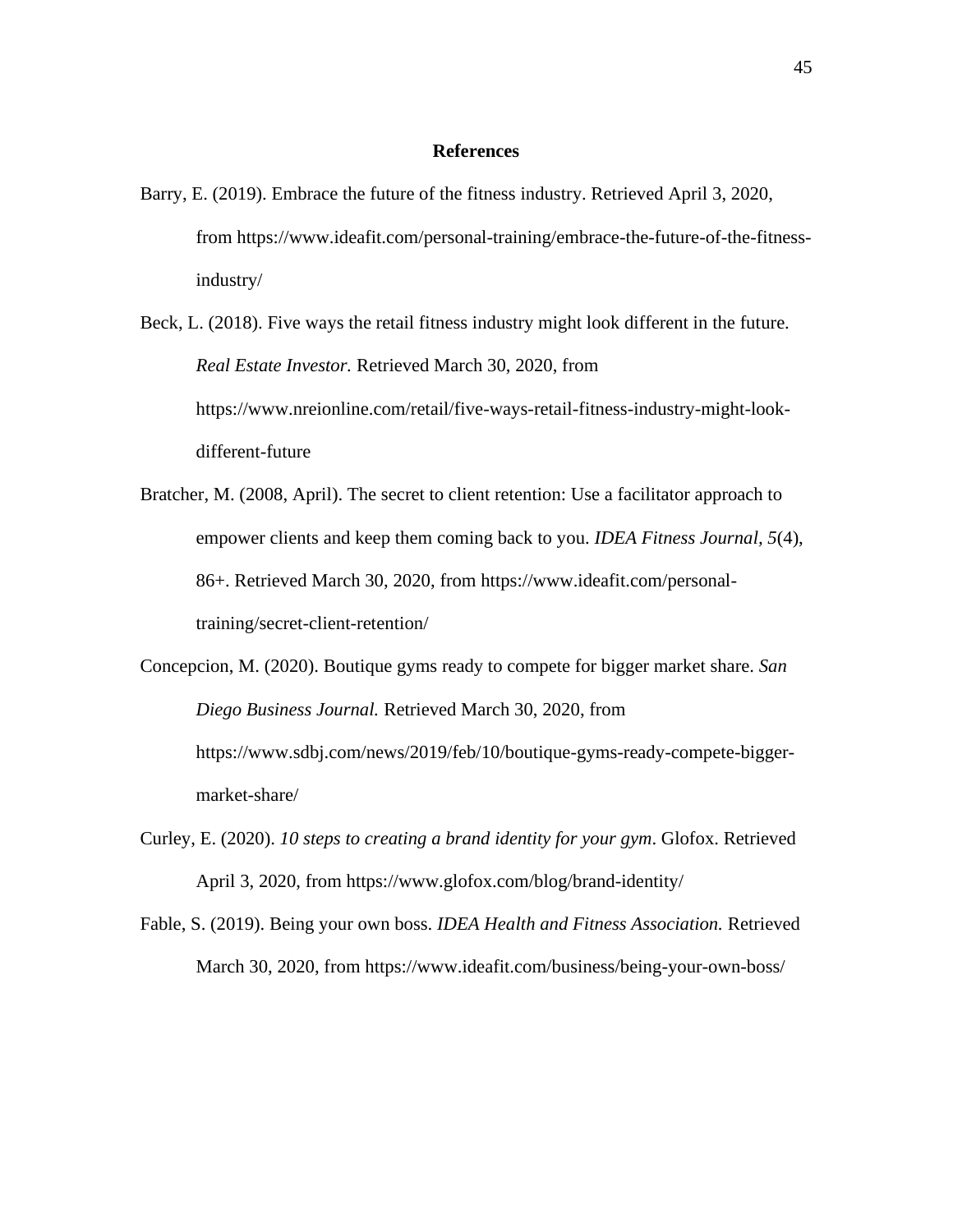# References

Barry, E. (2019). Embrace the future of the fitness industry. Retrieved April 3, 2020, from https://www.ideafit.com/personal-training/embrace-the-future-of-the-fitness-industry/

Beck, L. (2018). Five ways the retail fitness industry might look different in the future. *Real Estate Investor.* Retrieved March 30, 2020, from https://www.nreionline.com/retail/five-ways-retail-fitness-industry-might-look-different-future

Bratcher, M. (2008, April). The secret to client retention: Use a facilitator approach to empower clients and keep them coming back to you. *IDEA Fitness Journal, 5*(4), 86+. Retrieved March 30, 2020, from https://www.ideafit.com/personal-training/secret-client-retention/

Concepcion, M. (2020). Boutique gyms ready to compete for bigger market share. *San Diego Business Journal.* Retrieved March 30, 2020, from https://www.sdbj.com/news/2019/feb/10/boutique-gyms-ready-compete-bigger-market-share/

Curley, E. (2020). *10 steps to creating a brand identity for your gym*. Glofox. Retrieved April 3, 2020, from https://www.glofox.com/blog/brand-identity/

Fable, S. (2019). Being your own boss. *IDEA Health and Fitness Association.* Retrieved March 30, 2020, from https://www.ideafit.com/business/being-your-own-boss/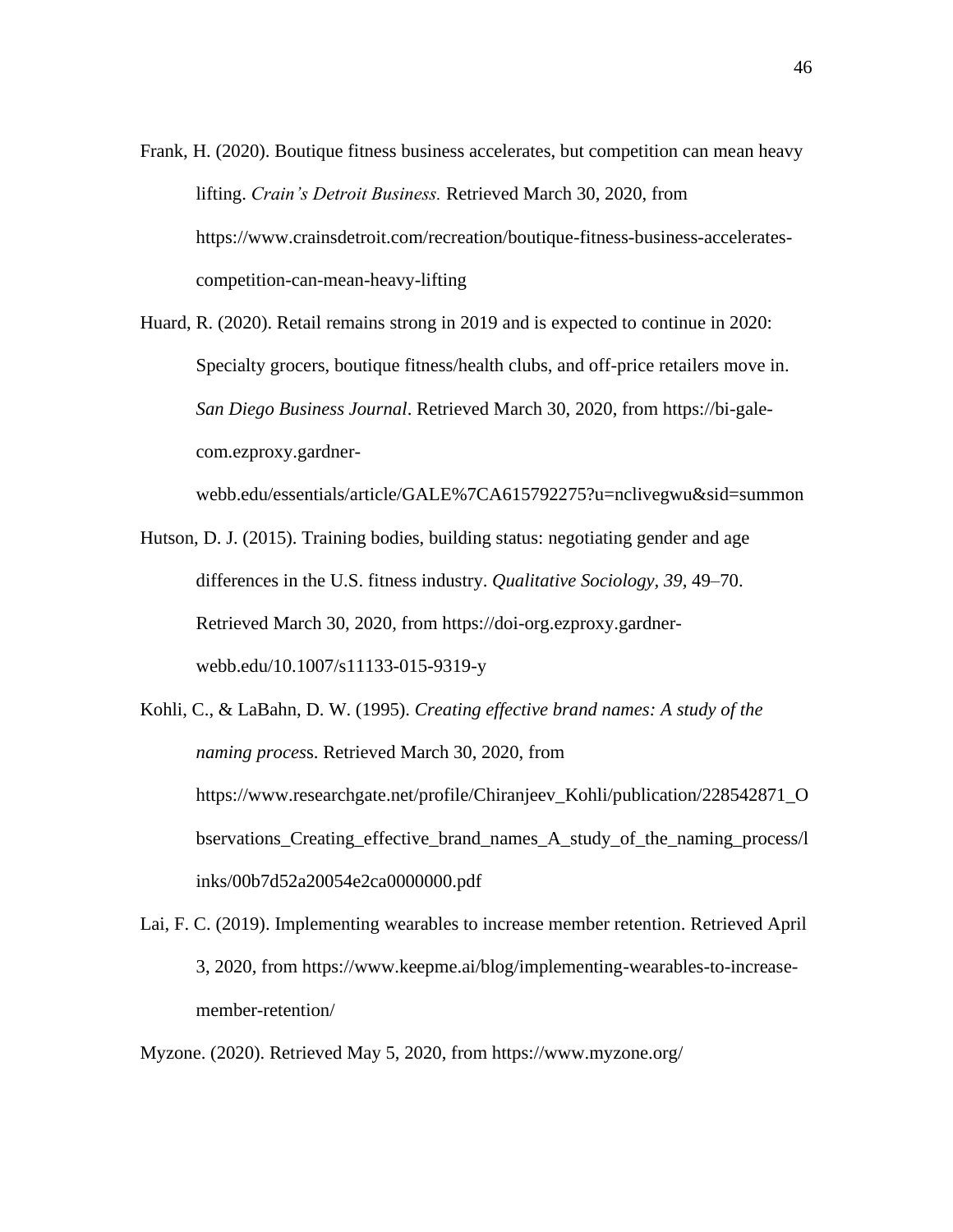Frank, H. (2020). Boutique fitness business accelerates, but competition can mean heavy lifting. *Crain's Detroit Business.* Retrieved March 30, 2020, from https://www.crainsdetroit.com/recreation/boutique-fitness-business-accelerates-competition-can-mean-heavy-lifting

Huard, R. (2020). Retail remains strong in 2019 and is expected to continue in 2020: Specialty grocers, boutique fitness/health clubs, and off-price retailers move in. *San Diego Business Journal*. Retrieved March 30, 2020, from https://bi-gale-com.ezproxy.gardner-webb.edu/essentials/article/GALE%7CA615792275?u=nclivegwu&sid=summon

Hutson, D. J. (2015). Training bodies, building status: negotiating gender and age differences in the U.S. fitness industry. *Qualitative Sociology, 39,* 49–70. Retrieved March 30, 2020, from https://doi-org.ezproxy.gardner-webb.edu/10.1007/s11133-015-9319-y

Kohli, C., & LaBahn, D. W. (1995). *Creating effective brand names: A study of the naming proces*s. Retrieved March 30, 2020, from https://www.researchgate.net/profile/Chiranjeev_Kohli/publication/228542871_Observations_Creating_effective_brand_names_A_study_of_the_naming_process/links/00b7d52a20054e2ca0000000.pdf

Lai, F. C. (2019). Implementing wearables to increase member retention. Retrieved April 3, 2020, from https://www.keepme.ai/blog/implementing-wearables-to-increase-member-retention/

Myzone. (2020). Retrieved May 5, 2020, from https://www.myzone.org/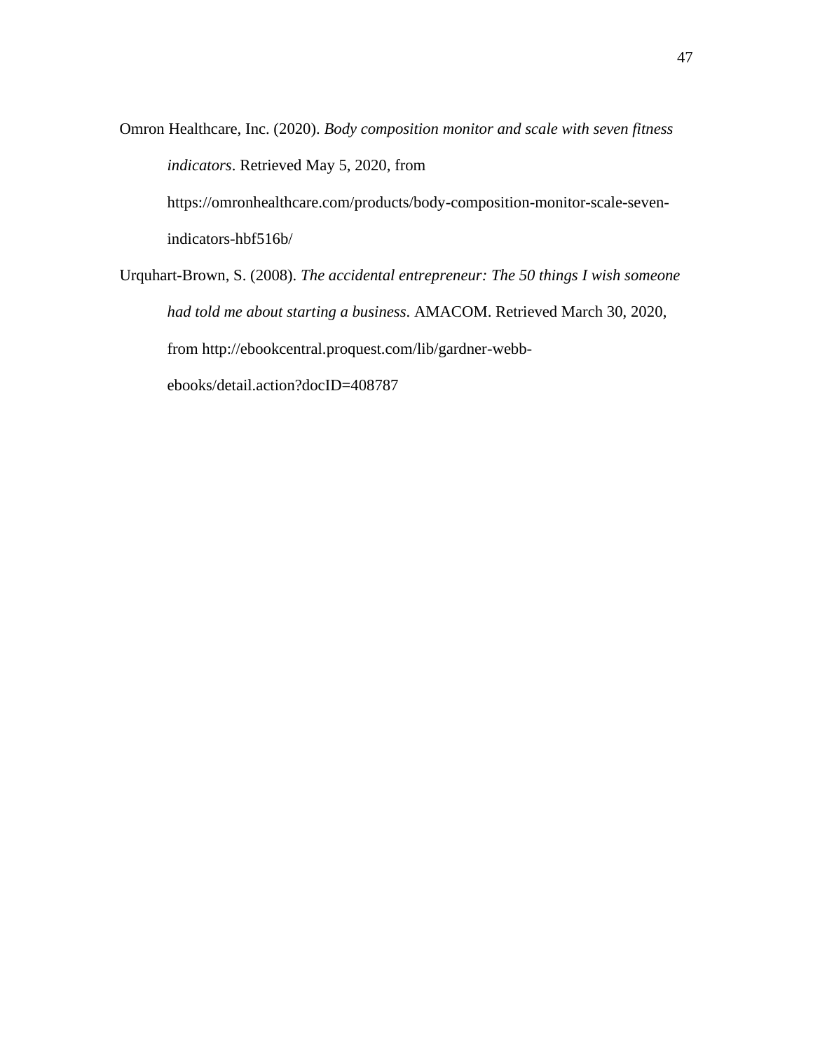Omron Healthcare, Inc. (2020). *Body composition monitor and scale with seven fitness indicators*. Retrieved May 5, 2020, from https://omronhealthcare.com/products/body-composition-monitor-scale-seven-indicators-hbf516b/

Urquhart-Brown, S. (2008). *The accidental entrepreneur: The 50 things I wish someone had told me about starting a business*. AMACOM. Retrieved March 30, 2020, from http://ebookcentral.proquest.com/lib/gardner-webb-ebooks/detail.action?docID=408787